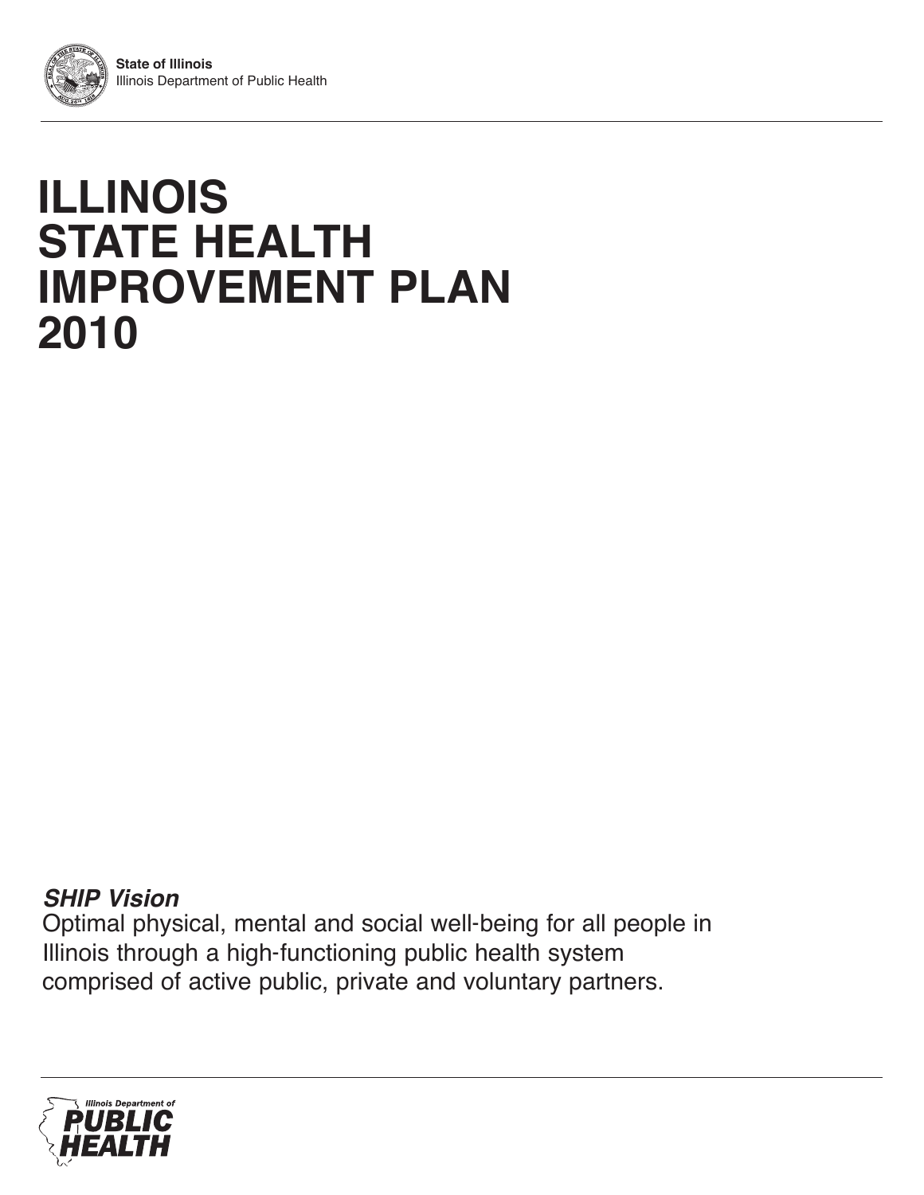**State of Illinois**
Illinois Department of Public Health

# ILLINOIS STATE HEALTH IMPROVEMENT PLAN 2010

***SHIP Vision***

Optimal physical, mental and social well-being for all people in Illinois through a high-functioning public health system comprised of active public, private and voluntary partners.

Illinois Department of PUBLIC HEALTH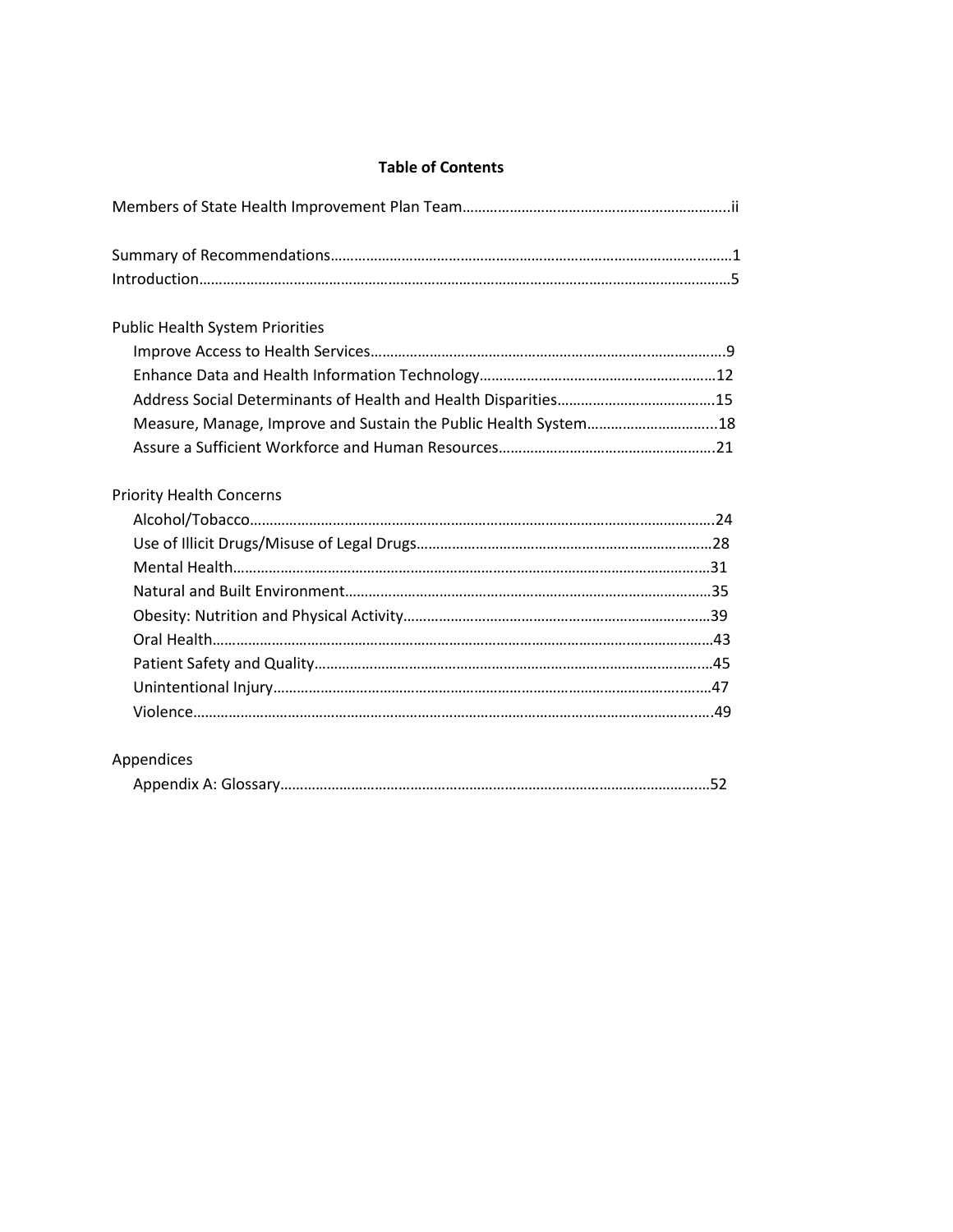# Table of Contents

Members of State Health Improvement Plan Team……………………………………………………………ii

Summary of Recommendations………………………………………………………………………………………1

Introduction……………………………………………………………………………………………………………………5

Public Health System Priorities

- Improve Access to Health Services…………………………………………………………………………9
- Enhance Data and Health Information Technology…………………………………………………12
- Address Social Determinants of Health and Health Disparities…………………………………15
- Measure, Manage, Improve and Sustain the Public Health System…………………………...18
- Assure a Sufficient Workforce and Human Resources…………………………………………….21

Priority Health Concerns

- Alcohol/Tobacco………………………………………………………………………………………………..24
- Use of Illicit Drugs/Misuse of Legal Drugs……………………………………………………………28
- Mental Health……………………………………………………………………………………………………31
- Natural and Built Environment……………………………………………………………………………35
- Obesity: Nutrition and Physical Activity………………………………………………………………39
- Oral Health………………………………………………………………………………………………………43
- Patient Safety and Quality…………………………………………………………………………………45
- Unintentional Injury…………………………………………………………………………………………47
- Violence…………………………………………………………………………………………………………..49

Appendices

- Appendix A: Glossary…………………………………………………………………………………………52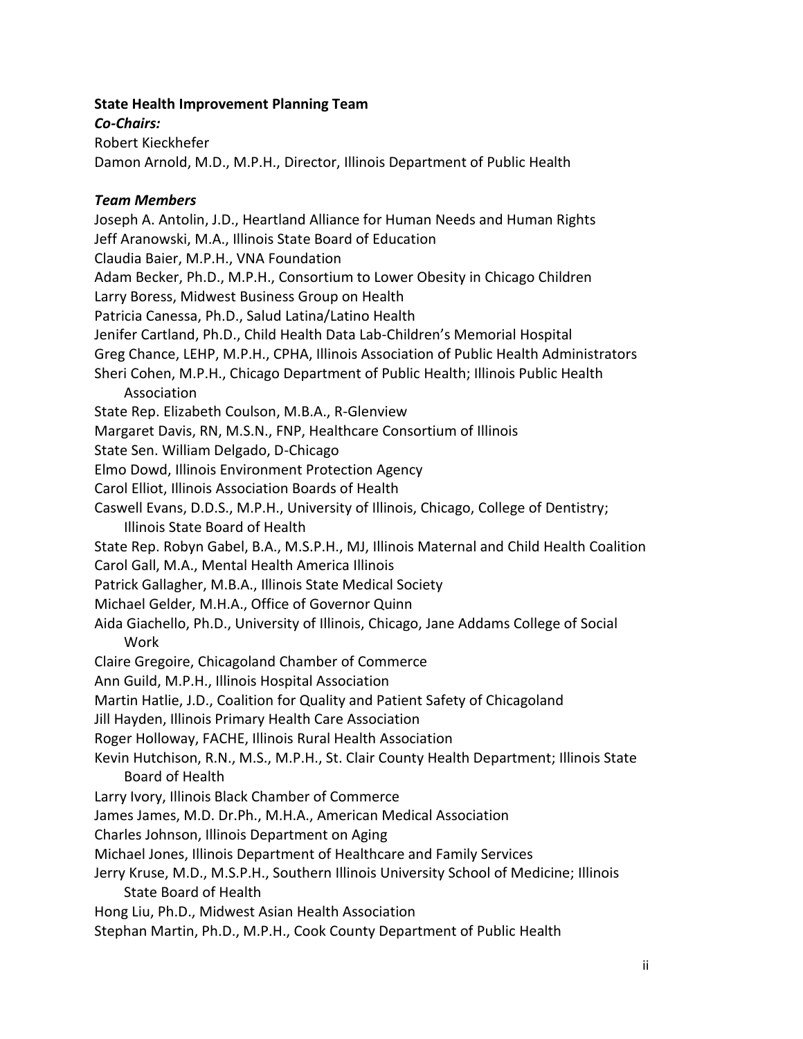**State Health Improvement Planning Team**

***Co-Chairs:***

Robert Kieckhefer

Damon Arnold, M.D., M.P.H., Director, Illinois Department of Public Health

***Team Members***

Joseph A. Antolin, J.D., Heartland Alliance for Human Needs and Human Rights

Jeff Aranowski, M.A., Illinois State Board of Education

Claudia Baier, M.P.H., VNA Foundation

Adam Becker, Ph.D., M.P.H., Consortium to Lower Obesity in Chicago Children

Larry Boress, Midwest Business Group on Health

Patricia Canessa, Ph.D., Salud Latina/Latino Health

Jenifer Cartland, Ph.D., Child Health Data Lab-Children's Memorial Hospital

Greg Chance, LEHP, M.P.H., CPHA, Illinois Association of Public Health Administrators

Sheri Cohen, M.P.H., Chicago Department of Public Health; Illinois Public Health Association

State Rep. Elizabeth Coulson, M.B.A., R-Glenview

Margaret Davis, RN, M.S.N., FNP, Healthcare Consortium of Illinois

State Sen. William Delgado, D-Chicago

Elmo Dowd, Illinois Environment Protection Agency

Carol Elliot, Illinois Association Boards of Health

Caswell Evans, D.D.S., M.P.H., University of Illinois, Chicago, College of Dentistry; Illinois State Board of Health

State Rep. Robyn Gabel, B.A., M.S.P.H., MJ, Illinois Maternal and Child Health Coalition

Carol Gall, M.A., Mental Health America Illinois

Patrick Gallagher, M.B.A., Illinois State Medical Society

Michael Gelder, M.H.A., Office of Governor Quinn

Aida Giachello, Ph.D., University of Illinois, Chicago, Jane Addams College of Social Work

Claire Gregoire, Chicagoland Chamber of Commerce

Ann Guild, M.P.H., Illinois Hospital Association

Martin Hatlie, J.D., Coalition for Quality and Patient Safety of Chicagoland

Jill Hayden, Illinois Primary Health Care Association

Roger Holloway, FACHE, Illinois Rural Health Association

Kevin Hutchison, R.N., M.S., M.P.H., St. Clair County Health Department; Illinois State Board of Health

Larry Ivory, Illinois Black Chamber of Commerce

James James, M.D. Dr.Ph., M.H.A., American Medical Association

Charles Johnson, Illinois Department on Aging

Michael Jones, Illinois Department of Healthcare and Family Services

Jerry Kruse, M.D., M.S.P.H., Southern Illinois University School of Medicine; Illinois State Board of Health

Hong Liu, Ph.D., Midwest Asian Health Association

Stephan Martin, Ph.D., M.P.H., Cook County Department of Public Health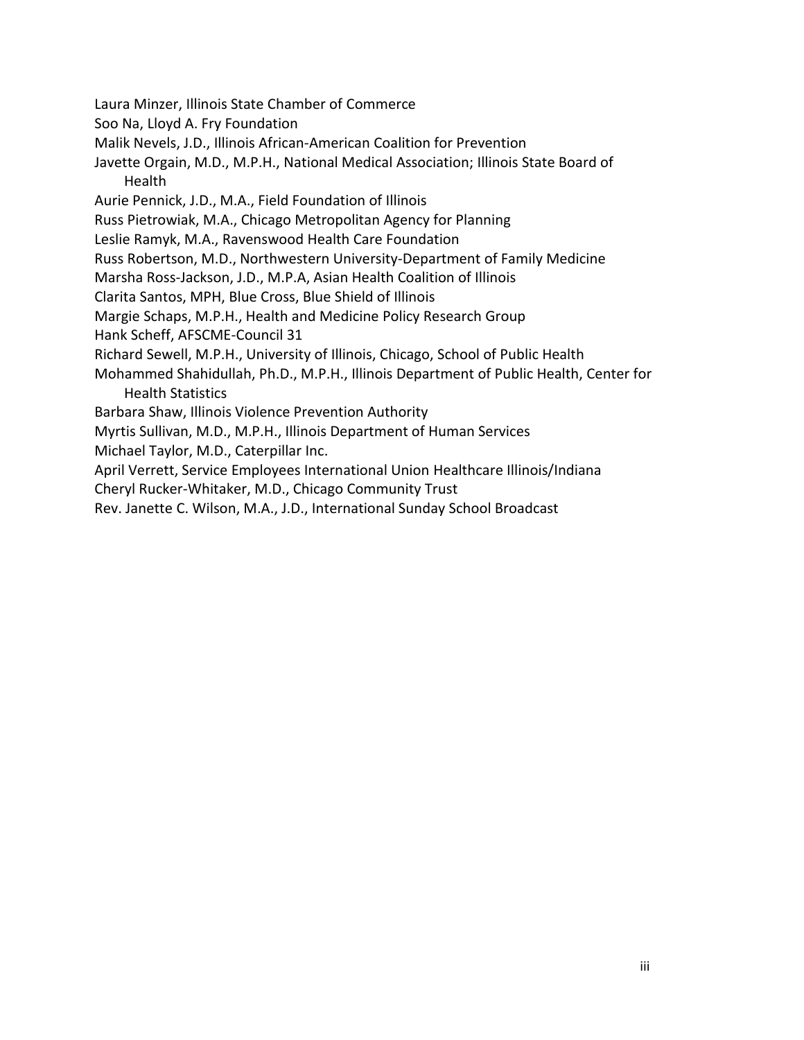Laura Minzer, Illinois State Chamber of Commerce

Soo Na, Lloyd A. Fry Foundation

Malik Nevels, J.D., Illinois African-American Coalition for Prevention

Javette Orgain, M.D., M.P.H., National Medical Association; Illinois State Board of Health

Aurie Pennick, J.D., M.A., Field Foundation of Illinois

Russ Pietrowiak, M.A., Chicago Metropolitan Agency for Planning

Leslie Ramyk, M.A., Ravenswood Health Care Foundation

Russ Robertson, M.D., Northwestern University-Department of Family Medicine

Marsha Ross-Jackson, J.D., M.P.A, Asian Health Coalition of Illinois

Clarita Santos, MPH, Blue Cross, Blue Shield of Illinois

Margie Schaps, M.P.H., Health and Medicine Policy Research Group

Hank Scheff, AFSCME-Council 31

Richard Sewell, M.P.H., University of Illinois, Chicago, School of Public Health

Mohammed Shahidullah, Ph.D., M.P.H., Illinois Department of Public Health, Center for Health Statistics

Barbara Shaw, Illinois Violence Prevention Authority

Myrtis Sullivan, M.D., M.P.H., Illinois Department of Human Services

Michael Taylor, M.D., Caterpillar Inc.

April Verrett, Service Employees International Union Healthcare Illinois/Indiana

Cheryl Rucker-Whitaker, M.D., Chicago Community Trust

Rev. Janette C. Wilson, M.A., J.D., International Sunday School Broadcast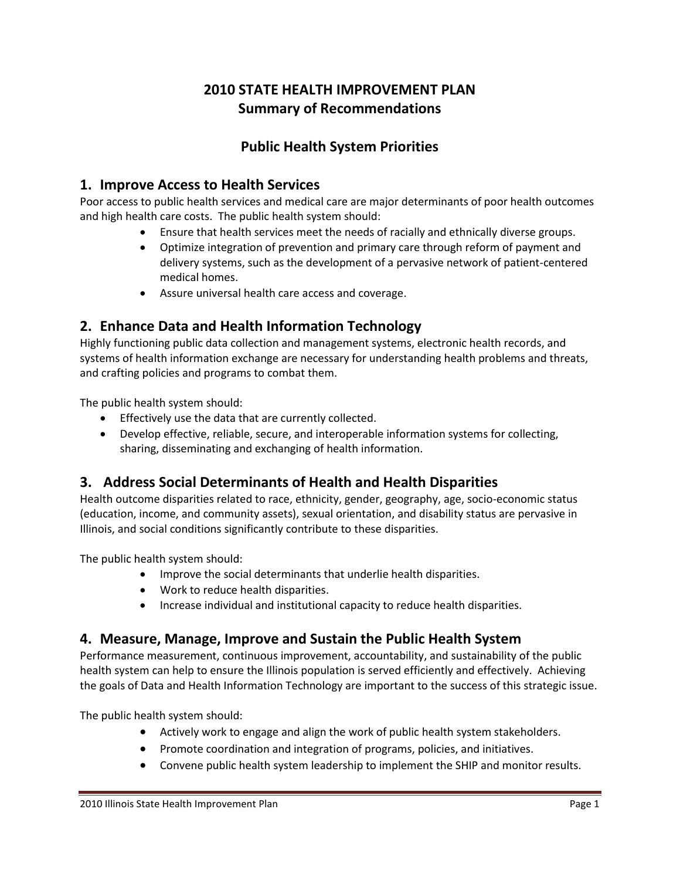# 2010 STATE HEALTH IMPROVEMENT PLAN
# Summary of Recommendations

## Public Health System Priorities

### 1. Improve Access to Health Services

Poor access to public health services and medical care are major determinants of poor health outcomes and high health care costs. The public health system should:

- Ensure that health services meet the needs of racially and ethnically diverse groups.
- Optimize integration of prevention and primary care through reform of payment and delivery systems, such as the development of a pervasive network of patient-centered medical homes.
- Assure universal health care access and coverage.

### 2. Enhance Data and Health Information Technology

Highly functioning public data collection and management systems, electronic health records, and systems of health information exchange are necessary for understanding health problems and threats, and crafting policies and programs to combat them.

The public health system should:

- Effectively use the data that are currently collected.
- Develop effective, reliable, secure, and interoperable information systems for collecting, sharing, disseminating and exchanging of health information.

### 3. Address Social Determinants of Health and Health Disparities

Health outcome disparities related to race, ethnicity, gender, geography, age, socio-economic status (education, income, and community assets), sexual orientation, and disability status are pervasive in Illinois, and social conditions significantly contribute to these disparities.

The public health system should:

- Improve the social determinants that underlie health disparities.
- Work to reduce health disparities.
- Increase individual and institutional capacity to reduce health disparities.

### 4. Measure, Manage, Improve and Sustain the Public Health System

Performance measurement, continuous improvement, accountability, and sustainability of the public health system can help to ensure the Illinois population is served efficiently and effectively. Achieving the goals of Data and Health Information Technology are important to the success of this strategic issue.

The public health system should:

- Actively work to engage and align the work of public health system stakeholders.
- Promote coordination and integration of programs, policies, and initiatives.
- Convene public health system leadership to implement the SHIP and monitor results.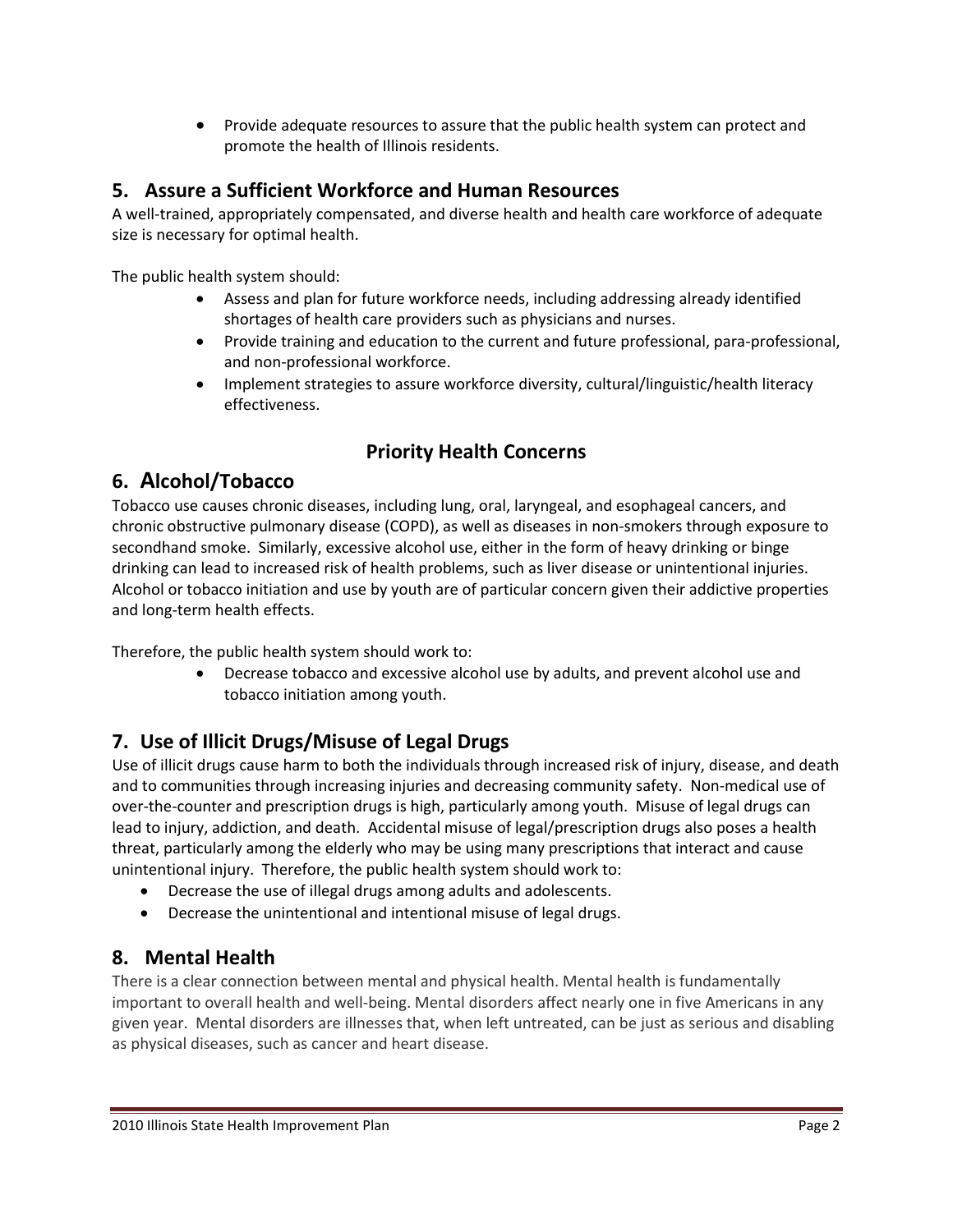- Provide adequate resources to assure that the public health system can protect and promote the health of Illinois residents.

## 5. Assure a Sufficient Workforce and Human Resources

A well-trained, appropriately compensated, and diverse health and health care workforce of adequate size is necessary for optimal health.

The public health system should:

- Assess and plan for future workforce needs, including addressing already identified shortages of health care providers such as physicians and nurses.
- Provide training and education to the current and future professional, para-professional, and non-professional workforce.
- Implement strategies to assure workforce diversity, cultural/linguistic/health literacy effectiveness.

# Priority Health Concerns

## 6. Alcohol/Tobacco

Tobacco use causes chronic diseases, including lung, oral, laryngeal, and esophageal cancers, and chronic obstructive pulmonary disease (COPD), as well as diseases in non-smokers through exposure to secondhand smoke. Similarly, excessive alcohol use, either in the form of heavy drinking or binge drinking can lead to increased risk of health problems, such as liver disease or unintentional injuries. Alcohol or tobacco initiation and use by youth are of particular concern given their addictive properties and long-term health effects.

Therefore, the public health system should work to:

- Decrease tobacco and excessive alcohol use by adults, and prevent alcohol use and tobacco initiation among youth.

## 7. Use of Illicit Drugs/Misuse of Legal Drugs

Use of illicit drugs cause harm to both the individuals through increased risk of injury, disease, and death and to communities through increasing injuries and decreasing community safety. Non-medical use of over-the-counter and prescription drugs is high, particularly among youth. Misuse of legal drugs can lead to injury, addiction, and death. Accidental misuse of legal/prescription drugs also poses a health threat, particularly among the elderly who may be using many prescriptions that interact and cause unintentional injury. Therefore, the public health system should work to:

- Decrease the use of illegal drugs among adults and adolescents.
- Decrease the unintentional and intentional misuse of legal drugs.

## 8. Mental Health

There is a clear connection between mental and physical health. Mental health is fundamentally important to overall health and well-being. Mental disorders affect nearly one in five Americans in any given year. Mental disorders are illnesses that, when left untreated, can be just as serious and disabling as physical diseases, such as cancer and heart disease.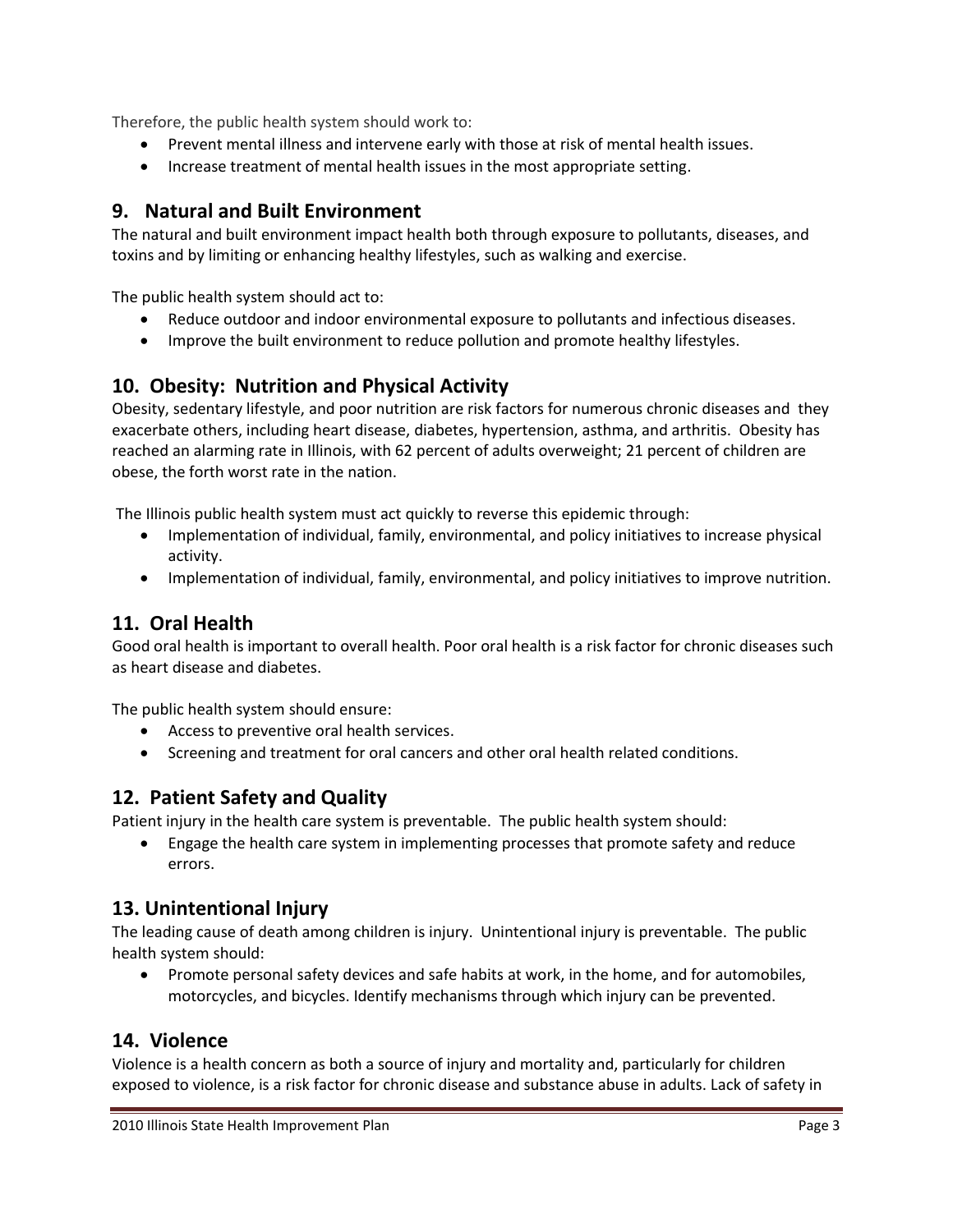Therefore, the public health system should work to:

- Prevent mental illness and intervene early with those at risk of mental health issues.
- Increase treatment of mental health issues in the most appropriate setting.

## 9. Natural and Built Environment

The natural and built environment impact health both through exposure to pollutants, diseases, and toxins and by limiting or enhancing healthy lifestyles, such as walking and exercise.

The public health system should act to:

- Reduce outdoor and indoor environmental exposure to pollutants and infectious diseases.
- Improve the built environment to reduce pollution and promote healthy lifestyles.

## 10. Obesity: Nutrition and Physical Activity

Obesity, sedentary lifestyle, and poor nutrition are risk factors for numerous chronic diseases and they exacerbate others, including heart disease, diabetes, hypertension, asthma, and arthritis. Obesity has reached an alarming rate in Illinois, with 62 percent of adults overweight; 21 percent of children are obese, the forth worst rate in the nation.

The Illinois public health system must act quickly to reverse this epidemic through:

- Implementation of individual, family, environmental, and policy initiatives to increase physical activity.
- Implementation of individual, family, environmental, and policy initiatives to improve nutrition.

## 11. Oral Health

Good oral health is important to overall health. Poor oral health is a risk factor for chronic diseases such as heart disease and diabetes.

The public health system should ensure:

- Access to preventive oral health services.
- Screening and treatment for oral cancers and other oral health related conditions.

## 12. Patient Safety and Quality

Patient injury in the health care system is preventable. The public health system should:

- Engage the health care system in implementing processes that promote safety and reduce errors.

## 13. Unintentional Injury

The leading cause of death among children is injury. Unintentional injury is preventable. The public health system should:

- Promote personal safety devices and safe habits at work, in the home, and for automobiles, motorcycles, and bicycles. Identify mechanisms through which injury can be prevented.

## 14. Violence

Violence is a health concern as both a source of injury and mortality and, particularly for children exposed to violence, is a risk factor for chronic disease and substance abuse in adults. Lack of safety in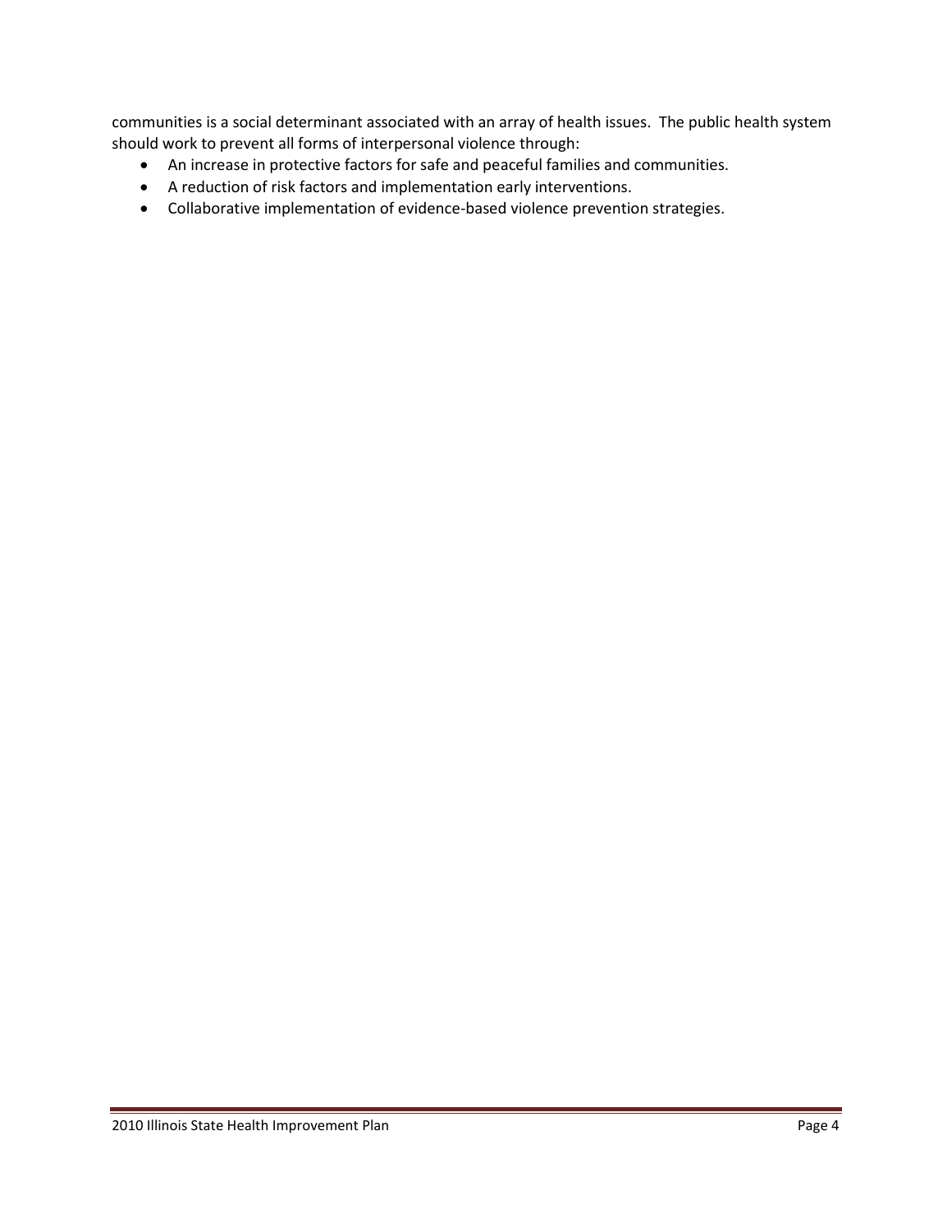communities is a social determinant associated with an array of health issues. The public health system should work to prevent all forms of interpersonal violence through:

- An increase in protective factors for safe and peaceful families and communities.
- A reduction of risk factors and implementation early interventions.
- Collaborative implementation of evidence-based violence prevention strategies.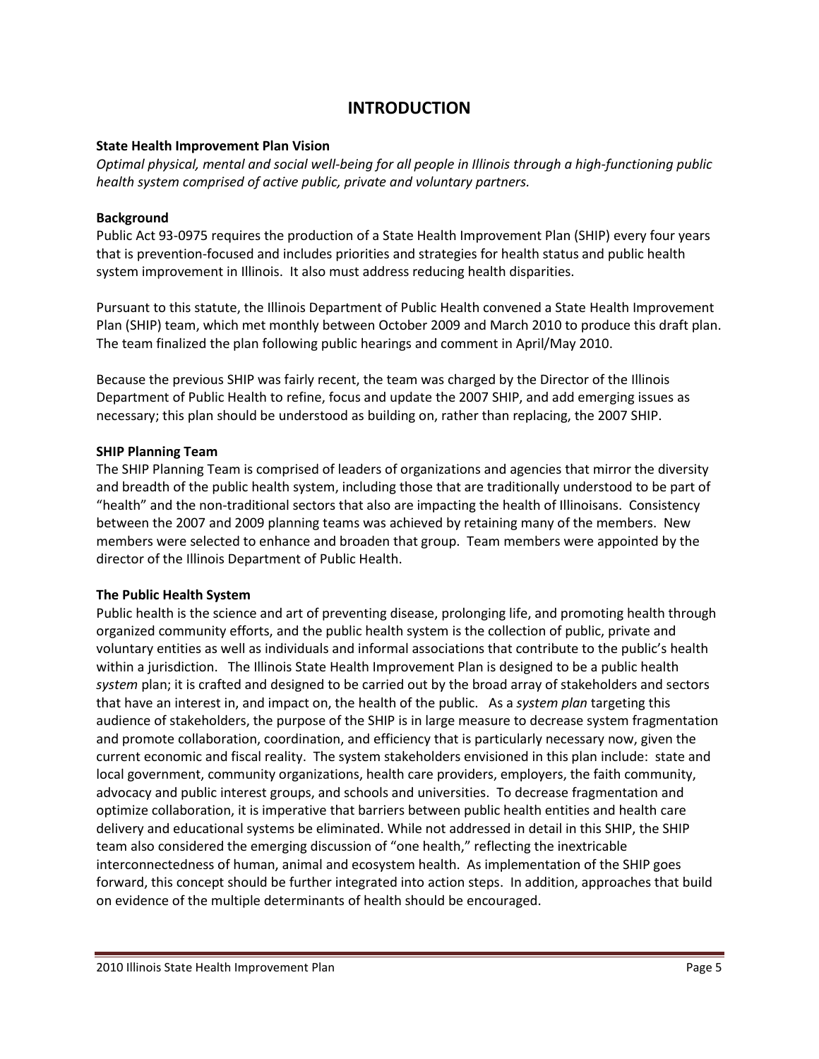# INTRODUCTION

**State Health Improvement Plan Vision**

*Optimal physical, mental and social well-being for all people in Illinois through a high-functioning public health system comprised of active public, private and voluntary partners.*

**Background**

Public Act 93-0975 requires the production of a State Health Improvement Plan (SHIP) every four years that is prevention-focused and includes priorities and strategies for health status and public health system improvement in Illinois. It also must address reducing health disparities.

Pursuant to this statute, the Illinois Department of Public Health convened a State Health Improvement Plan (SHIP) team, which met monthly between October 2009 and March 2010 to produce this draft plan. The team finalized the plan following public hearings and comment in April/May 2010.

Because the previous SHIP was fairly recent, the team was charged by the Director of the Illinois Department of Public Health to refine, focus and update the 2007 SHIP, and add emerging issues as necessary; this plan should be understood as building on, rather than replacing, the 2007 SHIP.

**SHIP Planning Team**

The SHIP Planning Team is comprised of leaders of organizations and agencies that mirror the diversity and breadth of the public health system, including those that are traditionally understood to be part of "health" and the non-traditional sectors that also are impacting the health of Illinoisans. Consistency between the 2007 and 2009 planning teams was achieved by retaining many of the members. New members were selected to enhance and broaden that group. Team members were appointed by the director of the Illinois Department of Public Health.

**The Public Health System**

Public health is the science and art of preventing disease, prolonging life, and promoting health through organized community efforts, and the public health system is the collection of public, private and voluntary entities as well as individuals and informal associations that contribute to the public's health within a jurisdiction. The Illinois State Health Improvement Plan is designed to be a public health *system* plan; it is crafted and designed to be carried out by the broad array of stakeholders and sectors that have an interest in, and impact on, the health of the public. As a *system plan* targeting this audience of stakeholders, the purpose of the SHIP is in large measure to decrease system fragmentation and promote collaboration, coordination, and efficiency that is particularly necessary now, given the current economic and fiscal reality. The system stakeholders envisioned in this plan include: state and local government, community organizations, health care providers, employers, the faith community, advocacy and public interest groups, and schools and universities. To decrease fragmentation and optimize collaboration, it is imperative that barriers between public health entities and health care delivery and educational systems be eliminated. While not addressed in detail in this SHIP, the SHIP team also considered the emerging discussion of "one health," reflecting the inextricable interconnectedness of human, animal and ecosystem health. As implementation of the SHIP goes forward, this concept should be further integrated into action steps. In addition, approaches that build on evidence of the multiple determinants of health should be encouraged.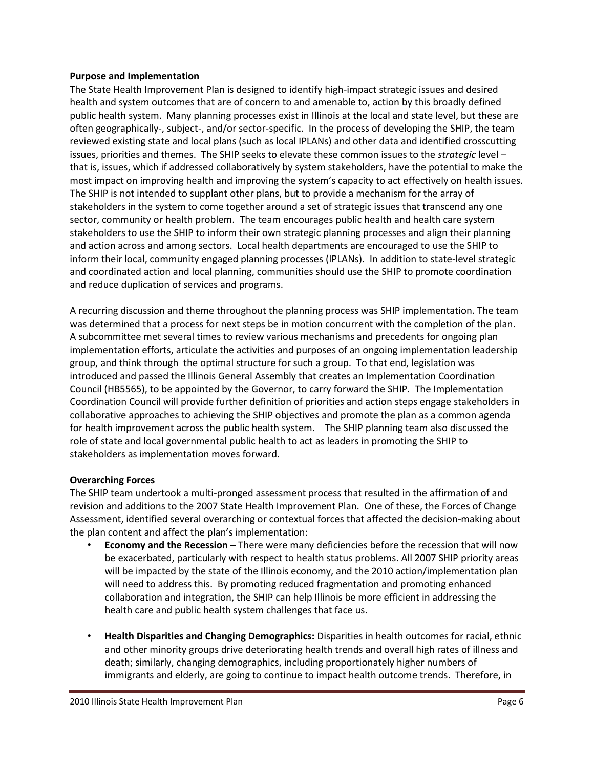**Purpose and Implementation**

The State Health Improvement Plan is designed to identify high-impact strategic issues and desired health and system outcomes that are of concern to and amenable to, action by this broadly defined public health system. Many planning processes exist in Illinois at the local and state level, but these are often geographically-, subject-, and/or sector-specific. In the process of developing the SHIP, the team reviewed existing state and local plans (such as local IPLANs) and other data and identified crosscutting issues, priorities and themes. The SHIP seeks to elevate these common issues to the *strategic* level – that is, issues, which if addressed collaboratively by system stakeholders, have the potential to make the most impact on improving health and improving the system's capacity to act effectively on health issues. The SHIP is not intended to supplant other plans, but to provide a mechanism for the array of stakeholders in the system to come together around a set of strategic issues that transcend any one sector, community or health problem. The team encourages public health and health care system stakeholders to use the SHIP to inform their own strategic planning processes and align their planning and action across and among sectors. Local health departments are encouraged to use the SHIP to inform their local, community engaged planning processes (IPLANs). In addition to state-level strategic and coordinated action and local planning, communities should use the SHIP to promote coordination and reduce duplication of services and programs.

A recurring discussion and theme throughout the planning process was SHIP implementation. The team was determined that a process for next steps be in motion concurrent with the completion of the plan. A subcommittee met several times to review various mechanisms and precedents for ongoing plan implementation efforts, articulate the activities and purposes of an ongoing implementation leadership group, and think through the optimal structure for such a group. To that end, legislation was introduced and passed the Illinois General Assembly that creates an Implementation Coordination Council (HB5565), to be appointed by the Governor, to carry forward the SHIP. The Implementation Coordination Council will provide further definition of priorities and action steps engage stakeholders in collaborative approaches to achieving the SHIP objectives and promote the plan as a common agenda for health improvement across the public health system. The SHIP planning team also discussed the role of state and local governmental public health to act as leaders in promoting the SHIP to stakeholders as implementation moves forward.

**Overarching Forces**

The SHIP team undertook a multi-pronged assessment process that resulted in the affirmation of and revision and additions to the 2007 State Health Improvement Plan. One of these, the Forces of Change Assessment, identified several overarching or contextual forces that affected the decision-making about the plan content and affect the plan's implementation:

- **Economy and the Recession –** There were many deficiencies before the recession that will now be exacerbated, particularly with respect to health status problems. All 2007 SHIP priority areas will be impacted by the state of the Illinois economy, and the 2010 action/implementation plan will need to address this. By promoting reduced fragmentation and promoting enhanced collaboration and integration, the SHIP can help Illinois be more efficient in addressing the health care and public health system challenges that face us.

- **Health Disparities and Changing Demographics:** Disparities in health outcomes for racial, ethnic and other minority groups drive deteriorating health trends and overall high rates of illness and death; similarly, changing demographics, including proportionately higher numbers of immigrants and elderly, are going to continue to impact health outcome trends. Therefore, in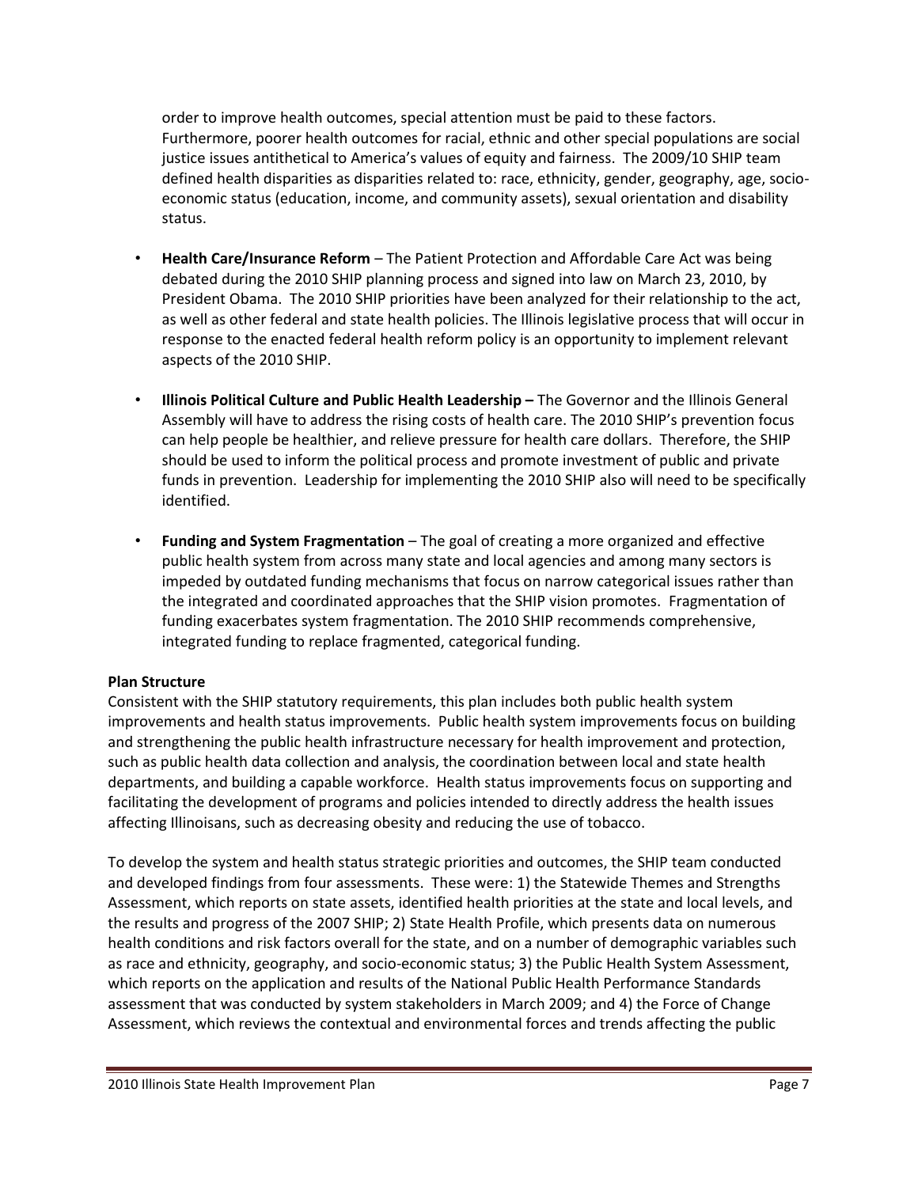order to improve health outcomes, special attention must be paid to these factors. Furthermore, poorer health outcomes for racial, ethnic and other special populations are social justice issues antithetical to America's values of equity and fairness. The 2009/10 SHIP team defined health disparities as disparities related to: race, ethnicity, gender, geography, age, socio-economic status (education, income, and community assets), sexual orientation and disability status.

- **Health Care/Insurance Reform** – The Patient Protection and Affordable Care Act was being debated during the 2010 SHIP planning process and signed into law on March 23, 2010, by President Obama. The 2010 SHIP priorities have been analyzed for their relationship to the act, as well as other federal and state health policies. The Illinois legislative process that will occur in response to the enacted federal health reform policy is an opportunity to implement relevant aspects of the 2010 SHIP.

- **Illinois Political Culture and Public Health Leadership –** The Governor and the Illinois General Assembly will have to address the rising costs of health care. The 2010 SHIP's prevention focus can help people be healthier, and relieve pressure for health care dollars. Therefore, the SHIP should be used to inform the political process and promote investment of public and private funds in prevention. Leadership for implementing the 2010 SHIP also will need to be specifically identified.

- **Funding and System Fragmentation** – The goal of creating a more organized and effective public health system from across many state and local agencies and among many sectors is impeded by outdated funding mechanisms that focus on narrow categorical issues rather than the integrated and coordinated approaches that the SHIP vision promotes. Fragmentation of funding exacerbates system fragmentation. The 2010 SHIP recommends comprehensive, integrated funding to replace fragmented, categorical funding.

**Plan Structure**

Consistent with the SHIP statutory requirements, this plan includes both public health system improvements and health status improvements. Public health system improvements focus on building and strengthening the public health infrastructure necessary for health improvement and protection, such as public health data collection and analysis, the coordination between local and state health departments, and building a capable workforce. Health status improvements focus on supporting and facilitating the development of programs and policies intended to directly address the health issues affecting Illinoisans, such as decreasing obesity and reducing the use of tobacco.

To develop the system and health status strategic priorities and outcomes, the SHIP team conducted and developed findings from four assessments. These were: 1) the Statewide Themes and Strengths Assessment, which reports on state assets, identified health priorities at the state and local levels, and the results and progress of the 2007 SHIP; 2) State Health Profile, which presents data on numerous health conditions and risk factors overall for the state, and on a number of demographic variables such as race and ethnicity, geography, and socio-economic status; 3) the Public Health System Assessment, which reports on the application and results of the National Public Health Performance Standards assessment that was conducted by system stakeholders in March 2009; and 4) the Force of Change Assessment, which reviews the contextual and environmental forces and trends affecting the public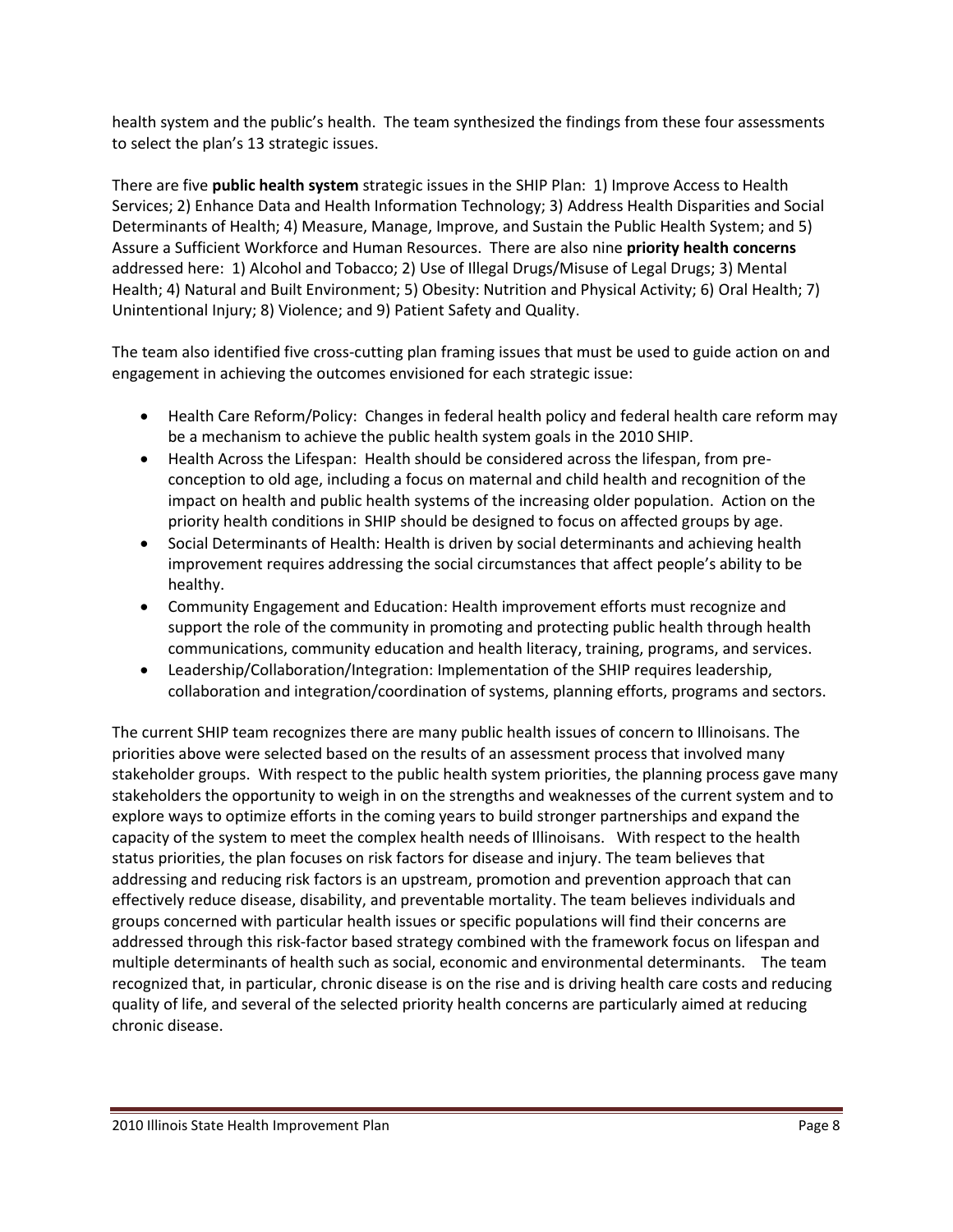health system and the public's health. The team synthesized the findings from these four assessments to select the plan's 13 strategic issues.

There are five **public health system** strategic issues in the SHIP Plan: 1) Improve Access to Health Services; 2) Enhance Data and Health Information Technology; 3) Address Health Disparities and Social Determinants of Health; 4) Measure, Manage, Improve, and Sustain the Public Health System; and 5) Assure a Sufficient Workforce and Human Resources. There are also nine **priority health concerns** addressed here: 1) Alcohol and Tobacco; 2) Use of Illegal Drugs/Misuse of Legal Drugs; 3) Mental Health; 4) Natural and Built Environment; 5) Obesity: Nutrition and Physical Activity; 6) Oral Health; 7) Unintentional Injury; 8) Violence; and 9) Patient Safety and Quality.

The team also identified five cross-cutting plan framing issues that must be used to guide action on and engagement in achieving the outcomes envisioned for each strategic issue:

- Health Care Reform/Policy: Changes in federal health policy and federal health care reform may be a mechanism to achieve the public health system goals in the 2010 SHIP.
- Health Across the Lifespan: Health should be considered across the lifespan, from pre-conception to old age, including a focus on maternal and child health and recognition of the impact on health and public health systems of the increasing older population. Action on the priority health conditions in SHIP should be designed to focus on affected groups by age.
- Social Determinants of Health: Health is driven by social determinants and achieving health improvement requires addressing the social circumstances that affect people's ability to be healthy.
- Community Engagement and Education: Health improvement efforts must recognize and support the role of the community in promoting and protecting public health through health communications, community education and health literacy, training, programs, and services.
- Leadership/Collaboration/Integration: Implementation of the SHIP requires leadership, collaboration and integration/coordination of systems, planning efforts, programs and sectors.

The current SHIP team recognizes there are many public health issues of concern to Illinoisans. The priorities above were selected based on the results of an assessment process that involved many stakeholder groups. With respect to the public health system priorities, the planning process gave many stakeholders the opportunity to weigh in on the strengths and weaknesses of the current system and to explore ways to optimize efforts in the coming years to build stronger partnerships and expand the capacity of the system to meet the complex health needs of Illinoisans. With respect to the health status priorities, the plan focuses on risk factors for disease and injury. The team believes that addressing and reducing risk factors is an upstream, promotion and prevention approach that can effectively reduce disease, disability, and preventable mortality. The team believes individuals and groups concerned with particular health issues or specific populations will find their concerns are addressed through this risk-factor based strategy combined with the framework focus on lifespan and multiple determinants of health such as social, economic and environmental determinants. The team recognized that, in particular, chronic disease is on the rise and is driving health care costs and reducing quality of life, and several of the selected priority health concerns are particularly aimed at reducing chronic disease.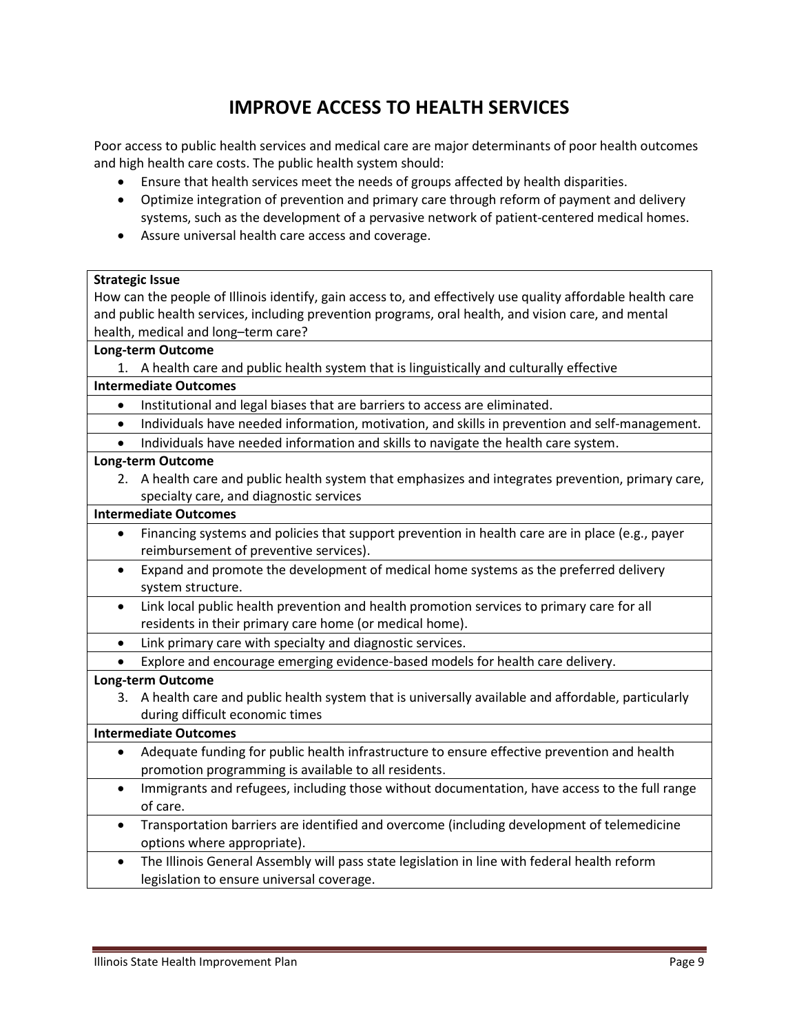# IMPROVE ACCESS TO HEALTH SERVICES

Poor access to public health services and medical care are major determinants of poor health outcomes and high health care costs. The public health system should:

- Ensure that health services meet the needs of groups affected by health disparities.
- Optimize integration of prevention and primary care through reform of payment and delivery systems, such as the development of a pervasive network of patient-centered medical homes.
- Assure universal health care access and coverage.

| **Strategic Issue**<br>How can the people of Illinois identify, gain access to, and effectively use quality affordable health care and public health services, including prevention programs, oral health, and vision care, and mental health, medical and long–term care? |
|---|
| **Long-term Outcome** |
| 1. A health care and public health system that is linguistically and culturally effective |
| **Intermediate Outcomes** |
| • Institutional and legal biases that are barriers to access are eliminated. |
| • Individuals have needed information, motivation, and skills in prevention and self-management. |
| • Individuals have needed information and skills to navigate the health care system. |
| **Long-term Outcome** |
| 2. A health care and public health system that emphasizes and integrates prevention, primary care, specialty care, and diagnostic services |
| **Intermediate Outcomes** |
| • Financing systems and policies that support prevention in health care are in place (e.g., payer reimbursement of preventive services). |
| • Expand and promote the development of medical home systems as the preferred delivery system structure. |
| • Link local public health prevention and health promotion services to primary care for all residents in their primary care home (or medical home). |
| • Link primary care with specialty and diagnostic services. |
| • Explore and encourage emerging evidence-based models for health care delivery. |
| **Long-term Outcome** |
| 3. A health care and public health system that is universally available and affordable, particularly during difficult economic times |
| **Intermediate Outcomes** |
| • Adequate funding for public health infrastructure to ensure effective prevention and health promotion programming is available to all residents. |
| • Immigrants and refugees, including those without documentation, have access to the full range of care. |
| • Transportation barriers are identified and overcome (including development of telemedicine options where appropriate). |
| • The Illinois General Assembly will pass state legislation in line with federal health reform legislation to ensure universal coverage. |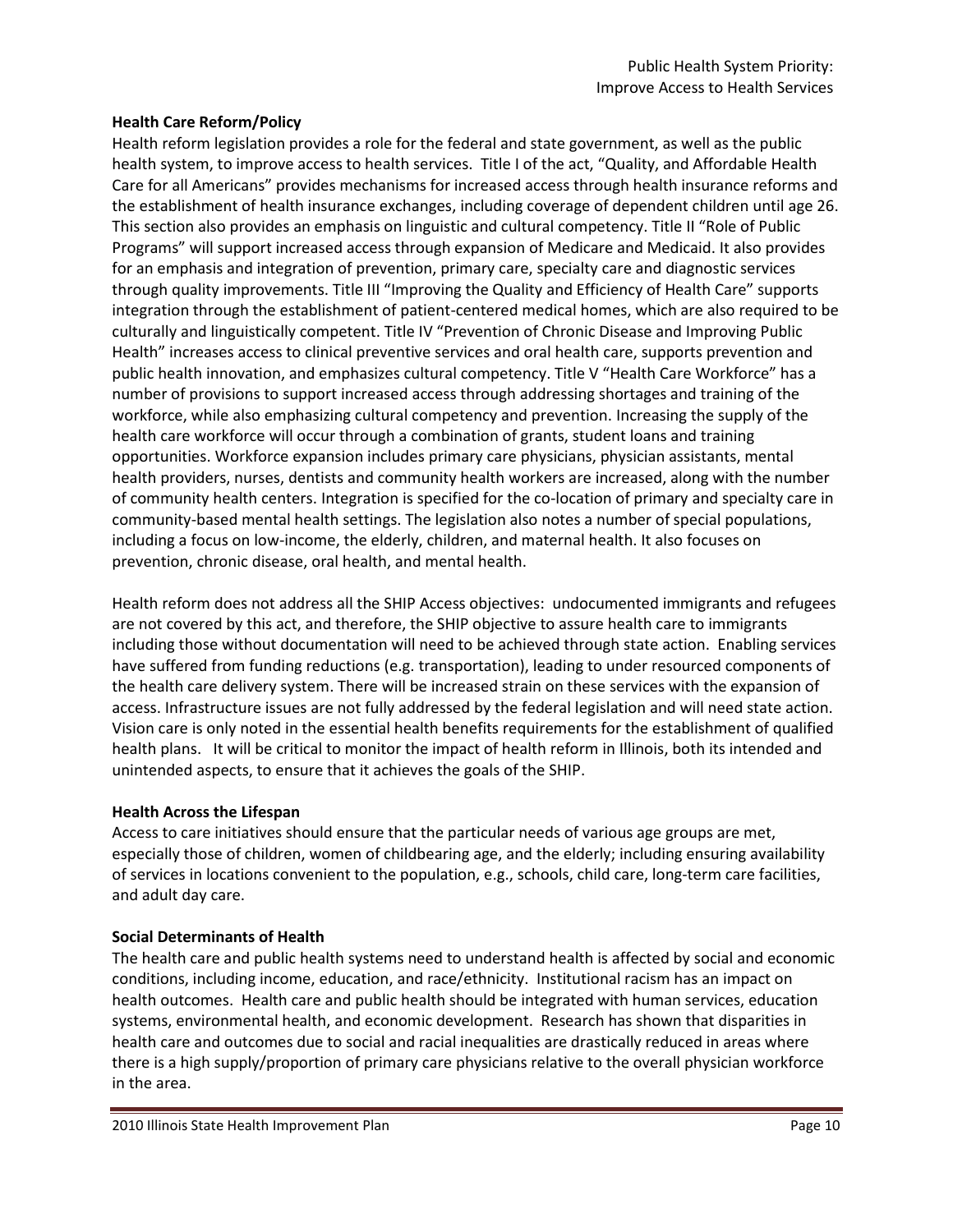**Health Care Reform/Policy**

Health reform legislation provides a role for the federal and state government, as well as the public health system, to improve access to health services. Title I of the act, "Quality, and Affordable Health Care for all Americans" provides mechanisms for increased access through health insurance reforms and the establishment of health insurance exchanges, including coverage of dependent children until age 26. This section also provides an emphasis on linguistic and cultural competency. Title II "Role of Public Programs" will support increased access through expansion of Medicare and Medicaid. It also provides for an emphasis and integration of prevention, primary care, specialty care and diagnostic services through quality improvements. Title III "Improving the Quality and Efficiency of Health Care" supports integration through the establishment of patient-centered medical homes, which are also required to be culturally and linguistically competent. Title IV "Prevention of Chronic Disease and Improving Public Health" increases access to clinical preventive services and oral health care, supports prevention and public health innovation, and emphasizes cultural competency. Title V "Health Care Workforce" has a number of provisions to support increased access through addressing shortages and training of the workforce, while also emphasizing cultural competency and prevention. Increasing the supply of the health care workforce will occur through a combination of grants, student loans and training opportunities. Workforce expansion includes primary care physicians, physician assistants, mental health providers, nurses, dentists and community health workers are increased, along with the number of community health centers. Integration is specified for the co-location of primary and specialty care in community-based mental health settings. The legislation also notes a number of special populations, including a focus on low-income, the elderly, children, and maternal health. It also focuses on prevention, chronic disease, oral health, and mental health.

Health reform does not address all the SHIP Access objectives: undocumented immigrants and refugees are not covered by this act, and therefore, the SHIP objective to assure health care to immigrants including those without documentation will need to be achieved through state action. Enabling services have suffered from funding reductions (e.g. transportation), leading to under resourced components of the health care delivery system. There will be increased strain on these services with the expansion of access. Infrastructure issues are not fully addressed by the federal legislation and will need state action. Vision care is only noted in the essential health benefits requirements for the establishment of qualified health plans. It will be critical to monitor the impact of health reform in Illinois, both its intended and unintended aspects, to ensure that it achieves the goals of the SHIP.

**Health Across the Lifespan**

Access to care initiatives should ensure that the particular needs of various age groups are met, especially those of children, women of childbearing age, and the elderly; including ensuring availability of services in locations convenient to the population, e.g., schools, child care, long-term care facilities, and adult day care.

**Social Determinants of Health**

The health care and public health systems need to understand health is affected by social and economic conditions, including income, education, and race/ethnicity. Institutional racism has an impact on health outcomes. Health care and public health should be integrated with human services, education systems, environmental health, and economic development. Research has shown that disparities in health care and outcomes due to social and racial inequalities are drastically reduced in areas where there is a high supply/proportion of primary care physicians relative to the overall physician workforce in the area.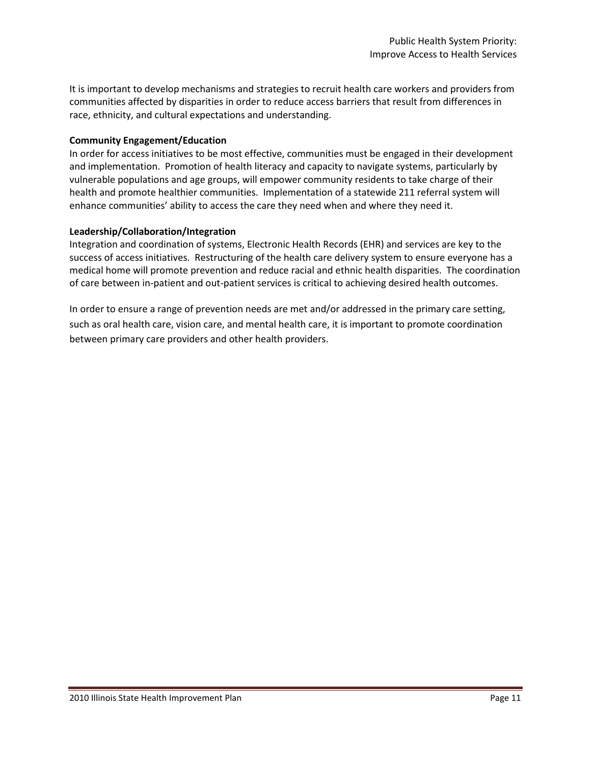It is important to develop mechanisms and strategies to recruit health care workers and providers from communities affected by disparities in order to reduce access barriers that result from differences in race, ethnicity, and cultural expectations and understanding.

**Community Engagement/Education**

In order for access initiatives to be most effective, communities must be engaged in their development and implementation. Promotion of health literacy and capacity to navigate systems, particularly by vulnerable populations and age groups, will empower community residents to take charge of their health and promote healthier communities. Implementation of a statewide 211 referral system will enhance communities' ability to access the care they need when and where they need it.

**Leadership/Collaboration/Integration**

Integration and coordination of systems, Electronic Health Records (EHR) and services are key to the success of access initiatives. Restructuring of the health care delivery system to ensure everyone has a medical home will promote prevention and reduce racial and ethnic health disparities. The coordination of care between in-patient and out-patient services is critical to achieving desired health outcomes.

In order to ensure a range of prevention needs are met and/or addressed in the primary care setting, such as oral health care, vision care, and mental health care, it is important to promote coordination between primary care providers and other health providers.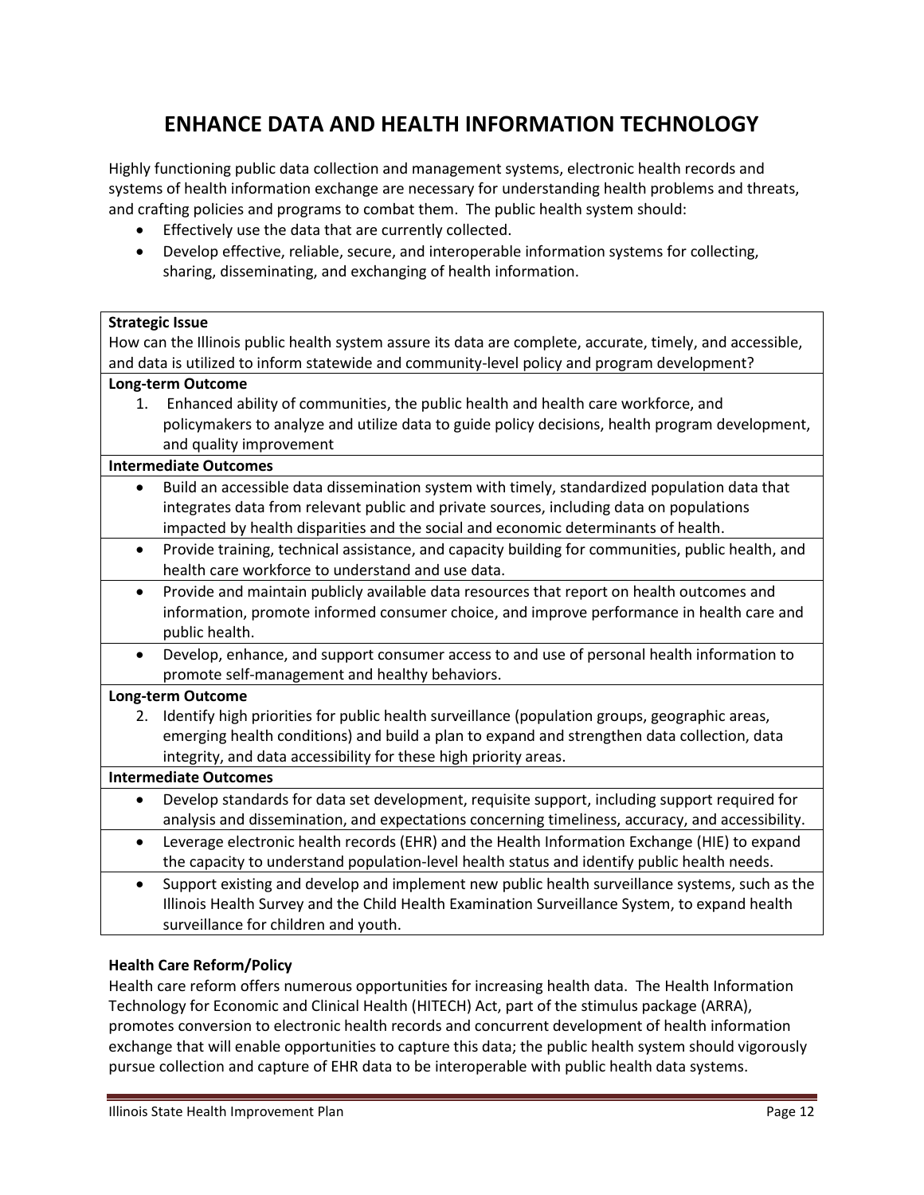# ENHANCE DATA AND HEALTH INFORMATION TECHNOLOGY

Highly functioning public data collection and management systems, electronic health records and systems of health information exchange are necessary for understanding health problems and threats, and crafting policies and programs to combat them. The public health system should:

- Effectively use the data that are currently collected.
- Develop effective, reliable, secure, and interoperable information systems for collecting, sharing, disseminating, and exchanging of health information.

| **Strategic Issue** |
| --- |
| How can the Illinois public health system assure its data are complete, accurate, timely, and accessible, and data is utilized to inform statewide and community-level policy and program development? |
| **Long-term Outcome** |
| 1. Enhanced ability of communities, the public health and health care workforce, and policymakers to analyze and utilize data to guide policy decisions, health program development, and quality improvement |
| **Intermediate Outcomes** |
| • Build an accessible data dissemination system with timely, standardized population data that integrates data from relevant public and private sources, including data on populations impacted by health disparities and the social and economic determinants of health. |
| • Provide training, technical assistance, and capacity building for communities, public health, and health care workforce to understand and use data. |
| • Provide and maintain publicly available data resources that report on health outcomes and information, promote informed consumer choice, and improve performance in health care and public health. |
| • Develop, enhance, and support consumer access to and use of personal health information to promote self-management and healthy behaviors. |
| **Long-term Outcome** |
| 2. Identify high priorities for public health surveillance (population groups, geographic areas, emerging health conditions) and build a plan to expand and strengthen data collection, data integrity, and data accessibility for these high priority areas. |
| **Intermediate Outcomes** |
| • Develop standards for data set development, requisite support, including support required for analysis and dissemination, and expectations concerning timeliness, accuracy, and accessibility. |
| • Leverage electronic health records (EHR) and the Health Information Exchange (HIE) to expand the capacity to understand population-level health status and identify public health needs. |
| • Support existing and develop and implement new public health surveillance systems, such as the Illinois Health Survey and the Child Health Examination Surveillance System, to expand health surveillance for children and youth. |

**Health Care Reform/Policy**

Health care reform offers numerous opportunities for increasing health data. The Health Information Technology for Economic and Clinical Health (HITECH) Act, part of the stimulus package (ARRA), promotes conversion to electronic health records and concurrent development of health information exchange that will enable opportunities to capture this data; the public health system should vigorously pursue collection and capture of EHR data to be interoperable with public health data systems.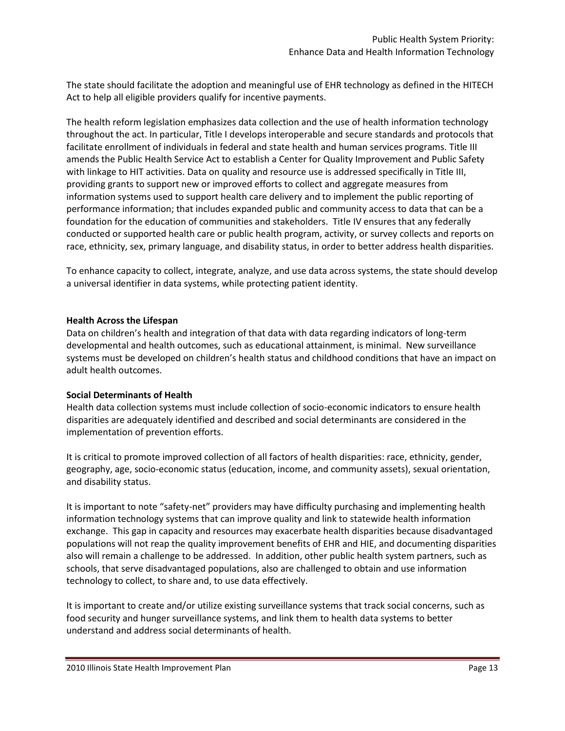The state should facilitate the adoption and meaningful use of EHR technology as defined in the HITECH Act to help all eligible providers qualify for incentive payments.

The health reform legislation emphasizes data collection and the use of health information technology throughout the act. In particular, Title I develops interoperable and secure standards and protocols that facilitate enrollment of individuals in federal and state health and human services programs. Title III amends the Public Health Service Act to establish a Center for Quality Improvement and Public Safety with linkage to HIT activities. Data on quality and resource use is addressed specifically in Title III, providing grants to support new or improved efforts to collect and aggregate measures from information systems used to support health care delivery and to implement the public reporting of performance information; that includes expanded public and community access to data that can be a foundation for the education of communities and stakeholders. Title IV ensures that any federally conducted or supported health care or public health program, activity, or survey collects and reports on race, ethnicity, sex, primary language, and disability status, in order to better address health disparities.

To enhance capacity to collect, integrate, analyze, and use data across systems, the state should develop a universal identifier in data systems, while protecting patient identity.

**Health Across the Lifespan**

Data on children's health and integration of that data with data regarding indicators of long-term developmental and health outcomes, such as educational attainment, is minimal. New surveillance systems must be developed on children's health status and childhood conditions that have an impact on adult health outcomes.

**Social Determinants of Health**

Health data collection systems must include collection of socio-economic indicators to ensure health disparities are adequately identified and described and social determinants are considered in the implementation of prevention efforts.

It is critical to promote improved collection of all factors of health disparities: race, ethnicity, gender, geography, age, socio-economic status (education, income, and community assets), sexual orientation, and disability status.

It is important to note "safety-net" providers may have difficulty purchasing and implementing health information technology systems that can improve quality and link to statewide health information exchange. This gap in capacity and resources may exacerbate health disparities because disadvantaged populations will not reap the quality improvement benefits of EHR and HIE, and documenting disparities also will remain a challenge to be addressed. In addition, other public health system partners, such as schools, that serve disadvantaged populations, also are challenged to obtain and use information technology to collect, to share and, to use data effectively.

It is important to create and/or utilize existing surveillance systems that track social concerns, such as food security and hunger surveillance systems, and link them to health data systems to better understand and address social determinants of health.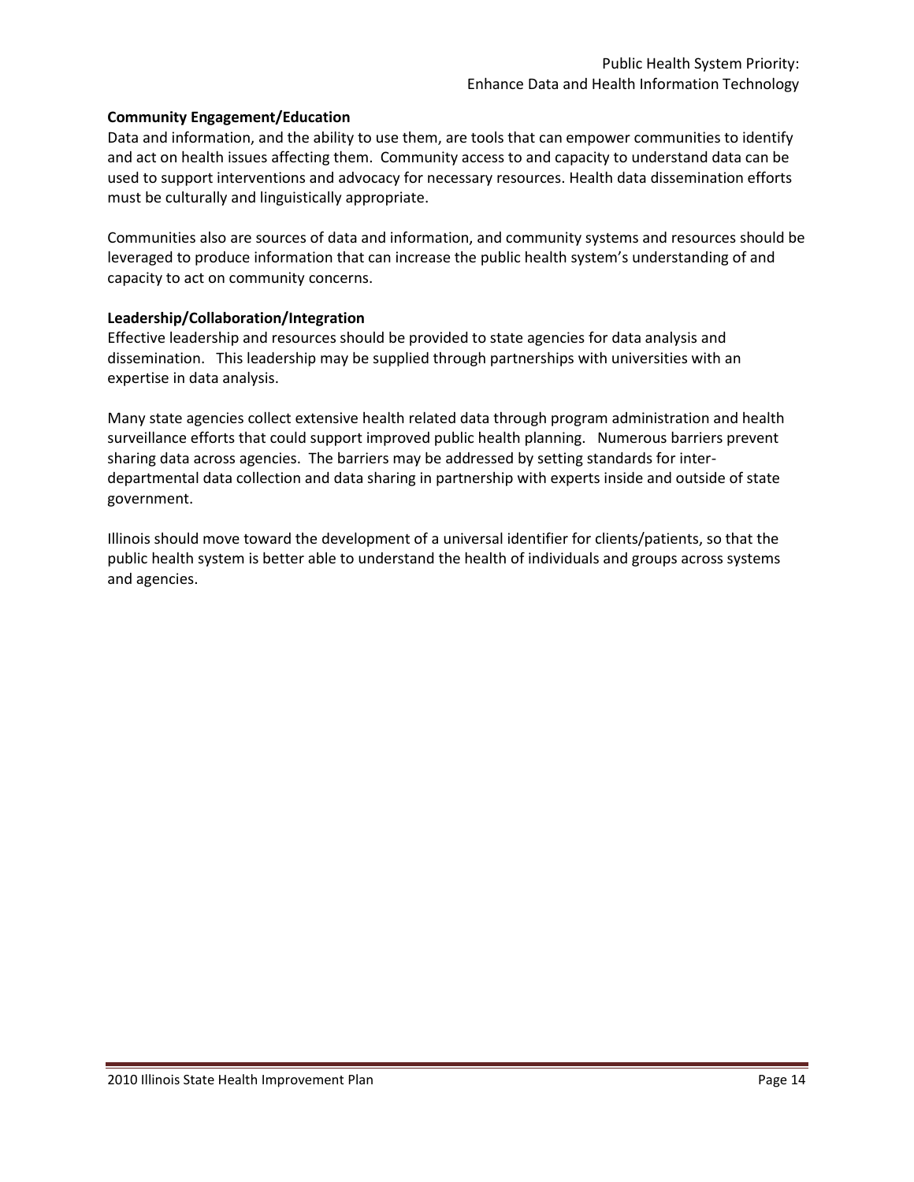**Community Engagement/Education**

Data and information, and the ability to use them, are tools that can empower communities to identify and act on health issues affecting them. Community access to and capacity to understand data can be used to support interventions and advocacy for necessary resources. Health data dissemination efforts must be culturally and linguistically appropriate.

Communities also are sources of data and information, and community systems and resources should be leveraged to produce information that can increase the public health system's understanding of and capacity to act on community concerns.

**Leadership/Collaboration/Integration**

Effective leadership and resources should be provided to state agencies for data analysis and dissemination. This leadership may be supplied through partnerships with universities with an expertise in data analysis.

Many state agencies collect extensive health related data through program administration and health surveillance efforts that could support improved public health planning. Numerous barriers prevent sharing data across agencies. The barriers may be addressed by setting standards for inter-departmental data collection and data sharing in partnership with experts inside and outside of state government.

Illinois should move toward the development of a universal identifier for clients/patients, so that the public health system is better able to understand the health of individuals and groups across systems and agencies.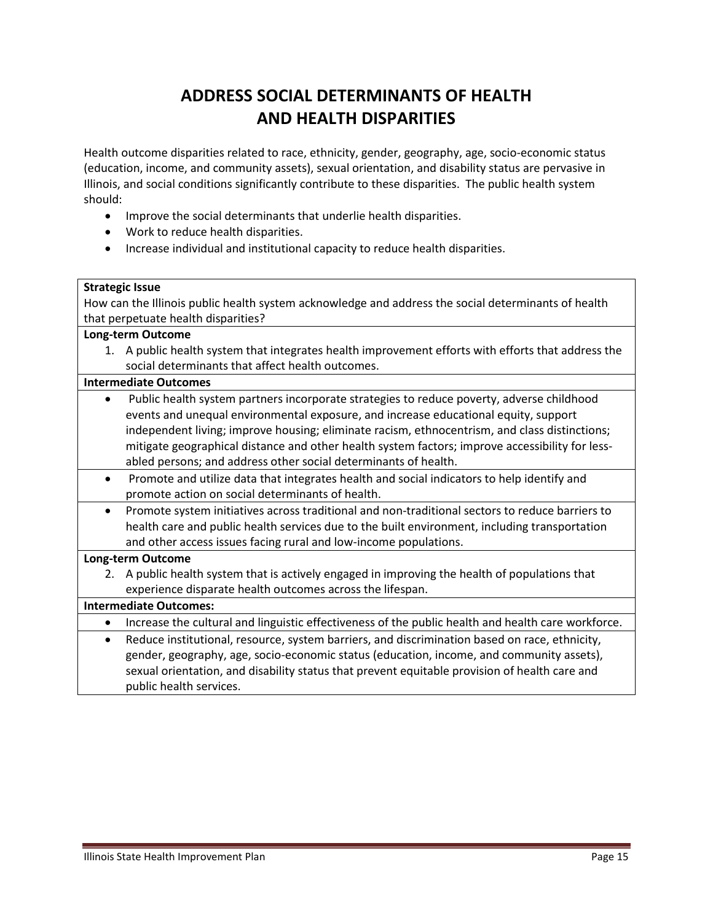# ADDRESS SOCIAL DETERMINANTS OF HEALTH AND HEALTH DISPARITIES

Health outcome disparities related to race, ethnicity, gender, geography, age, socio-economic status (education, income, and community assets), sexual orientation, and disability status are pervasive in Illinois, and social conditions significantly contribute to these disparities. The public health system should:

- Improve the social determinants that underlie health disparities.
- Work to reduce health disparities.
- Increase individual and institutional capacity to reduce health disparities.

**Strategic Issue**

How can the Illinois public health system acknowledge and address the social determinants of health that perpetuate health disparities?

**Long-term Outcome**

1. A public health system that integrates health improvement efforts with efforts that address the social determinants that affect health outcomes.

**Intermediate Outcomes**

- Public health system partners incorporate strategies to reduce poverty, adverse childhood events and unequal environmental exposure, and increase educational equity, support independent living; improve housing; eliminate racism, ethnocentrism, and class distinctions; mitigate geographical distance and other health system factors; improve accessibility for less-abled persons; and address other social determinants of health.
- Promote and utilize data that integrates health and social indicators to help identify and promote action on social determinants of health.
- Promote system initiatives across traditional and non-traditional sectors to reduce barriers to health care and public health services due to the built environment, including transportation and other access issues facing rural and low-income populations.

**Long-term Outcome**

2. A public health system that is actively engaged in improving the health of populations that experience disparate health outcomes across the lifespan.

**Intermediate Outcomes:**

- Increase the cultural and linguistic effectiveness of the public health and health care workforce.
- Reduce institutional, resource, system barriers, and discrimination based on race, ethnicity, gender, geography, age, socio-economic status (education, income, and community assets), sexual orientation, and disability status that prevent equitable provision of health care and public health services.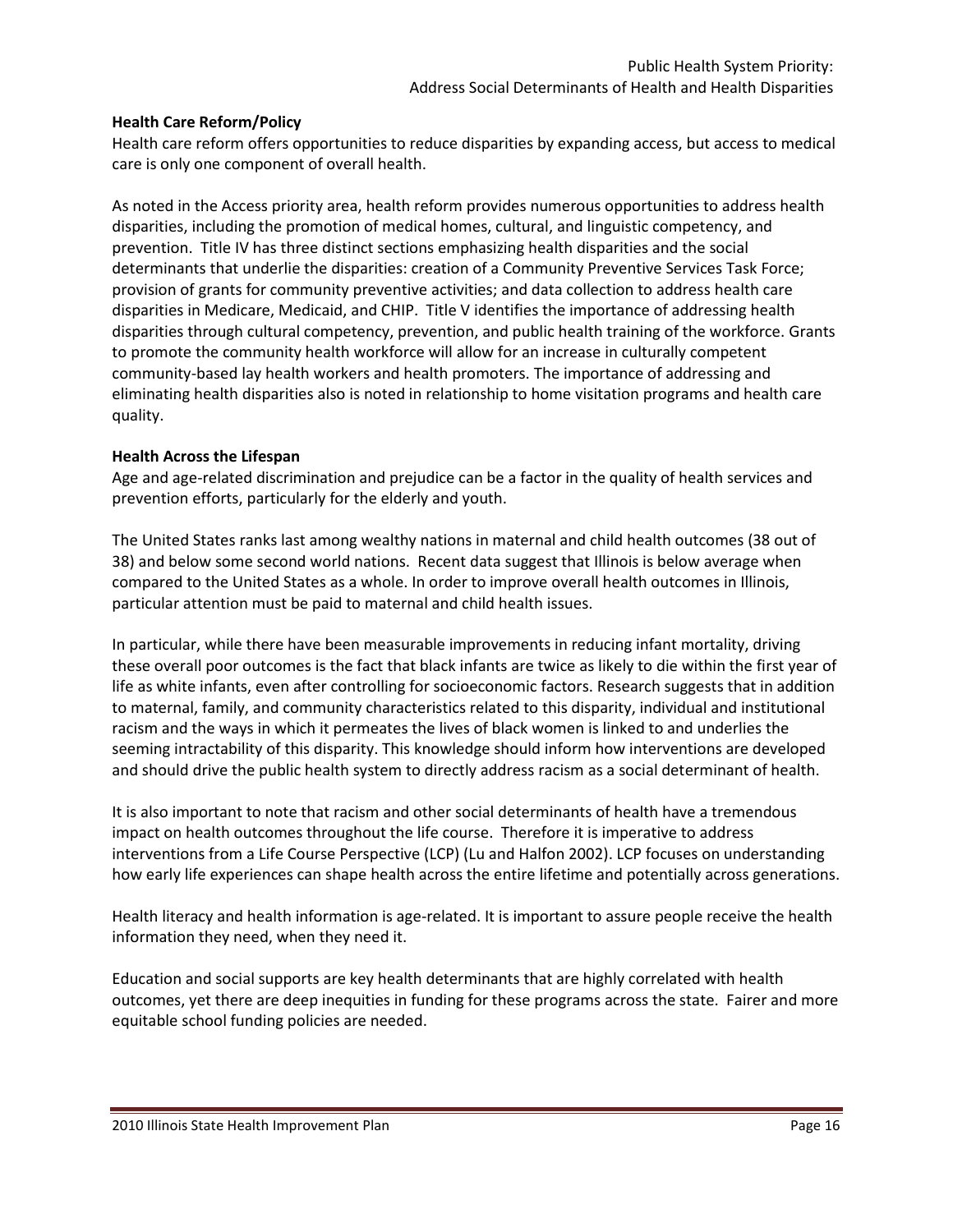### Health Care Reform/Policy

Health care reform offers opportunities to reduce disparities by expanding access, but access to medical care is only one component of overall health.

As noted in the Access priority area, health reform provides numerous opportunities to address health disparities, including the promotion of medical homes, cultural, and linguistic competency, and prevention. Title IV has three distinct sections emphasizing health disparities and the social determinants that underlie the disparities: creation of a Community Preventive Services Task Force; provision of grants for community preventive activities; and data collection to address health care disparities in Medicare, Medicaid, and CHIP. Title V identifies the importance of addressing health disparities through cultural competency, prevention, and public health training of the workforce. Grants to promote the community health workforce will allow for an increase in culturally competent community-based lay health workers and health promoters. The importance of addressing and eliminating health disparities also is noted in relationship to home visitation programs and health care quality.

### Health Across the Lifespan

Age and age-related discrimination and prejudice can be a factor in the quality of health services and prevention efforts, particularly for the elderly and youth.

The United States ranks last among wealthy nations in maternal and child health outcomes (38 out of 38) and below some second world nations. Recent data suggest that Illinois is below average when compared to the United States as a whole. In order to improve overall health outcomes in Illinois, particular attention must be paid to maternal and child health issues.

In particular, while there have been measurable improvements in reducing infant mortality, driving these overall poor outcomes is the fact that black infants are twice as likely to die within the first year of life as white infants, even after controlling for socioeconomic factors. Research suggests that in addition to maternal, family, and community characteristics related to this disparity, individual and institutional racism and the ways in which it permeates the lives of black women is linked to and underlies the seeming intractability of this disparity. This knowledge should inform how interventions are developed and should drive the public health system to directly address racism as a social determinant of health.

It is also important to note that racism and other social determinants of health have a tremendous impact on health outcomes throughout the life course. Therefore it is imperative to address interventions from a Life Course Perspective (LCP) (Lu and Halfon 2002). LCP focuses on understanding how early life experiences can shape health across the entire lifetime and potentially across generations.

Health literacy and health information is age-related. It is important to assure people receive the health information they need, when they need it.

Education and social supports are key health determinants that are highly correlated with health outcomes, yet there are deep inequities in funding for these programs across the state. Fairer and more equitable school funding policies are needed.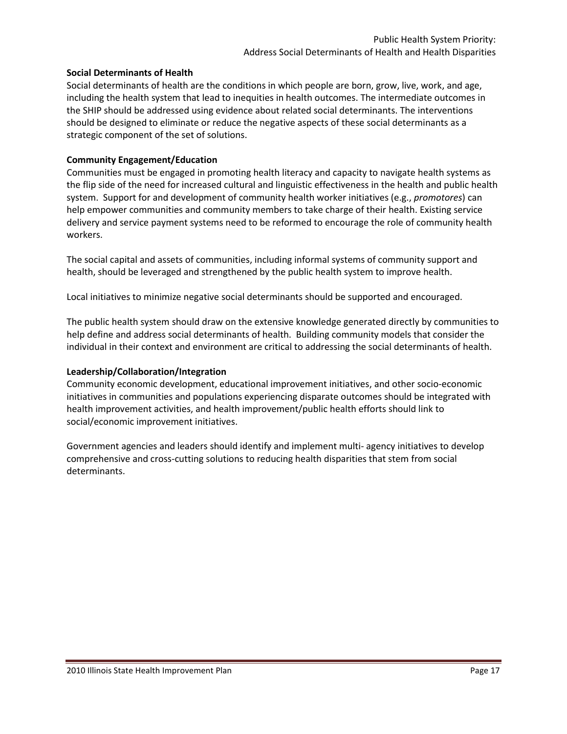## Social Determinants of Health

Social determinants of health are the conditions in which people are born, grow, live, work, and age, including the health system that lead to inequities in health outcomes. The intermediate outcomes in the SHIP should be addressed using evidence about related social determinants. The interventions should be designed to eliminate or reduce the negative aspects of these social determinants as a strategic component of the set of solutions.

## Community Engagement/Education

Communities must be engaged in promoting health literacy and capacity to navigate health systems as the flip side of the need for increased cultural and linguistic effectiveness in the health and public health system. Support for and development of community health worker initiatives (e.g., *promotores*) can help empower communities and community members to take charge of their health. Existing service delivery and service payment systems need to be reformed to encourage the role of community health workers.

The social capital and assets of communities, including informal systems of community support and health, should be leveraged and strengthened by the public health system to improve health.

Local initiatives to minimize negative social determinants should be supported and encouraged.

The public health system should draw on the extensive knowledge generated directly by communities to help define and address social determinants of health. Building community models that consider the individual in their context and environment are critical to addressing the social determinants of health.

## Leadership/Collaboration/Integration

Community economic development, educational improvement initiatives, and other socio-economic initiatives in communities and populations experiencing disparate outcomes should be integrated with health improvement activities, and health improvement/public health efforts should link to social/economic improvement initiatives.

Government agencies and leaders should identify and implement multi- agency initiatives to develop comprehensive and cross-cutting solutions to reducing health disparities that stem from social determinants.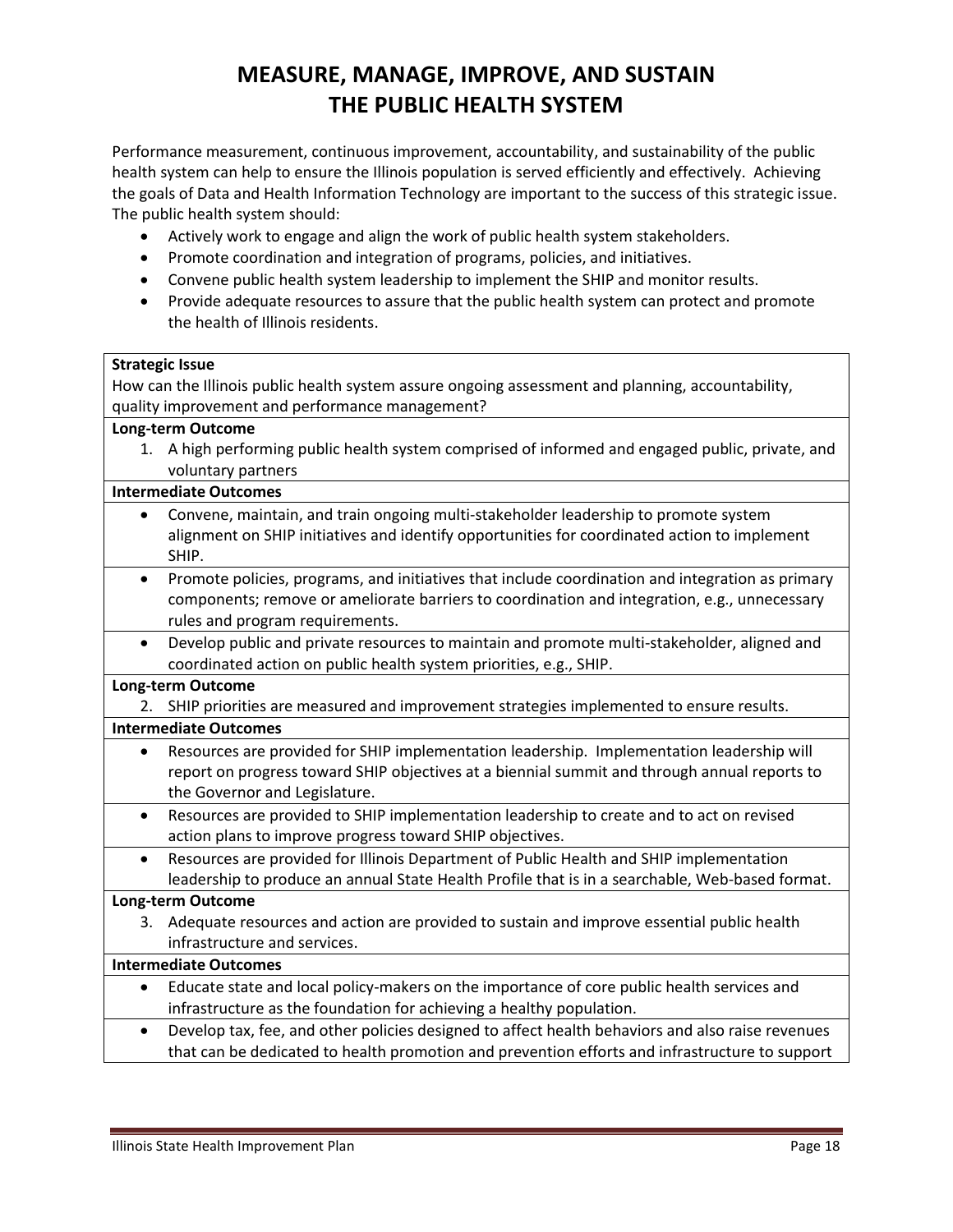# MEASURE, MANAGE, IMPROVE, AND SUSTAIN THE PUBLIC HEALTH SYSTEM

Performance measurement, continuous improvement, accountability, and sustainability of the public health system can help to ensure the Illinois population is served efficiently and effectively. Achieving the goals of Data and Health Information Technology are important to the success of this strategic issue. The public health system should:

- Actively work to engage and align the work of public health system stakeholders.
- Promote coordination and integration of programs, policies, and initiatives.
- Convene public health system leadership to implement the SHIP and monitor results.
- Provide adequate resources to assure that the public health system can protect and promote the health of Illinois residents.

| **Strategic Issue** |
|---|
| How can the Illinois public health system assure ongoing assessment and planning, accountability, quality improvement and performance management? |
| **Long-term Outcome** |
| 1. A high performing public health system comprised of informed and engaged public, private, and voluntary partners |
| **Intermediate Outcomes** |
| • Convene, maintain, and train ongoing multi-stakeholder leadership to promote system alignment on SHIP initiatives and identify opportunities for coordinated action to implement SHIP. |
| • Promote policies, programs, and initiatives that include coordination and integration as primary components; remove or ameliorate barriers to coordination and integration, e.g., unnecessary rules and program requirements. |
| • Develop public and private resources to maintain and promote multi-stakeholder, aligned and coordinated action on public health system priorities, e.g., SHIP. |
| **Long-term Outcome** |
| 2. SHIP priorities are measured and improvement strategies implemented to ensure results. |
| **Intermediate Outcomes** |
| • Resources are provided for SHIP implementation leadership. Implementation leadership will report on progress toward SHIP objectives at a biennial summit and through annual reports to the Governor and Legislature. |
| • Resources are provided to SHIP implementation leadership to create and to act on revised action plans to improve progress toward SHIP objectives. |
| • Resources are provided for Illinois Department of Public Health and SHIP implementation leadership to produce an annual State Health Profile that is in a searchable, Web-based format. |
| **Long-term Outcome** |
| 3. Adequate resources and action are provided to sustain and improve essential public health infrastructure and services. |
| **Intermediate Outcomes** |
| • Educate state and local policy-makers on the importance of core public health services and infrastructure as the foundation for achieving a healthy population. |
| • Develop tax, fee, and other policies designed to affect health behaviors and also raise revenues that can be dedicated to health promotion and prevention efforts and infrastructure to support |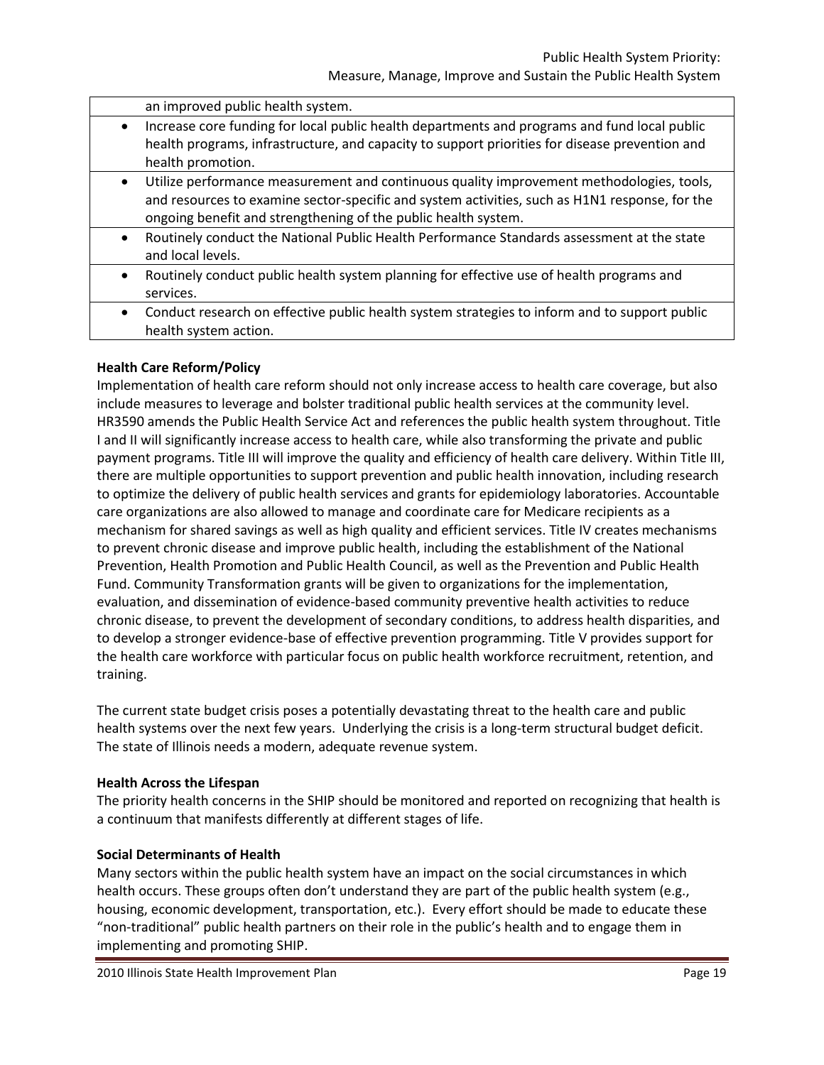| an improved public health system. |
|---|
| • Increase core funding for local public health departments and programs and fund local public health programs, infrastructure, and capacity to support priorities for disease prevention and health promotion. |
| • Utilize performance measurement and continuous quality improvement methodologies, tools, and resources to examine sector-specific and system activities, such as H1N1 response, for the ongoing benefit and strengthening of the public health system. |
| • Routinely conduct the National Public Health Performance Standards assessment at the state and local levels. |
| • Routinely conduct public health system planning for effective use of health programs and services. |
| • Conduct research on effective public health system strategies to inform and to support public health system action. |

**Health Care Reform/Policy**

Implementation of health care reform should not only increase access to health care coverage, but also include measures to leverage and bolster traditional public health services at the community level. HR3590 amends the Public Health Service Act and references the public health system throughout. Title I and II will significantly increase access to health care, while also transforming the private and public payment programs. Title III will improve the quality and efficiency of health care delivery. Within Title III, there are multiple opportunities to support prevention and public health innovation, including research to optimize the delivery of public health services and grants for epidemiology laboratories. Accountable care organizations are also allowed to manage and coordinate care for Medicare recipients as a mechanism for shared savings as well as high quality and efficient services. Title IV creates mechanisms to prevent chronic disease and improve public health, including the establishment of the National Prevention, Health Promotion and Public Health Council, as well as the Prevention and Public Health Fund. Community Transformation grants will be given to organizations for the implementation, evaluation, and dissemination of evidence-based community preventive health activities to reduce chronic disease, to prevent the development of secondary conditions, to address health disparities, and to develop a stronger evidence-base of effective prevention programming. Title V provides support for the health care workforce with particular focus on public health workforce recruitment, retention, and training.

The current state budget crisis poses a potentially devastating threat to the health care and public health systems over the next few years. Underlying the crisis is a long-term structural budget deficit. The state of Illinois needs a modern, adequate revenue system.

**Health Across the Lifespan**

The priority health concerns in the SHIP should be monitored and reported on recognizing that health is a continuum that manifests differently at different stages of life.

**Social Determinants of Health**

Many sectors within the public health system have an impact on the social circumstances in which health occurs. These groups often don't understand they are part of the public health system (e.g., housing, economic development, transportation, etc.). Every effort should be made to educate these "non-traditional" public health partners on their role in the public's health and to engage them in implementing and promoting SHIP.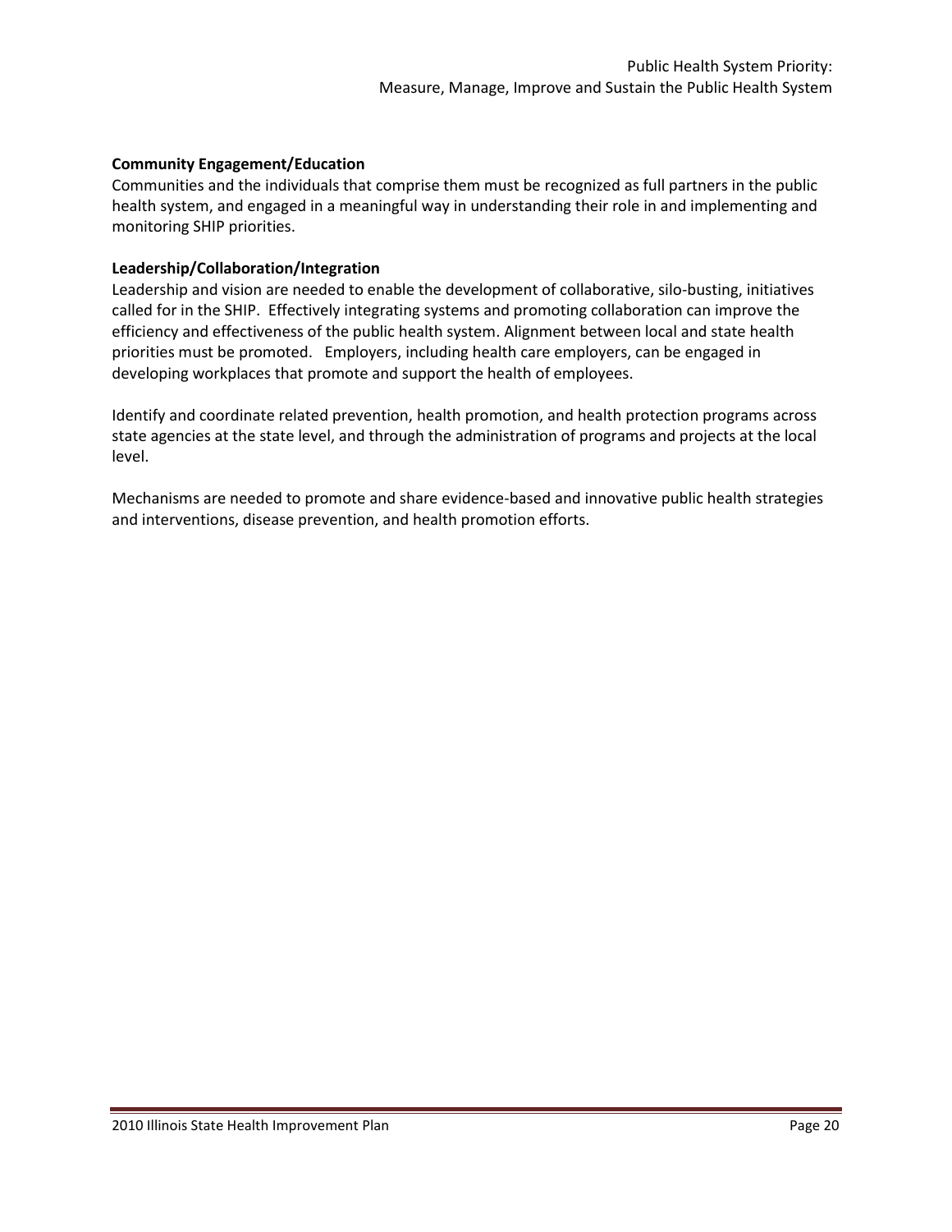**Community Engagement/Education**

Communities and the individuals that comprise them must be recognized as full partners in the public health system, and engaged in a meaningful way in understanding their role in and implementing and monitoring SHIP priorities.

**Leadership/Collaboration/Integration**

Leadership and vision are needed to enable the development of collaborative, silo-busting, initiatives called for in the SHIP. Effectively integrating systems and promoting collaboration can improve the efficiency and effectiveness of the public health system. Alignment between local and state health priorities must be promoted. Employers, including health care employers, can be engaged in developing workplaces that promote and support the health of employees.

Identify and coordinate related prevention, health promotion, and health protection programs across state agencies at the state level, and through the administration of programs and projects at the local level.

Mechanisms are needed to promote and share evidence-based and innovative public health strategies and interventions, disease prevention, and health promotion efforts.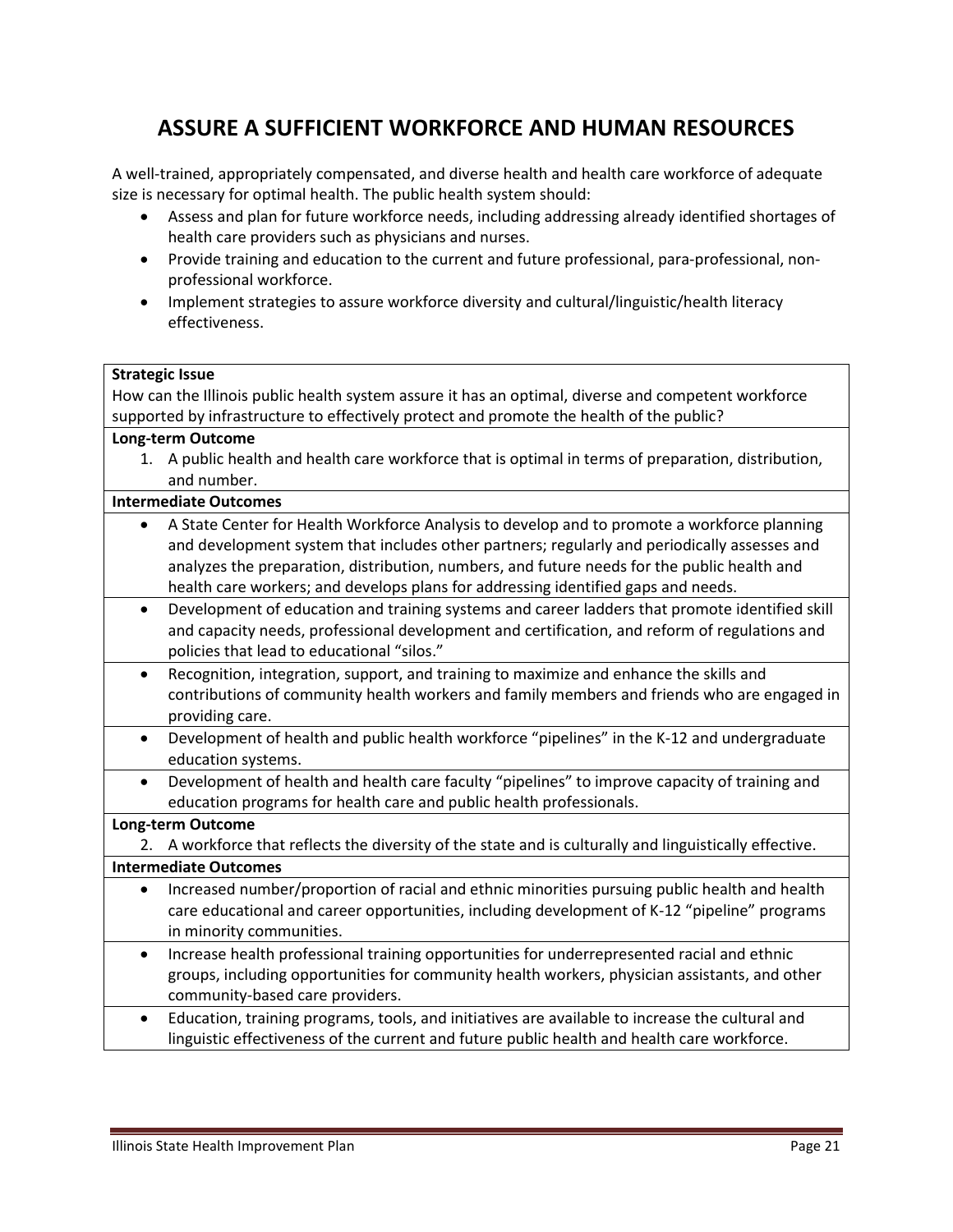# ASSURE A SUFFICIENT WORKFORCE AND HUMAN RESOURCES

A well-trained, appropriately compensated, and diverse health and health care workforce of adequate size is necessary for optimal health. The public health system should:

- Assess and plan for future workforce needs, including addressing already identified shortages of health care providers such as physicians and nurses.
- Provide training and education to the current and future professional, para-professional, non-professional workforce.
- Implement strategies to assure workforce diversity and cultural/linguistic/health literacy effectiveness.

**Strategic Issue**

How can the Illinois public health system assure it has an optimal, diverse and competent workforce supported by infrastructure to effectively protect and promote the health of the public?

**Long-term Outcome**

1. A public health and health care workforce that is optimal in terms of preparation, distribution, and number.

**Intermediate Outcomes**

- A State Center for Health Workforce Analysis to develop and to promote a workforce planning and development system that includes other partners; regularly and periodically assesses and analyzes the preparation, distribution, numbers, and future needs for the public health and health care workers; and develops plans for addressing identified gaps and needs.
- Development of education and training systems and career ladders that promote identified skill and capacity needs, professional development and certification, and reform of regulations and policies that lead to educational "silos."
- Recognition, integration, support, and training to maximize and enhance the skills and contributions of community health workers and family members and friends who are engaged in providing care.
- Development of health and public health workforce "pipelines" in the K-12 and undergraduate education systems.
- Development of health and health care faculty "pipelines" to improve capacity of training and education programs for health care and public health professionals.

**Long-term Outcome**

2. A workforce that reflects the diversity of the state and is culturally and linguistically effective.

**Intermediate Outcomes**

- Increased number/proportion of racial and ethnic minorities pursuing public health and health care educational and career opportunities, including development of K-12 "pipeline" programs in minority communities.
- Increase health professional training opportunities for underrepresented racial and ethnic groups, including opportunities for community health workers, physician assistants, and other community-based care providers.
- Education, training programs, tools, and initiatives are available to increase the cultural and linguistic effectiveness of the current and future public health and health care workforce.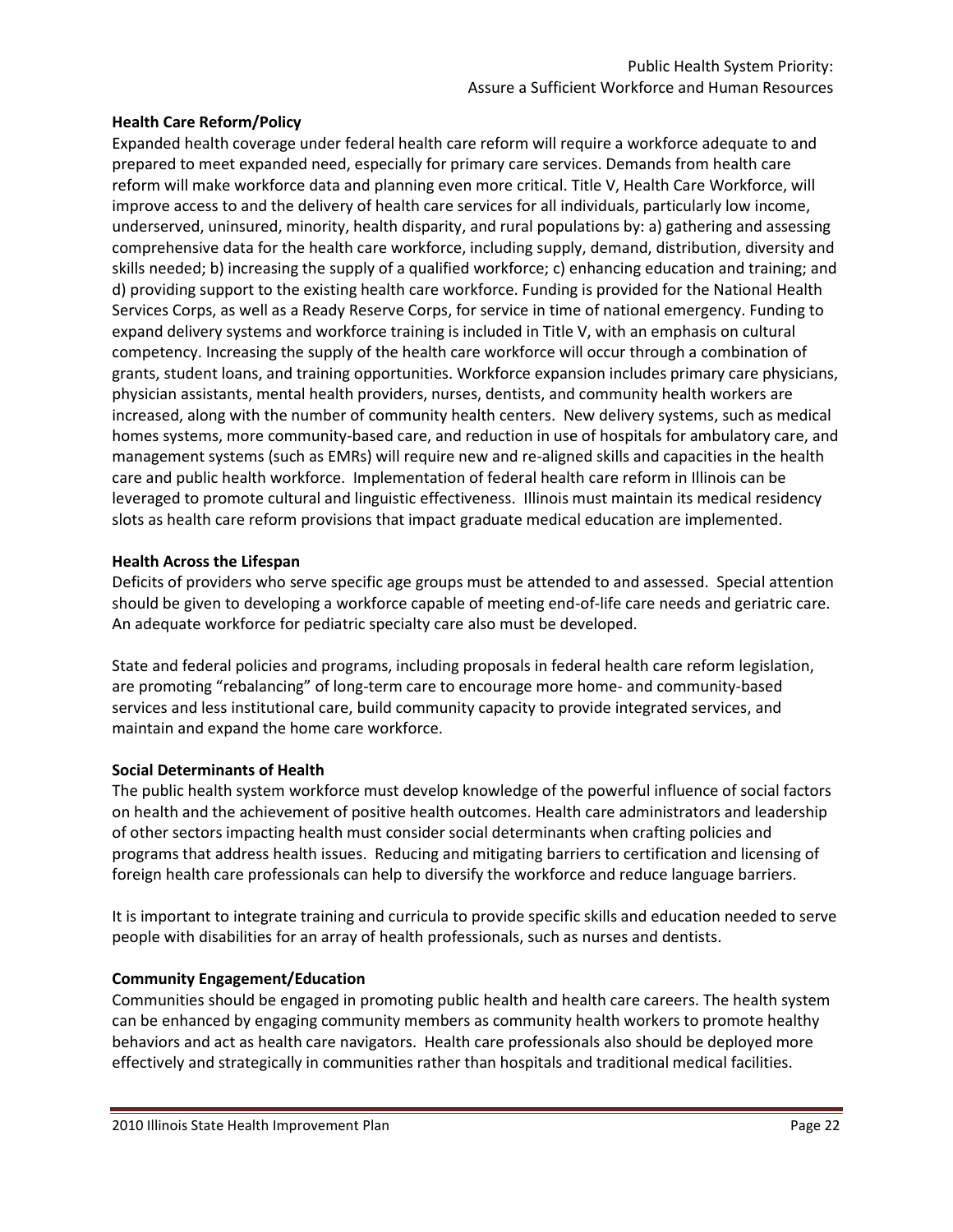**Health Care Reform/Policy**

Expanded health coverage under federal health care reform will require a workforce adequate to and prepared to meet expanded need, especially for primary care services. Demands from health care reform will make workforce data and planning even more critical. Title V, Health Care Workforce, will improve access to and the delivery of health care services for all individuals, particularly low income, underserved, uninsured, minority, health disparity, and rural populations by: a) gathering and assessing comprehensive data for the health care workforce, including supply, demand, distribution, diversity and skills needed; b) increasing the supply of a qualified workforce; c) enhancing education and training; and d) providing support to the existing health care workforce. Funding is provided for the National Health Services Corps, as well as a Ready Reserve Corps, for service in time of national emergency. Funding to expand delivery systems and workforce training is included in Title V, with an emphasis on cultural competency. Increasing the supply of the health care workforce will occur through a combination of grants, student loans, and training opportunities. Workforce expansion includes primary care physicians, physician assistants, mental health providers, nurses, dentists, and community health workers are increased, along with the number of community health centers. New delivery systems, such as medical homes systems, more community-based care, and reduction in use of hospitals for ambulatory care, and management systems (such as EMRs) will require new and re-aligned skills and capacities in the health care and public health workforce. Implementation of federal health care reform in Illinois can be leveraged to promote cultural and linguistic effectiveness. Illinois must maintain its medical residency slots as health care reform provisions that impact graduate medical education are implemented.

**Health Across the Lifespan**

Deficits of providers who serve specific age groups must be attended to and assessed. Special attention should be given to developing a workforce capable of meeting end-of-life care needs and geriatric care. An adequate workforce for pediatric specialty care also must be developed.

State and federal policies and programs, including proposals in federal health care reform legislation, are promoting "rebalancing" of long-term care to encourage more home- and community-based services and less institutional care, build community capacity to provide integrated services, and maintain and expand the home care workforce.

**Social Determinants of Health**

The public health system workforce must develop knowledge of the powerful influence of social factors on health and the achievement of positive health outcomes. Health care administrators and leadership of other sectors impacting health must consider social determinants when crafting policies and programs that address health issues. Reducing and mitigating barriers to certification and licensing of foreign health care professionals can help to diversify the workforce and reduce language barriers.

It is important to integrate training and curricula to provide specific skills and education needed to serve people with disabilities for an array of health professionals, such as nurses and dentists.

**Community Engagement/Education**

Communities should be engaged in promoting public health and health care careers. The health system can be enhanced by engaging community members as community health workers to promote healthy behaviors and act as health care navigators. Health care professionals also should be deployed more effectively and strategically in communities rather than hospitals and traditional medical facilities.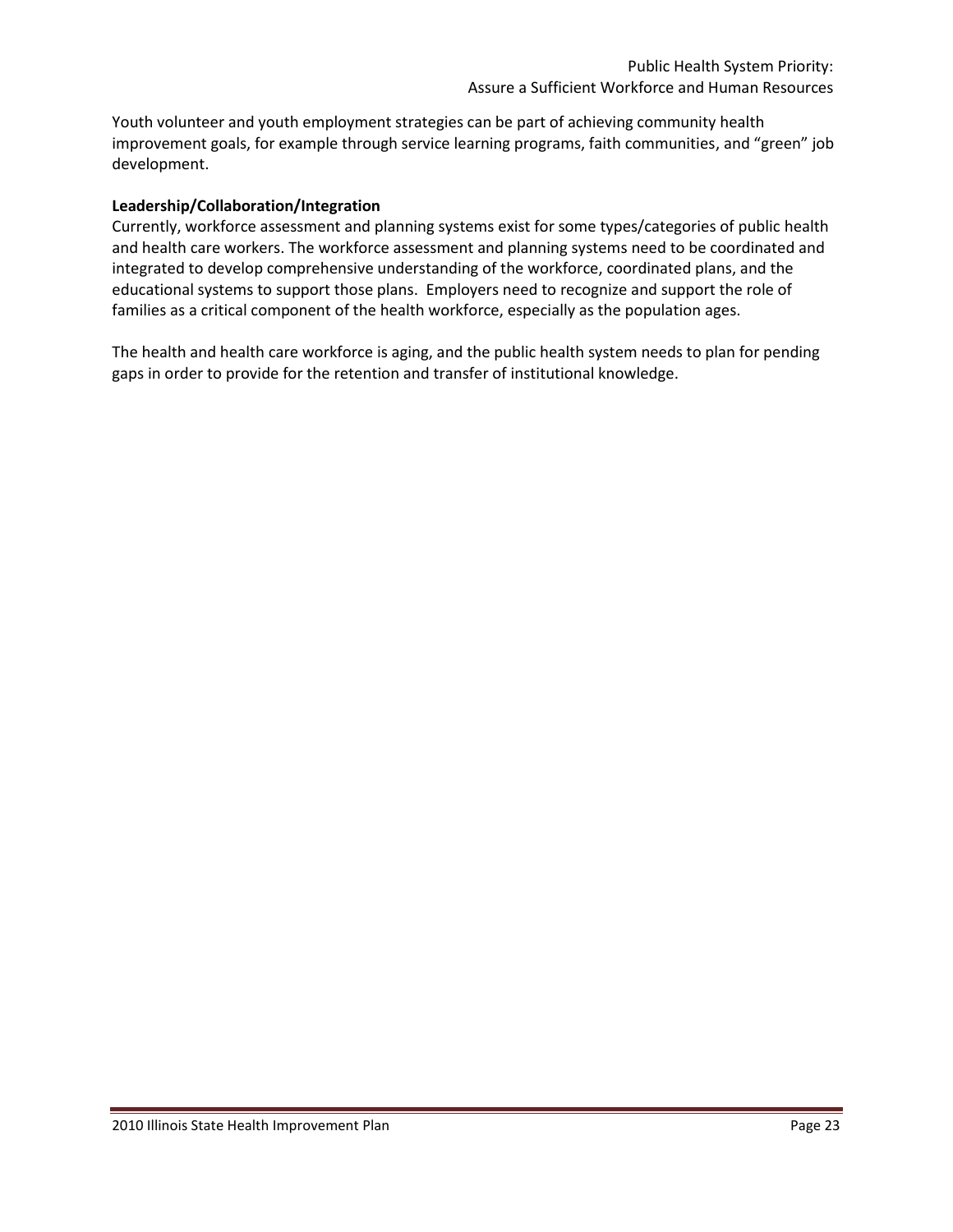Youth volunteer and youth employment strategies can be part of achieving community health improvement goals, for example through service learning programs, faith communities, and "green" job development.

**Leadership/Collaboration/Integration**

Currently, workforce assessment and planning systems exist for some types/categories of public health and health care workers. The workforce assessment and planning systems need to be coordinated and integrated to develop comprehensive understanding of the workforce, coordinated plans, and the educational systems to support those plans. Employers need to recognize and support the role of families as a critical component of the health workforce, especially as the population ages.

The health and health care workforce is aging, and the public health system needs to plan for pending gaps in order to provide for the retention and transfer of institutional knowledge.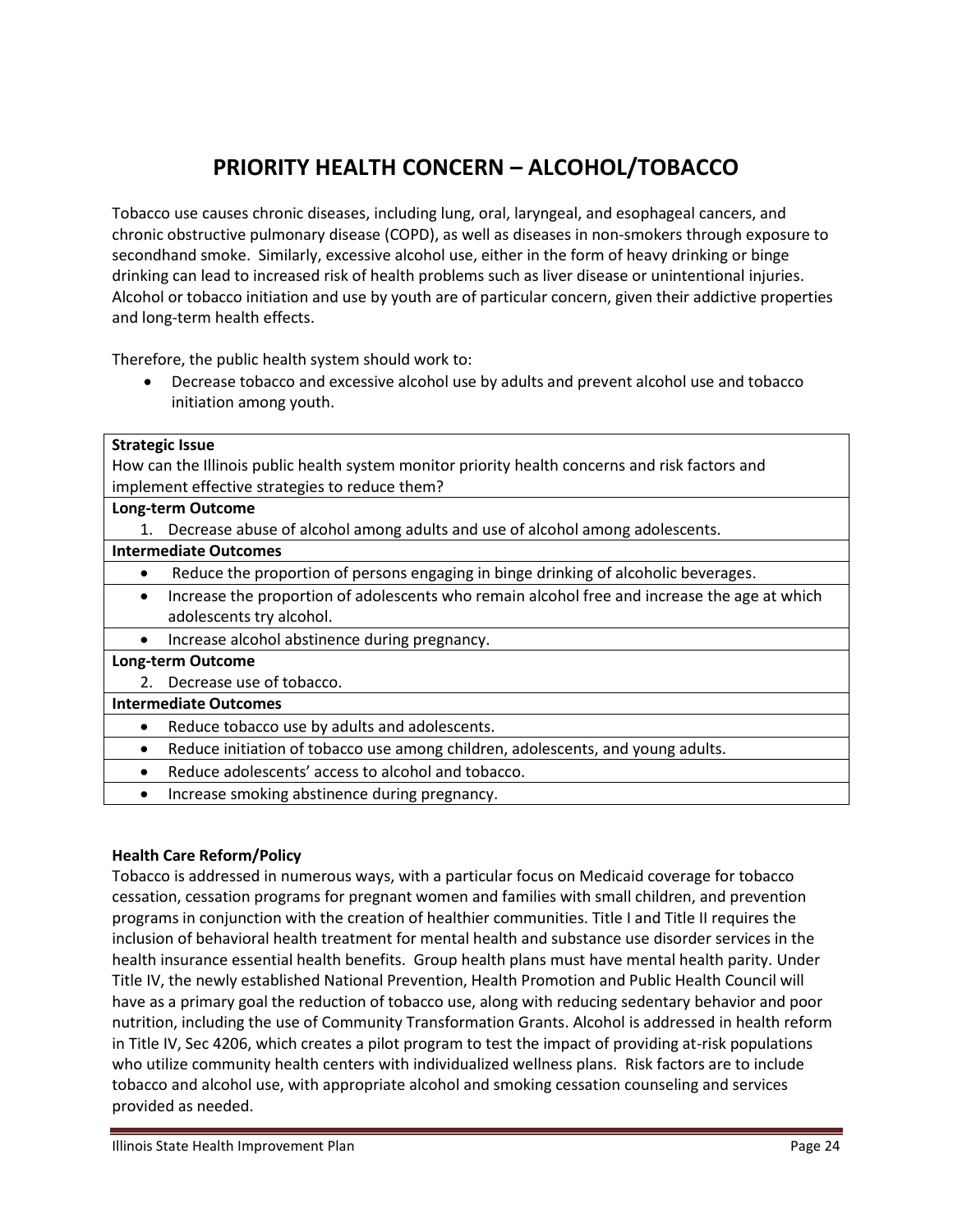# PRIORITY HEALTH CONCERN – ALCOHOL/TOBACCO

Tobacco use causes chronic diseases, including lung, oral, laryngeal, and esophageal cancers, and chronic obstructive pulmonary disease (COPD), as well as diseases in non-smokers through exposure to secondhand smoke. Similarly, excessive alcohol use, either in the form of heavy drinking or binge drinking can lead to increased risk of health problems such as liver disease or unintentional injuries. Alcohol or tobacco initiation and use by youth are of particular concern, given their addictive properties and long-term health effects.

Therefore, the public health system should work to:

- Decrease tobacco and excessive alcohol use by adults and prevent alcohol use and tobacco initiation among youth.

| **Strategic Issue**<br>How can the Illinois public health system monitor priority health concerns and risk factors and implement effective strategies to reduce them? |
|---|
| **Long-term Outcome**<br>1. Decrease abuse of alcohol among adults and use of alcohol among adolescents. |
| **Intermediate Outcomes** |
| • Reduce the proportion of persons engaging in binge drinking of alcoholic beverages. |
| • Increase the proportion of adolescents who remain alcohol free and increase the age at which adolescents try alcohol. |
| • Increase alcohol abstinence during pregnancy. |
| **Long-term Outcome**<br>2. Decrease use of tobacco. |
| **Intermediate Outcomes** |
| • Reduce tobacco use by adults and adolescents. |
| • Reduce initiation of tobacco use among children, adolescents, and young adults. |
| • Reduce adolescents' access to alcohol and tobacco. |
| • Increase smoking abstinence during pregnancy. |

**Health Care Reform/Policy**

Tobacco is addressed in numerous ways, with a particular focus on Medicaid coverage for tobacco cessation, cessation programs for pregnant women and families with small children, and prevention programs in conjunction with the creation of healthier communities. Title I and Title II requires the inclusion of behavioral health treatment for mental health and substance use disorder services in the health insurance essential health benefits. Group health plans must have mental health parity. Under Title IV, the newly established National Prevention, Health Promotion and Public Health Council will have as a primary goal the reduction of tobacco use, along with reducing sedentary behavior and poor nutrition, including the use of Community Transformation Grants. Alcohol is addressed in health reform in Title IV, Sec 4206, which creates a pilot program to test the impact of providing at-risk populations who utilize community health centers with individualized wellness plans. Risk factors are to include tobacco and alcohol use, with appropriate alcohol and smoking cessation counseling and services provided as needed.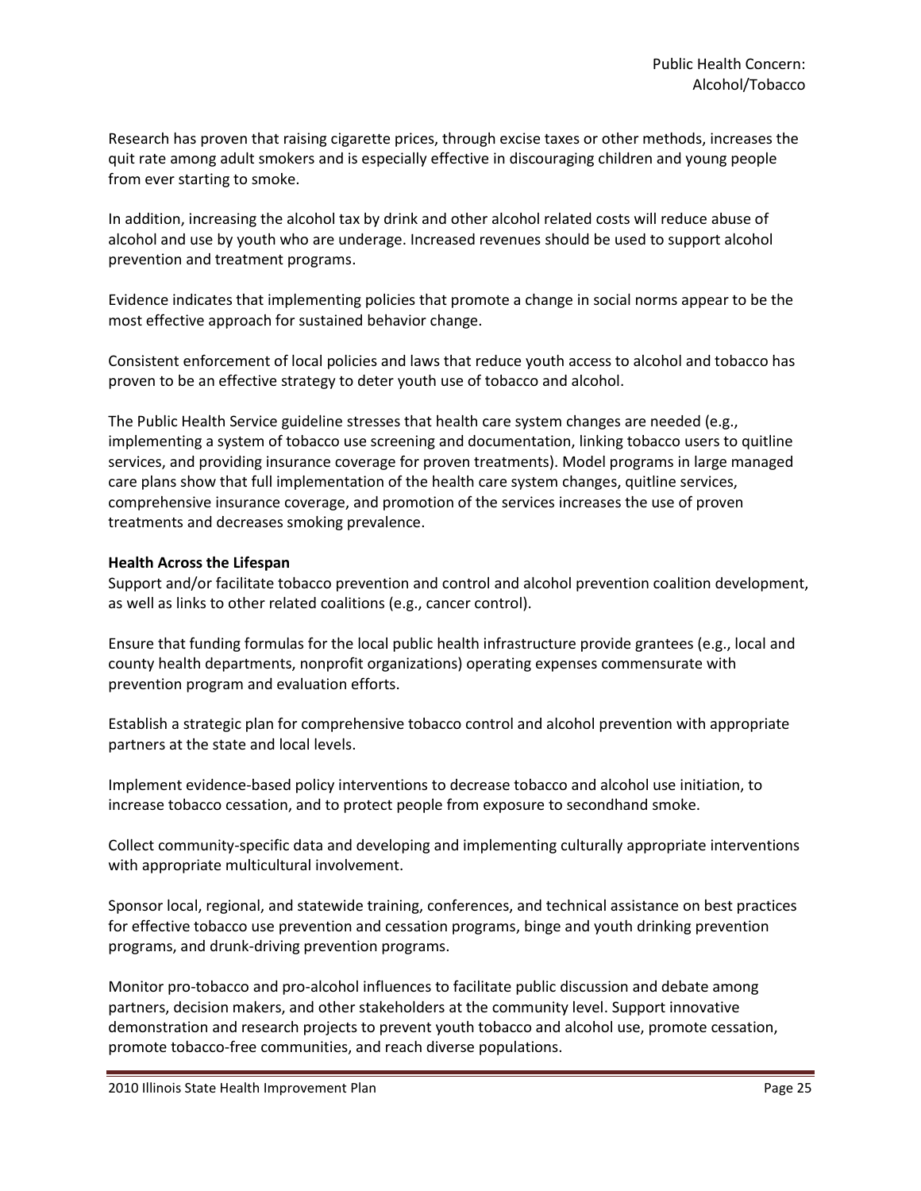Research has proven that raising cigarette prices, through excise taxes or other methods, increases the quit rate among adult smokers and is especially effective in discouraging children and young people from ever starting to smoke.

In addition, increasing the alcohol tax by drink and other alcohol related costs will reduce abuse of alcohol and use by youth who are underage. Increased revenues should be used to support alcohol prevention and treatment programs.

Evidence indicates that implementing policies that promote a change in social norms appear to be the most effective approach for sustained behavior change.

Consistent enforcement of local policies and laws that reduce youth access to alcohol and tobacco has proven to be an effective strategy to deter youth use of tobacco and alcohol.

The Public Health Service guideline stresses that health care system changes are needed (e.g., implementing a system of tobacco use screening and documentation, linking tobacco users to quitline services, and providing insurance coverage for proven treatments). Model programs in large managed care plans show that full implementation of the health care system changes, quitline services, comprehensive insurance coverage, and promotion of the services increases the use of proven treatments and decreases smoking prevalence.

**Health Across the Lifespan**

Support and/or facilitate tobacco prevention and control and alcohol prevention coalition development, as well as links to other related coalitions (e.g., cancer control).

Ensure that funding formulas for the local public health infrastructure provide grantees (e.g., local and county health departments, nonprofit organizations) operating expenses commensurate with prevention program and evaluation efforts.

Establish a strategic plan for comprehensive tobacco control and alcohol prevention with appropriate partners at the state and local levels.

Implement evidence-based policy interventions to decrease tobacco and alcohol use initiation, to increase tobacco cessation, and to protect people from exposure to secondhand smoke.

Collect community-specific data and developing and implementing culturally appropriate interventions with appropriate multicultural involvement.

Sponsor local, regional, and statewide training, conferences, and technical assistance on best practices for effective tobacco use prevention and cessation programs, binge and youth drinking prevention programs, and drunk-driving prevention programs.

Monitor pro-tobacco and pro-alcohol influences to facilitate public discussion and debate among partners, decision makers, and other stakeholders at the community level. Support innovative demonstration and research projects to prevent youth tobacco and alcohol use, promote cessation, promote tobacco-free communities, and reach diverse populations.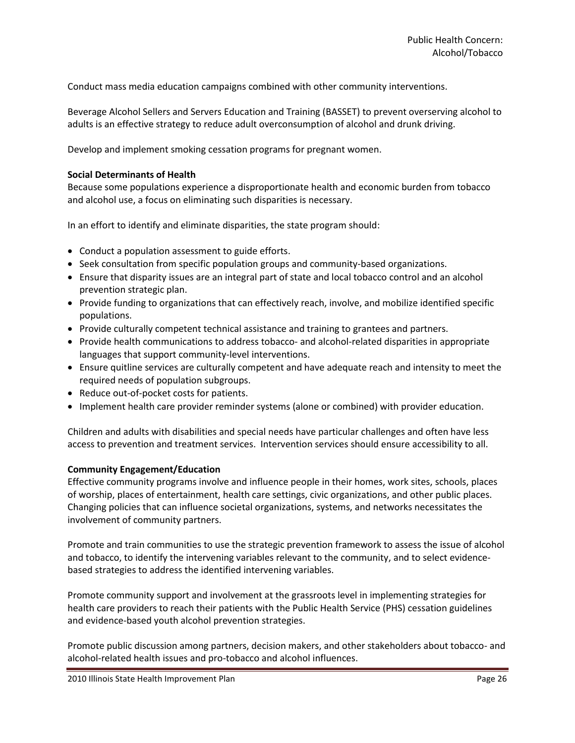Conduct mass media education campaigns combined with other community interventions.

Beverage Alcohol Sellers and Servers Education and Training (BASSET) to prevent overserving alcohol to adults is an effective strategy to reduce adult overconsumption of alcohol and drunk driving.

Develop and implement smoking cessation programs for pregnant women.

**Social Determinants of Health**

Because some populations experience a disproportionate health and economic burden from tobacco and alcohol use, a focus on eliminating such disparities is necessary.

In an effort to identify and eliminate disparities, the state program should:

- Conduct a population assessment to guide efforts.
- Seek consultation from specific population groups and community-based organizations.
- Ensure that disparity issues are an integral part of state and local tobacco control and an alcohol prevention strategic plan.
- Provide funding to organizations that can effectively reach, involve, and mobilize identified specific populations.
- Provide culturally competent technical assistance and training to grantees and partners.
- Provide health communications to address tobacco- and alcohol-related disparities in appropriate languages that support community-level interventions.
- Ensure quitline services are culturally competent and have adequate reach and intensity to meet the required needs of population subgroups.
- Reduce out-of-pocket costs for patients.
- Implement health care provider reminder systems (alone or combined) with provider education.

Children and adults with disabilities and special needs have particular challenges and often have less access to prevention and treatment services. Intervention services should ensure accessibility to all.

**Community Engagement/Education**

Effective community programs involve and influence people in their homes, work sites, schools, places of worship, places of entertainment, health care settings, civic organizations, and other public places. Changing policies that can influence societal organizations, systems, and networks necessitates the involvement of community partners.

Promote and train communities to use the strategic prevention framework to assess the issue of alcohol and tobacco, to identify the intervening variables relevant to the community, and to select evidence-based strategies to address the identified intervening variables.

Promote community support and involvement at the grassroots level in implementing strategies for health care providers to reach their patients with the Public Health Service (PHS) cessation guidelines and evidence-based youth alcohol prevention strategies.

Promote public discussion among partners, decision makers, and other stakeholders about tobacco- and alcohol-related health issues and pro-tobacco and alcohol influences.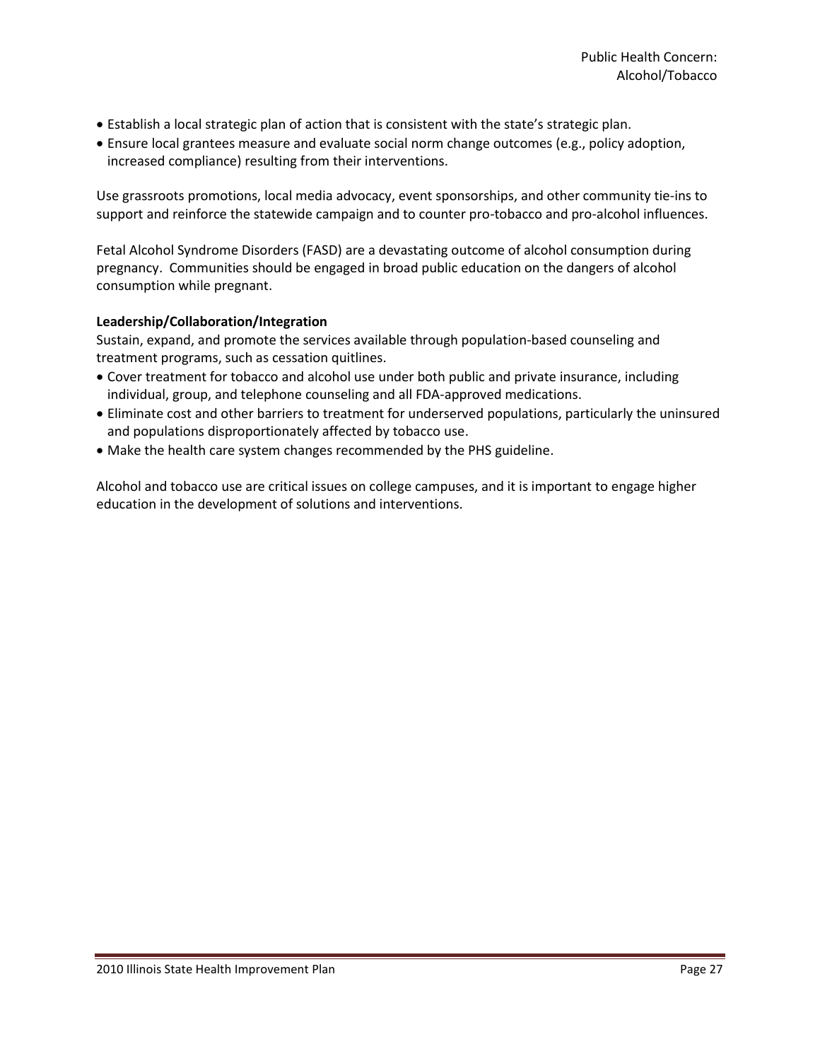- Establish a local strategic plan of action that is consistent with the state's strategic plan.
- Ensure local grantees measure and evaluate social norm change outcomes (e.g., policy adoption, increased compliance) resulting from their interventions.

Use grassroots promotions, local media advocacy, event sponsorships, and other community tie-ins to support and reinforce the statewide campaign and to counter pro-tobacco and pro-alcohol influences.

Fetal Alcohol Syndrome Disorders (FASD) are a devastating outcome of alcohol consumption during pregnancy. Communities should be engaged in broad public education on the dangers of alcohol consumption while pregnant.

**Leadership/Collaboration/Integration**

Sustain, expand, and promote the services available through population-based counseling and treatment programs, such as cessation quitlines.

- Cover treatment for tobacco and alcohol use under both public and private insurance, including individual, group, and telephone counseling and all FDA-approved medications.
- Eliminate cost and other barriers to treatment for underserved populations, particularly the uninsured and populations disproportionately affected by tobacco use.
- Make the health care system changes recommended by the PHS guideline.

Alcohol and tobacco use are critical issues on college campuses, and it is important to engage higher education in the development of solutions and interventions.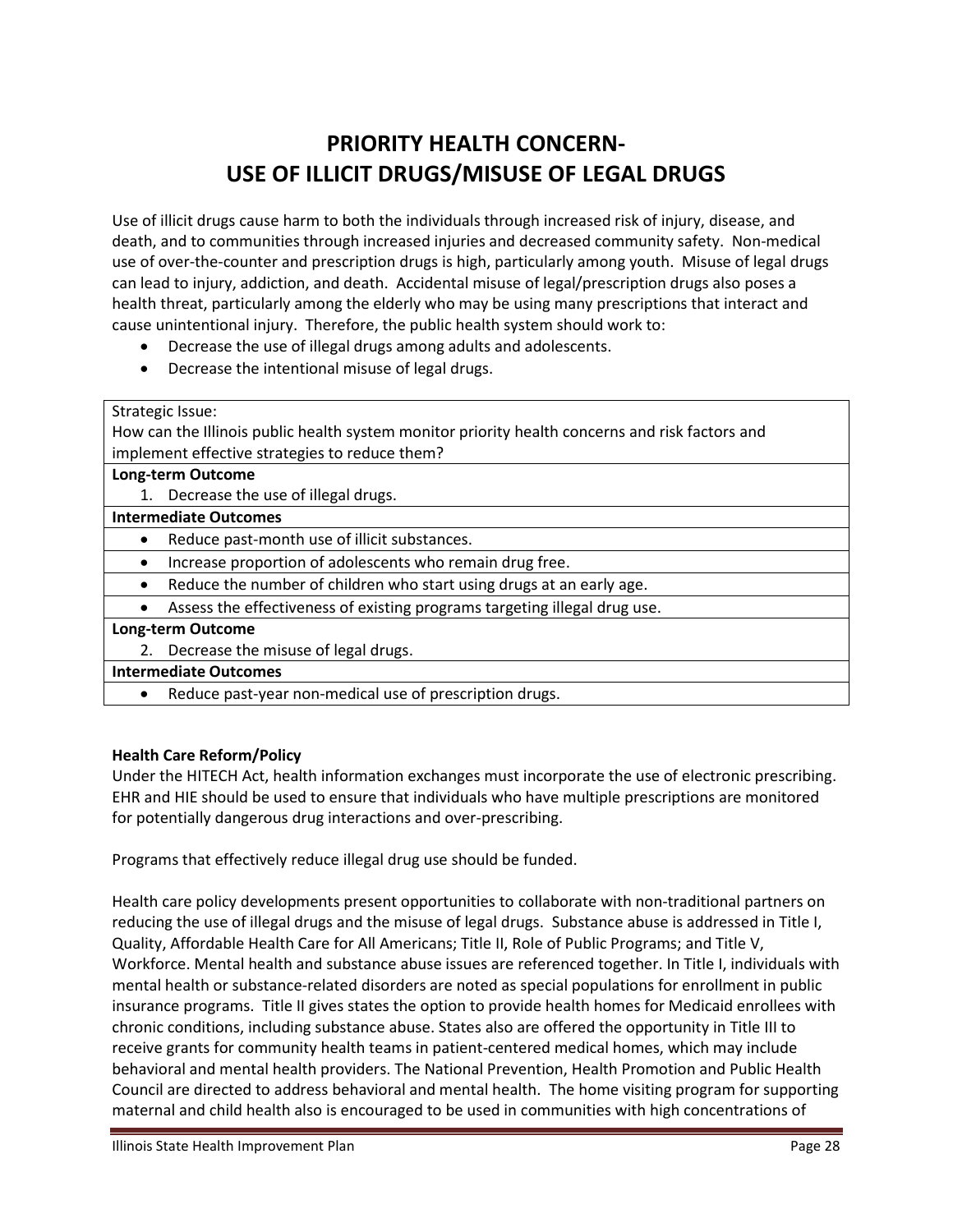# PRIORITY HEALTH CONCERN- USE OF ILLICIT DRUGS/MISUSE OF LEGAL DRUGS

Use of illicit drugs cause harm to both the individuals through increased risk of injury, disease, and death, and to communities through increased injuries and decreased community safety. Non-medical use of over-the-counter and prescription drugs is high, particularly among youth. Misuse of legal drugs can lead to injury, addiction, and death. Accidental misuse of legal/prescription drugs also poses a health threat, particularly among the elderly who may be using many prescriptions that interact and cause unintentional injury. Therefore, the public health system should work to:

- Decrease the use of illegal drugs among adults and adolescents.
- Decrease the intentional misuse of legal drugs.

| Strategic Issue: How can the Illinois public health system monitor priority health concerns and risk factors and implement effective strategies to reduce them? |
|---|
| **Long-term Outcome** |
| 1. Decrease the use of illegal drugs. |
| **Intermediate Outcomes** |
| • Reduce past-month use of illicit substances. |
| • Increase proportion of adolescents who remain drug free. |
| • Reduce the number of children who start using drugs at an early age. |
| • Assess the effectiveness of existing programs targeting illegal drug use. |
| **Long-term Outcome** |
| 2. Decrease the misuse of legal drugs. |
| **Intermediate Outcomes** |
| • Reduce past-year non-medical use of prescription drugs. |

**Health Care Reform/Policy**

Under the HITECH Act, health information exchanges must incorporate the use of electronic prescribing. EHR and HIE should be used to ensure that individuals who have multiple prescriptions are monitored for potentially dangerous drug interactions and over-prescribing.

Programs that effectively reduce illegal drug use should be funded.

Health care policy developments present opportunities to collaborate with non-traditional partners on reducing the use of illegal drugs and the misuse of legal drugs. Substance abuse is addressed in Title I, Quality, Affordable Health Care for All Americans; Title II, Role of Public Programs; and Title V, Workforce. Mental health and substance abuse issues are referenced together. In Title I, individuals with mental health or substance-related disorders are noted as special populations for enrollment in public insurance programs. Title II gives states the option to provide health homes for Medicaid enrollees with chronic conditions, including substance abuse. States also are offered the opportunity in Title III to receive grants for community health teams in patient-centered medical homes, which may include behavioral and mental health providers. The National Prevention, Health Promotion and Public Health Council are directed to address behavioral and mental health. The home visiting program for supporting maternal and child health also is encouraged to be used in communities with high concentrations of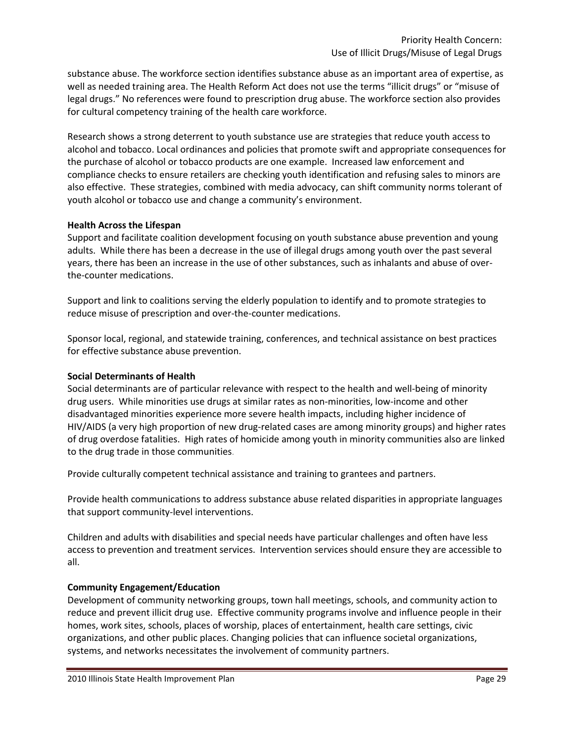substance abuse. The workforce section identifies substance abuse as an important area of expertise, as well as needed training area. The Health Reform Act does not use the terms "illicit drugs" or "misuse of legal drugs." No references were found to prescription drug abuse. The workforce section also provides for cultural competency training of the health care workforce.

Research shows a strong deterrent to youth substance use are strategies that reduce youth access to alcohol and tobacco. Local ordinances and policies that promote swift and appropriate consequences for the purchase of alcohol or tobacco products are one example. Increased law enforcement and compliance checks to ensure retailers are checking youth identification and refusing sales to minors are also effective. These strategies, combined with media advocacy, can shift community norms tolerant of youth alcohol or tobacco use and change a community's environment.

**Health Across the Lifespan**

Support and facilitate coalition development focusing on youth substance abuse prevention and young adults. While there has been a decrease in the use of illegal drugs among youth over the past several years, there has been an increase in the use of other substances, such as inhalants and abuse of over-the-counter medications.

Support and link to coalitions serving the elderly population to identify and to promote strategies to reduce misuse of prescription and over-the-counter medications.

Sponsor local, regional, and statewide training, conferences, and technical assistance on best practices for effective substance abuse prevention.

**Social Determinants of Health**

Social determinants are of particular relevance with respect to the health and well-being of minority drug users. While minorities use drugs at similar rates as non-minorities, low-income and other disadvantaged minorities experience more severe health impacts, including higher incidence of HIV/AIDS (a very high proportion of new drug-related cases are among minority groups) and higher rates of drug overdose fatalities. High rates of homicide among youth in minority communities also are linked to the drug trade in those communities.

Provide culturally competent technical assistance and training to grantees and partners.

Provide health communications to address substance abuse related disparities in appropriate languages that support community-level interventions.

Children and adults with disabilities and special needs have particular challenges and often have less access to prevention and treatment services. Intervention services should ensure they are accessible to all.

**Community Engagement/Education**

Development of community networking groups, town hall meetings, schools, and community action to reduce and prevent illicit drug use. Effective community programs involve and influence people in their homes, work sites, schools, places of worship, places of entertainment, health care settings, civic organizations, and other public places. Changing policies that can influence societal organizations, systems, and networks necessitates the involvement of community partners.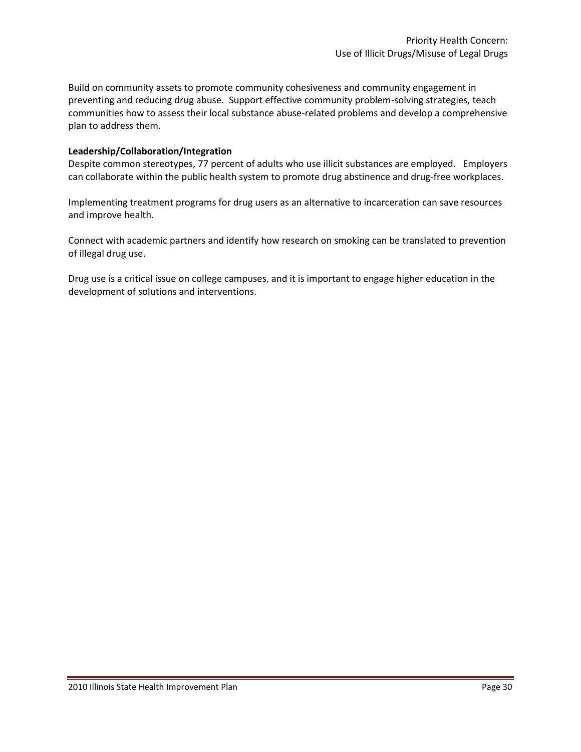Build on community assets to promote community cohesiveness and community engagement in preventing and reducing drug abuse. Support effective community problem-solving strategies, teach communities how to assess their local substance abuse-related problems and develop a comprehensive plan to address them.

**Leadership/Collaboration/Integration**

Despite common stereotypes, 77 percent of adults who use illicit substances are employed. Employers can collaborate within the public health system to promote drug abstinence and drug-free workplaces.

Implementing treatment programs for drug users as an alternative to incarceration can save resources and improve health.

Connect with academic partners and identify how research on smoking can be translated to prevention of illegal drug use.

Drug use is a critical issue on college campuses, and it is important to engage higher education in the development of solutions and interventions.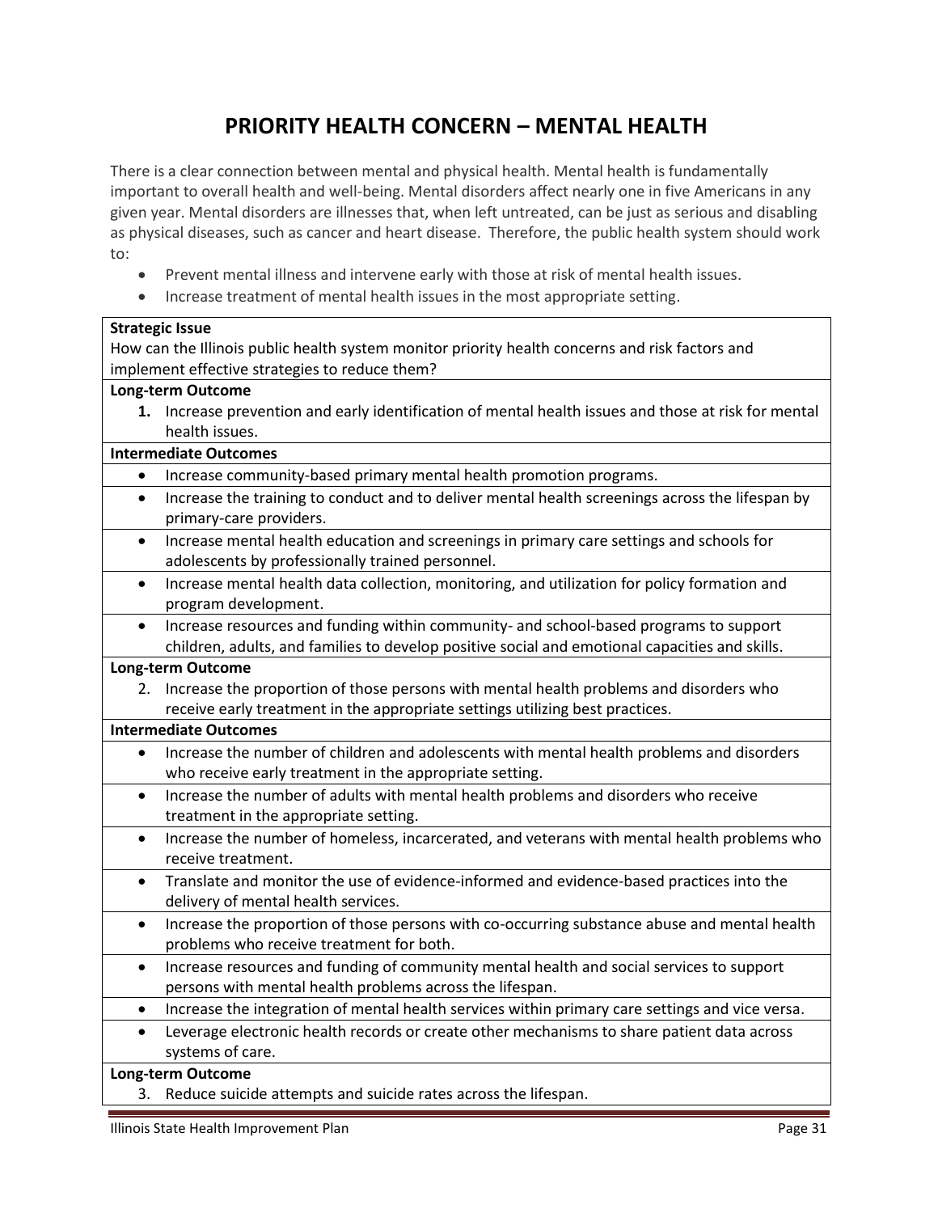# PRIORITY HEALTH CONCERN – MENTAL HEALTH

There is a clear connection between mental and physical health. Mental health is fundamentally important to overall health and well-being. Mental disorders affect nearly one in five Americans in any given year. Mental disorders are illnesses that, when left untreated, can be just as serious and disabling as physical diseases, such as cancer and heart disease. Therefore, the public health system should work to:

- Prevent mental illness and intervene early with those at risk of mental health issues.
- Increase treatment of mental health issues in the most appropriate setting.

| **Strategic Issue**<br>How can the Illinois public health system monitor priority health concerns and risk factors and implement effective strategies to reduce them? |
|---|
| **Long-term Outcome**<br>**1.** Increase prevention and early identification of mental health issues and those at risk for mental health issues. |
| **Intermediate Outcomes** |
| • Increase community-based primary mental health promotion programs. |
| • Increase the training to conduct and to deliver mental health screenings across the lifespan by primary-care providers. |
| • Increase mental health education and screenings in primary care settings and schools for adolescents by professionally trained personnel. |
| • Increase mental health data collection, monitoring, and utilization for policy formation and program development. |
| • Increase resources and funding within community- and school-based programs to support children, adults, and families to develop positive social and emotional capacities and skills. |
| **Long-term Outcome**<br>2. Increase the proportion of those persons with mental health problems and disorders who receive early treatment in the appropriate settings utilizing best practices. |
| **Intermediate Outcomes** |
| • Increase the number of children and adolescents with mental health problems and disorders who receive early treatment in the appropriate setting. |
| • Increase the number of adults with mental health problems and disorders who receive treatment in the appropriate setting. |
| • Increase the number of homeless, incarcerated, and veterans with mental health problems who receive treatment. |
| • Translate and monitor the use of evidence-informed and evidence-based practices into the delivery of mental health services. |
| • Increase the proportion of those persons with co-occurring substance abuse and mental health problems who receive treatment for both. |
| • Increase resources and funding of community mental health and social services to support persons with mental health problems across the lifespan. |
| • Increase the integration of mental health services within primary care settings and vice versa. |
| • Leverage electronic health records or create other mechanisms to share patient data across systems of care. |
| **Long-term Outcome**<br>3. Reduce suicide attempts and suicide rates across the lifespan. |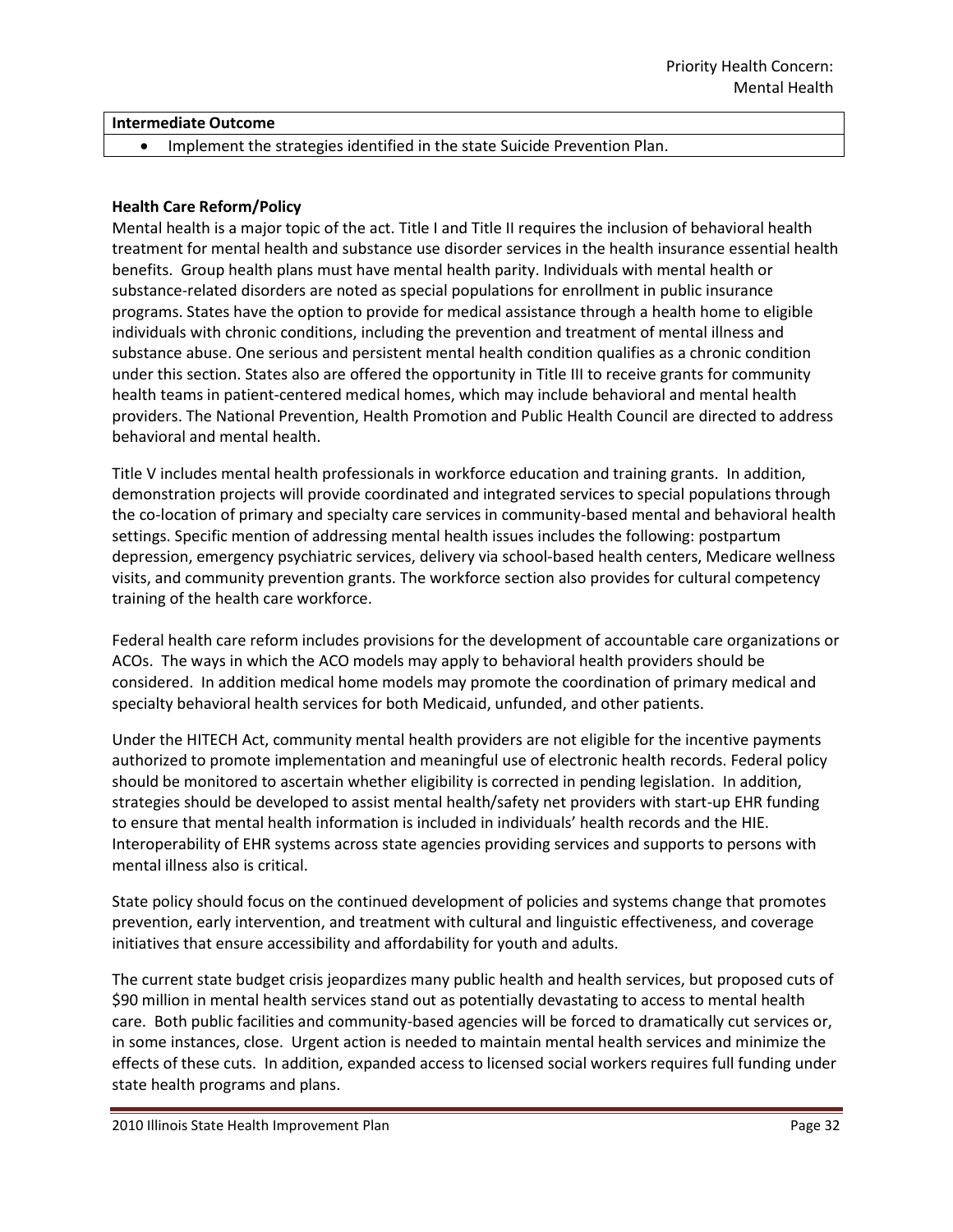| Intermediate Outcome |
| --- |
| • Implement the strategies identified in the state Suicide Prevention Plan. |

**Health Care Reform/Policy**

Mental health is a major topic of the act. Title I and Title II requires the inclusion of behavioral health treatment for mental health and substance use disorder services in the health insurance essential health benefits. Group health plans must have mental health parity. Individuals with mental health or substance-related disorders are noted as special populations for enrollment in public insurance programs. States have the option to provide for medical assistance through a health home to eligible individuals with chronic conditions, including the prevention and treatment of mental illness and substance abuse. One serious and persistent mental health condition qualifies as a chronic condition under this section. States also are offered the opportunity in Title III to receive grants for community health teams in patient-centered medical homes, which may include behavioral and mental health providers. The National Prevention, Health Promotion and Public Health Council are directed to address behavioral and mental health.

Title V includes mental health professionals in workforce education and training grants. In addition, demonstration projects will provide coordinated and integrated services to special populations through the co-location of primary and specialty care services in community-based mental and behavioral health settings. Specific mention of addressing mental health issues includes the following: postpartum depression, emergency psychiatric services, delivery via school-based health centers, Medicare wellness visits, and community prevention grants. The workforce section also provides for cultural competency training of the health care workforce.

Federal health care reform includes provisions for the development of accountable care organizations or ACOs. The ways in which the ACO models may apply to behavioral health providers should be considered. In addition medical home models may promote the coordination of primary medical and specialty behavioral health services for both Medicaid, unfunded, and other patients.

Under the HITECH Act, community mental health providers are not eligible for the incentive payments authorized to promote implementation and meaningful use of electronic health records. Federal policy should be monitored to ascertain whether eligibility is corrected in pending legislation. In addition, strategies should be developed to assist mental health/safety net providers with start-up EHR funding to ensure that mental health information is included in individuals' health records and the HIE. Interoperability of EHR systems across state agencies providing services and supports to persons with mental illness also is critical.

State policy should focus on the continued development of policies and systems change that promotes prevention, early intervention, and treatment with cultural and linguistic effectiveness, and coverage initiatives that ensure accessibility and affordability for youth and adults.

The current state budget crisis jeopardizes many public health and health services, but proposed cuts of $90 million in mental health services stand out as potentially devastating to access to mental health care. Both public facilities and community-based agencies will be forced to dramatically cut services or, in some instances, close. Urgent action is needed to maintain mental health services and minimize the effects of these cuts. In addition, expanded access to licensed social workers requires full funding under state health programs and plans.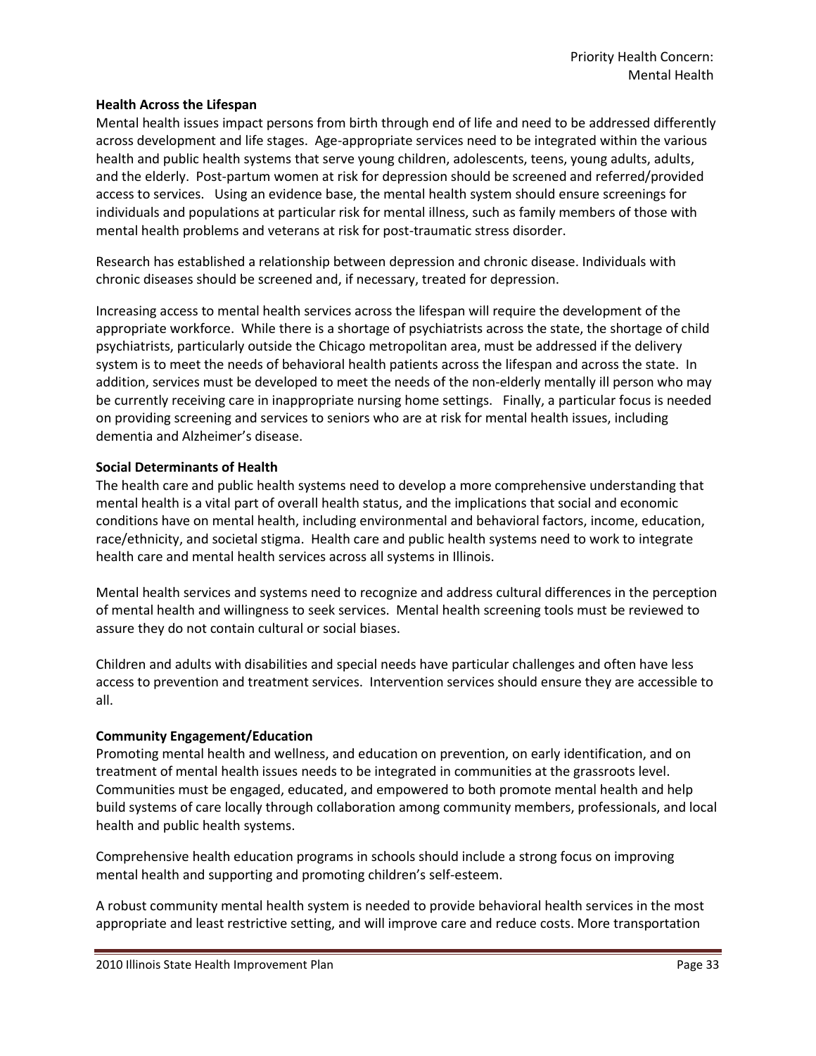**Health Across the Lifespan**

Mental health issues impact persons from birth through end of life and need to be addressed differently across development and life stages. Age-appropriate services need to be integrated within the various health and public health systems that serve young children, adolescents, teens, young adults, adults, and the elderly. Post-partum women at risk for depression should be screened and referred/provided access to services. Using an evidence base, the mental health system should ensure screenings for individuals and populations at particular risk for mental illness, such as family members of those with mental health problems and veterans at risk for post-traumatic stress disorder.

Research has established a relationship between depression and chronic disease. Individuals with chronic diseases should be screened and, if necessary, treated for depression.

Increasing access to mental health services across the lifespan will require the development of the appropriate workforce. While there is a shortage of psychiatrists across the state, the shortage of child psychiatrists, particularly outside the Chicago metropolitan area, must be addressed if the delivery system is to meet the needs of behavioral health patients across the lifespan and across the state. In addition, services must be developed to meet the needs of the non-elderly mentally ill person who may be currently receiving care in inappropriate nursing home settings. Finally, a particular focus is needed on providing screening and services to seniors who are at risk for mental health issues, including dementia and Alzheimer's disease.

**Social Determinants of Health**

The health care and public health systems need to develop a more comprehensive understanding that mental health is a vital part of overall health status, and the implications that social and economic conditions have on mental health, including environmental and behavioral factors, income, education, race/ethnicity, and societal stigma. Health care and public health systems need to work to integrate health care and mental health services across all systems in Illinois.

Mental health services and systems need to recognize and address cultural differences in the perception of mental health and willingness to seek services. Mental health screening tools must be reviewed to assure they do not contain cultural or social biases.

Children and adults with disabilities and special needs have particular challenges and often have less access to prevention and treatment services. Intervention services should ensure they are accessible to all.

**Community Engagement/Education**

Promoting mental health and wellness, and education on prevention, on early identification, and on treatment of mental health issues needs to be integrated in communities at the grassroots level. Communities must be engaged, educated, and empowered to both promote mental health and help build systems of care locally through collaboration among community members, professionals, and local health and public health systems.

Comprehensive health education programs in schools should include a strong focus on improving mental health and supporting and promoting children's self-esteem.

A robust community mental health system is needed to provide behavioral health services in the most appropriate and least restrictive setting, and will improve care and reduce costs. More transportation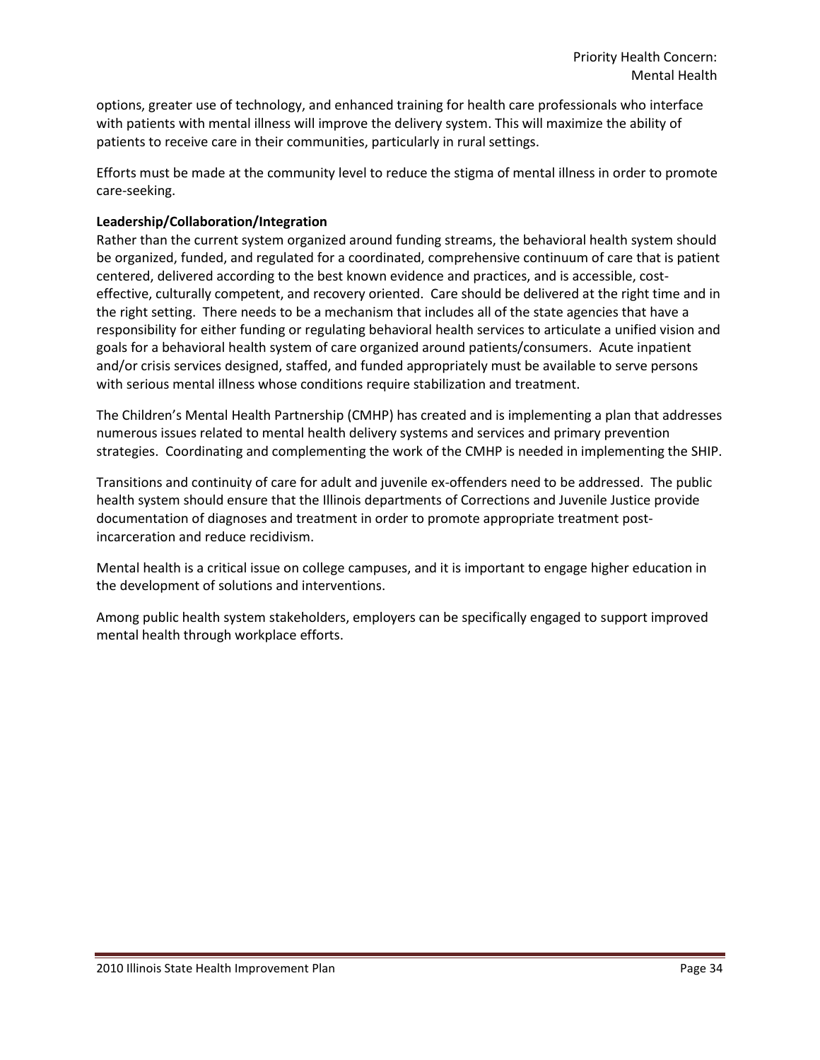options, greater use of technology, and enhanced training for health care professionals who interface with patients with mental illness will improve the delivery system. This will maximize the ability of patients to receive care in their communities, particularly in rural settings.

Efforts must be made at the community level to reduce the stigma of mental illness in order to promote care-seeking.

**Leadership/Collaboration/Integration**

Rather than the current system organized around funding streams, the behavioral health system should be organized, funded, and regulated for a coordinated, comprehensive continuum of care that is patient centered, delivered according to the best known evidence and practices, and is accessible, cost-effective, culturally competent, and recovery oriented. Care should be delivered at the right time and in the right setting. There needs to be a mechanism that includes all of the state agencies that have a responsibility for either funding or regulating behavioral health services to articulate a unified vision and goals for a behavioral health system of care organized around patients/consumers. Acute inpatient and/or crisis services designed, staffed, and funded appropriately must be available to serve persons with serious mental illness whose conditions require stabilization and treatment.

The Children's Mental Health Partnership (CMHP) has created and is implementing a plan that addresses numerous issues related to mental health delivery systems and services and primary prevention strategies. Coordinating and complementing the work of the CMHP is needed in implementing the SHIP.

Transitions and continuity of care for adult and juvenile ex-offenders need to be addressed. The public health system should ensure that the Illinois departments of Corrections and Juvenile Justice provide documentation of diagnoses and treatment in order to promote appropriate treatment post-incarceration and reduce recidivism.

Mental health is a critical issue on college campuses, and it is important to engage higher education in the development of solutions and interventions.

Among public health system stakeholders, employers can be specifically engaged to support improved mental health through workplace efforts.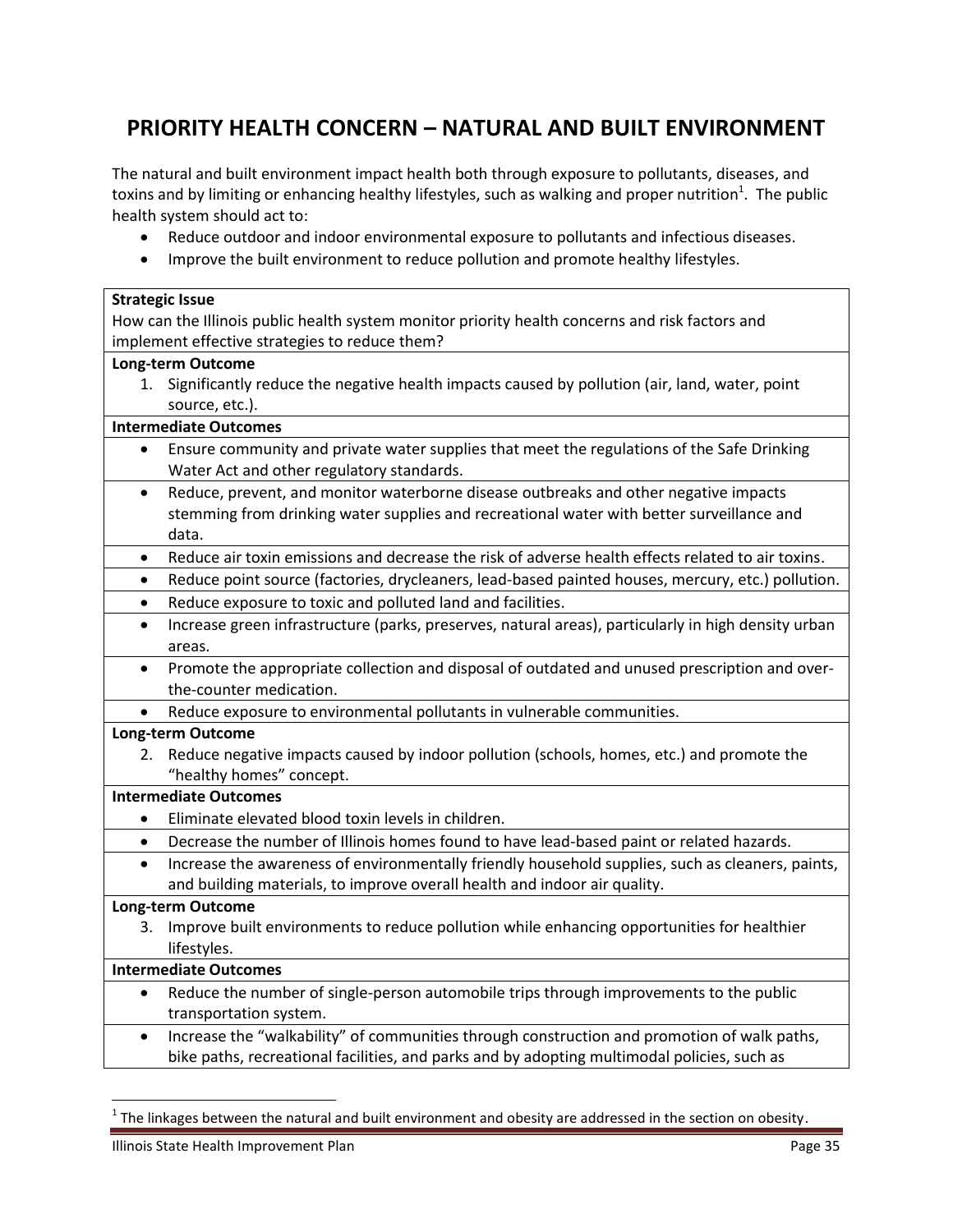# PRIORITY HEALTH CONCERN – NATURAL AND BUILT ENVIRONMENT

The natural and built environment impact health both through exposure to pollutants, diseases, and toxins and by limiting or enhancing healthy lifestyles, such as walking and proper nutrition[1]. The public health system should act to:

- Reduce outdoor and indoor environmental exposure to pollutants and infectious diseases.
- Improve the built environment to reduce pollution and promote healthy lifestyles.

| **Strategic Issue** |
|---|
| How can the Illinois public health system monitor priority health concerns and risk factors and implement effective strategies to reduce them? |
| **Long-term Outcome** |
| 1. Significantly reduce the negative health impacts caused by pollution (air, land, water, point source, etc.). |
| **Intermediate Outcomes** |
| • Ensure community and private water supplies that meet the regulations of the Safe Drinking Water Act and other regulatory standards. |
| • Reduce, prevent, and monitor waterborne disease outbreaks and other negative impacts stemming from drinking water supplies and recreational water with better surveillance and data. |
| • Reduce air toxin emissions and decrease the risk of adverse health effects related to air toxins. |
| • Reduce point source (factories, drycleaners, lead-based painted houses, mercury, etc.) pollution. |
| • Reduce exposure to toxic and polluted land and facilities. |
| • Increase green infrastructure (parks, preserves, natural areas), particularly in high density urban areas. |
| • Promote the appropriate collection and disposal of outdated and unused prescription and over-the-counter medication. |
| • Reduce exposure to environmental pollutants in vulnerable communities. |
| **Long-term Outcome** |
| 2. Reduce negative impacts caused by indoor pollution (schools, homes, etc.) and promote the "healthy homes" concept. |
| **Intermediate Outcomes** |
| • Eliminate elevated blood toxin levels in children. |
| • Decrease the number of Illinois homes found to have lead-based paint or related hazards. |
| • Increase the awareness of environmentally friendly household supplies, such as cleaners, paints, and building materials, to improve overall health and indoor air quality. |
| **Long-term Outcome** |
| 3. Improve built environments to reduce pollution while enhancing opportunities for healthier lifestyles. |
| **Intermediate Outcomes** |
| • Reduce the number of single-person automobile trips through improvements to the public transportation system. |
| • Increase the "walkability" of communities through construction and promotion of walk paths, bike paths, recreational facilities, and parks and by adopting multimodal policies, such as |

[1] The linkages between the natural and built environment and obesity are addressed in the section on obesity.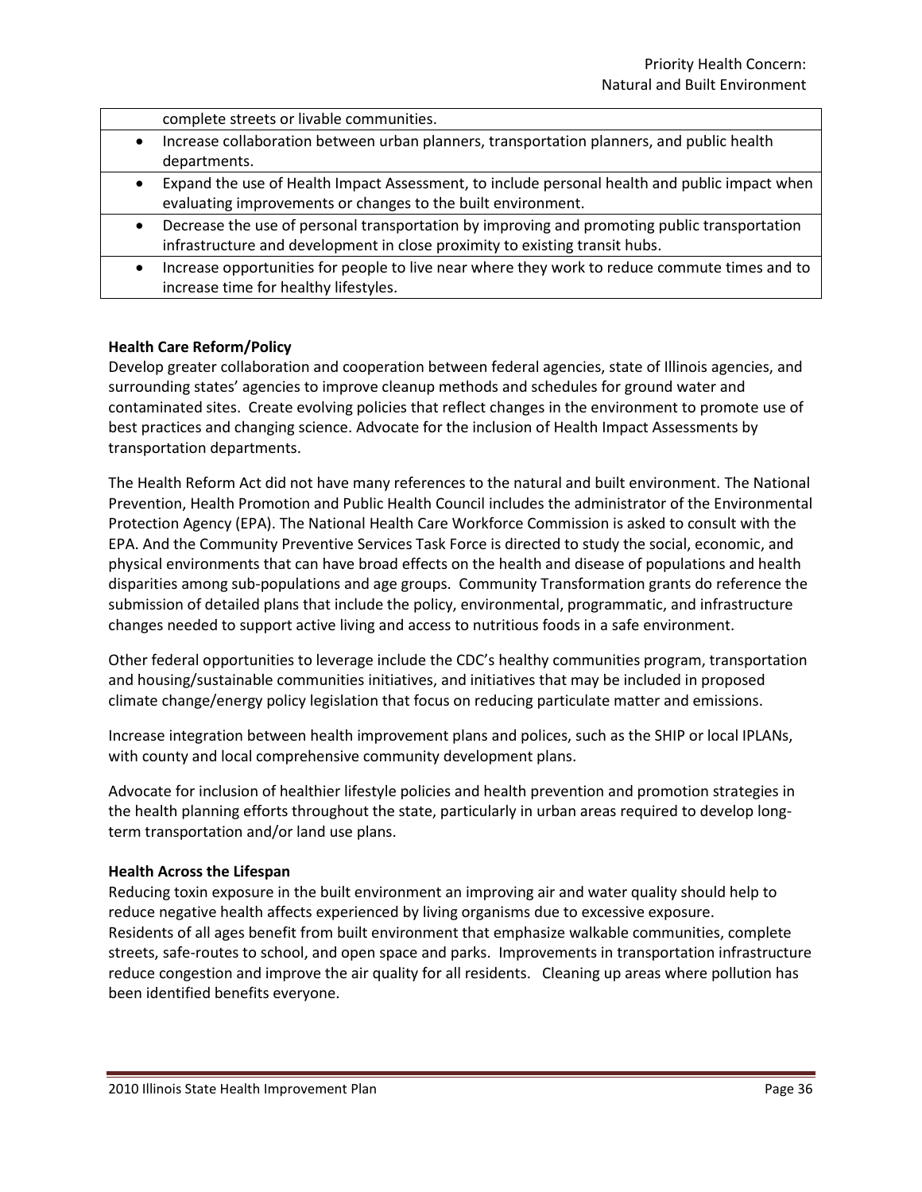| |
|---|
| complete streets or livable communities. |
| • Increase collaboration between urban planners, transportation planners, and public health departments. |
| • Expand the use of Health Impact Assessment, to include personal health and public impact when evaluating improvements or changes to the built environment. |
| • Decrease the use of personal transportation by improving and promoting public transportation infrastructure and development in close proximity to existing transit hubs. |
| • Increase opportunities for people to live near where they work to reduce commute times and to increase time for healthy lifestyles. |

**Health Care Reform/Policy**

Develop greater collaboration and cooperation between federal agencies, state of Illinois agencies, and surrounding states' agencies to improve cleanup methods and schedules for ground water and contaminated sites. Create evolving policies that reflect changes in the environment to promote use of best practices and changing science. Advocate for the inclusion of Health Impact Assessments by transportation departments.

The Health Reform Act did not have many references to the natural and built environment. The National Prevention, Health Promotion and Public Health Council includes the administrator of the Environmental Protection Agency (EPA). The National Health Care Workforce Commission is asked to consult with the EPA. And the Community Preventive Services Task Force is directed to study the social, economic, and physical environments that can have broad effects on the health and disease of populations and health disparities among sub-populations and age groups. Community Transformation grants do reference the submission of detailed plans that include the policy, environmental, programmatic, and infrastructure changes needed to support active living and access to nutritious foods in a safe environment.

Other federal opportunities to leverage include the CDC's healthy communities program, transportation and housing/sustainable communities initiatives, and initiatives that may be included in proposed climate change/energy policy legislation that focus on reducing particulate matter and emissions.

Increase integration between health improvement plans and polices, such as the SHIP or local IPLANs, with county and local comprehensive community development plans.

Advocate for inclusion of healthier lifestyle policies and health prevention and promotion strategies in the health planning efforts throughout the state, particularly in urban areas required to develop long-term transportation and/or land use plans.

**Health Across the Lifespan**

Reducing toxin exposure in the built environment an improving air and water quality should help to reduce negative health affects experienced by living organisms due to excessive exposure. Residents of all ages benefit from built environment that emphasize walkable communities, complete streets, safe-routes to school, and open space and parks. Improvements in transportation infrastructure reduce congestion and improve the air quality for all residents. Cleaning up areas where pollution has been identified benefits everyone.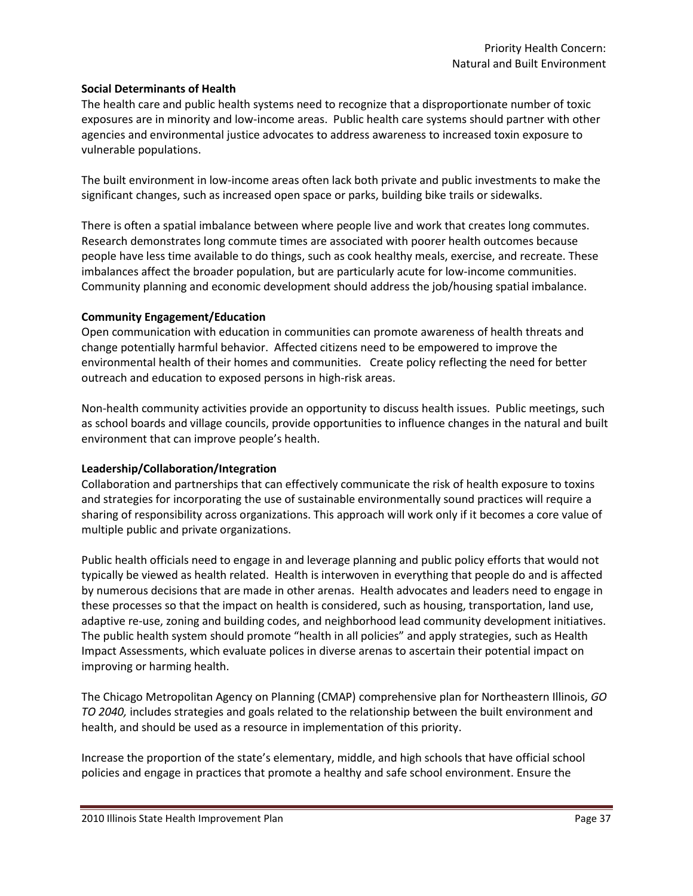**Social Determinants of Health**

The health care and public health systems need to recognize that a disproportionate number of toxic exposures are in minority and low-income areas. Public health care systems should partner with other agencies and environmental justice advocates to address awareness to increased toxin exposure to vulnerable populations.

The built environment in low-income areas often lack both private and public investments to make the significant changes, such as increased open space or parks, building bike trails or sidewalks.

There is often a spatial imbalance between where people live and work that creates long commutes. Research demonstrates long commute times are associated with poorer health outcomes because people have less time available to do things, such as cook healthy meals, exercise, and recreate. These imbalances affect the broader population, but are particularly acute for low-income communities. Community planning and economic development should address the job/housing spatial imbalance.

**Community Engagement/Education**

Open communication with education in communities can promote awareness of health threats and change potentially harmful behavior. Affected citizens need to be empowered to improve the environmental health of their homes and communities. Create policy reflecting the need for better outreach and education to exposed persons in high-risk areas.

Non-health community activities provide an opportunity to discuss health issues. Public meetings, such as school boards and village councils, provide opportunities to influence changes in the natural and built environment that can improve people's health.

**Leadership/Collaboration/Integration**

Collaboration and partnerships that can effectively communicate the risk of health exposure to toxins and strategies for incorporating the use of sustainable environmentally sound practices will require a sharing of responsibility across organizations. This approach will work only if it becomes a core value of multiple public and private organizations.

Public health officials need to engage in and leverage planning and public policy efforts that would not typically be viewed as health related. Health is interwoven in everything that people do and is affected by numerous decisions that are made in other arenas. Health advocates and leaders need to engage in these processes so that the impact on health is considered, such as housing, transportation, land use, adaptive re-use, zoning and building codes, and neighborhood lead community development initiatives. The public health system should promote "health in all policies" and apply strategies, such as Health Impact Assessments, which evaluate polices in diverse arenas to ascertain their potential impact on improving or harming health.

The Chicago Metropolitan Agency on Planning (CMAP) comprehensive plan for Northeastern Illinois, *GO TO 2040,* includes strategies and goals related to the relationship between the built environment and health, and should be used as a resource in implementation of this priority.

Increase the proportion of the state's elementary, middle, and high schools that have official school policies and engage in practices that promote a healthy and safe school environment. Ensure the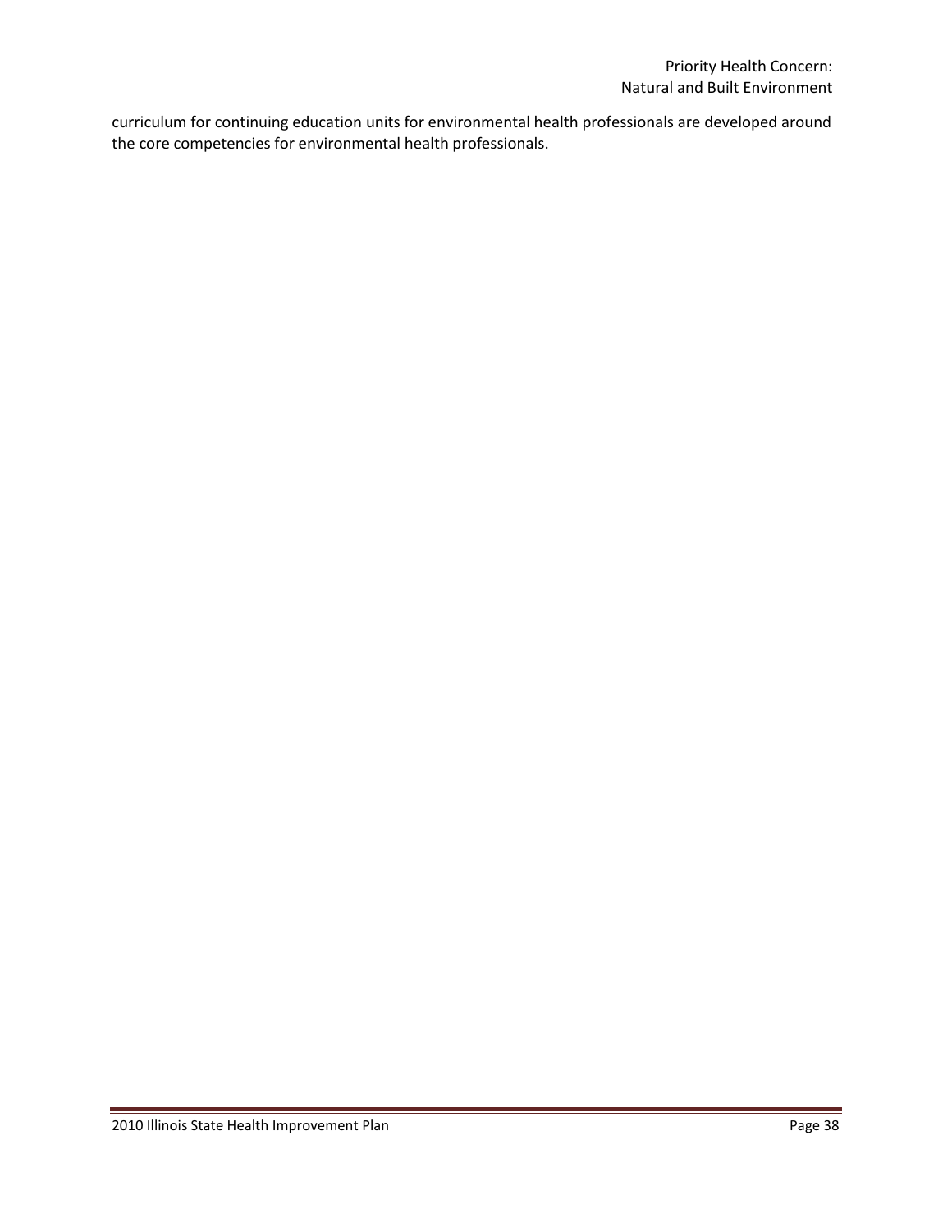curriculum for continuing education units for environmental health professionals are developed around the core competencies for environmental health professionals.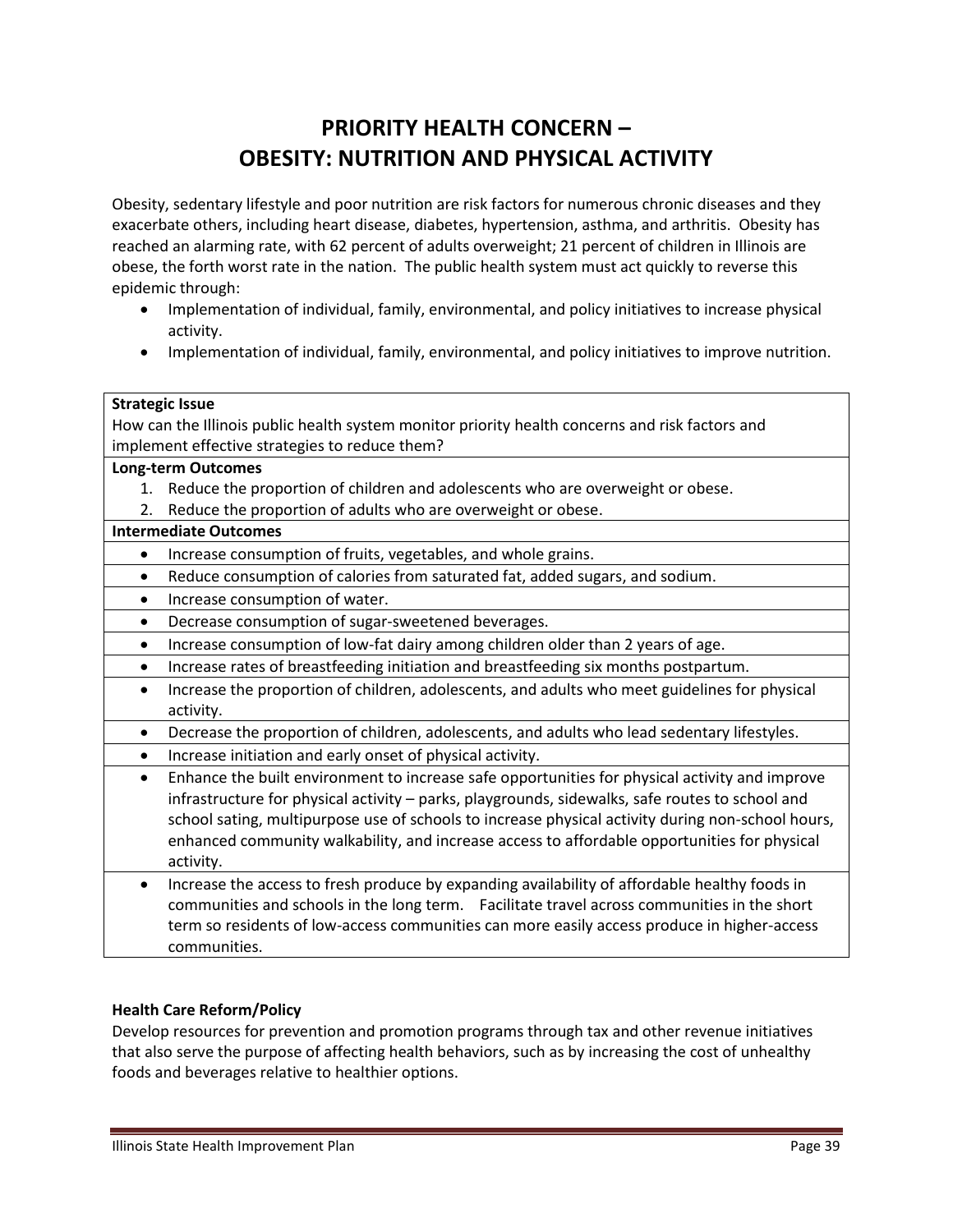# PRIORITY HEALTH CONCERN – OBESITY: NUTRITION AND PHYSICAL ACTIVITY

Obesity, sedentary lifestyle and poor nutrition are risk factors for numerous chronic diseases and they exacerbate others, including heart disease, diabetes, hypertension, asthma, and arthritis. Obesity has reached an alarming rate, with 62 percent of adults overweight; 21 percent of children in Illinois are obese, the forth worst rate in the nation. The public health system must act quickly to reverse this epidemic through:

- Implementation of individual, family, environmental, and policy initiatives to increase physical activity.
- Implementation of individual, family, environmental, and policy initiatives to improve nutrition.

| **Strategic Issue** |
|---|
| How can the Illinois public health system monitor priority health concerns and risk factors and implement effective strategies to reduce them? |
| **Long-term Outcomes** |
| 1. Reduce the proportion of children and adolescents who are overweight or obese. <br> 2. Reduce the proportion of adults who are overweight or obese. |
| **Intermediate Outcomes** |
| • Increase consumption of fruits, vegetables, and whole grains. |
| • Reduce consumption of calories from saturated fat, added sugars, and sodium. |
| • Increase consumption of water. |
| • Decrease consumption of sugar-sweetened beverages. |
| • Increase consumption of low-fat dairy among children older than 2 years of age. |
| • Increase rates of breastfeeding initiation and breastfeeding six months postpartum. |
| • Increase the proportion of children, adolescents, and adults who meet guidelines for physical activity. |
| • Decrease the proportion of children, adolescents, and adults who lead sedentary lifestyles. |
| • Increase initiation and early onset of physical activity. |
| • Enhance the built environment to increase safe opportunities for physical activity and improve infrastructure for physical activity – parks, playgrounds, sidewalks, safe routes to school and school sating, multipurpose use of schools to increase physical activity during non-school hours, enhanced community walkability, and increase access to affordable opportunities for physical activity. |
| • Increase the access to fresh produce by expanding availability of affordable healthy foods in communities and schools in the long term. Facilitate travel across communities in the short term so residents of low-access communities can more easily access produce in higher-access communities. |

**Health Care Reform/Policy**

Develop resources for prevention and promotion programs through tax and other revenue initiatives that also serve the purpose of affecting health behaviors, such as by increasing the cost of unhealthy foods and beverages relative to healthier options.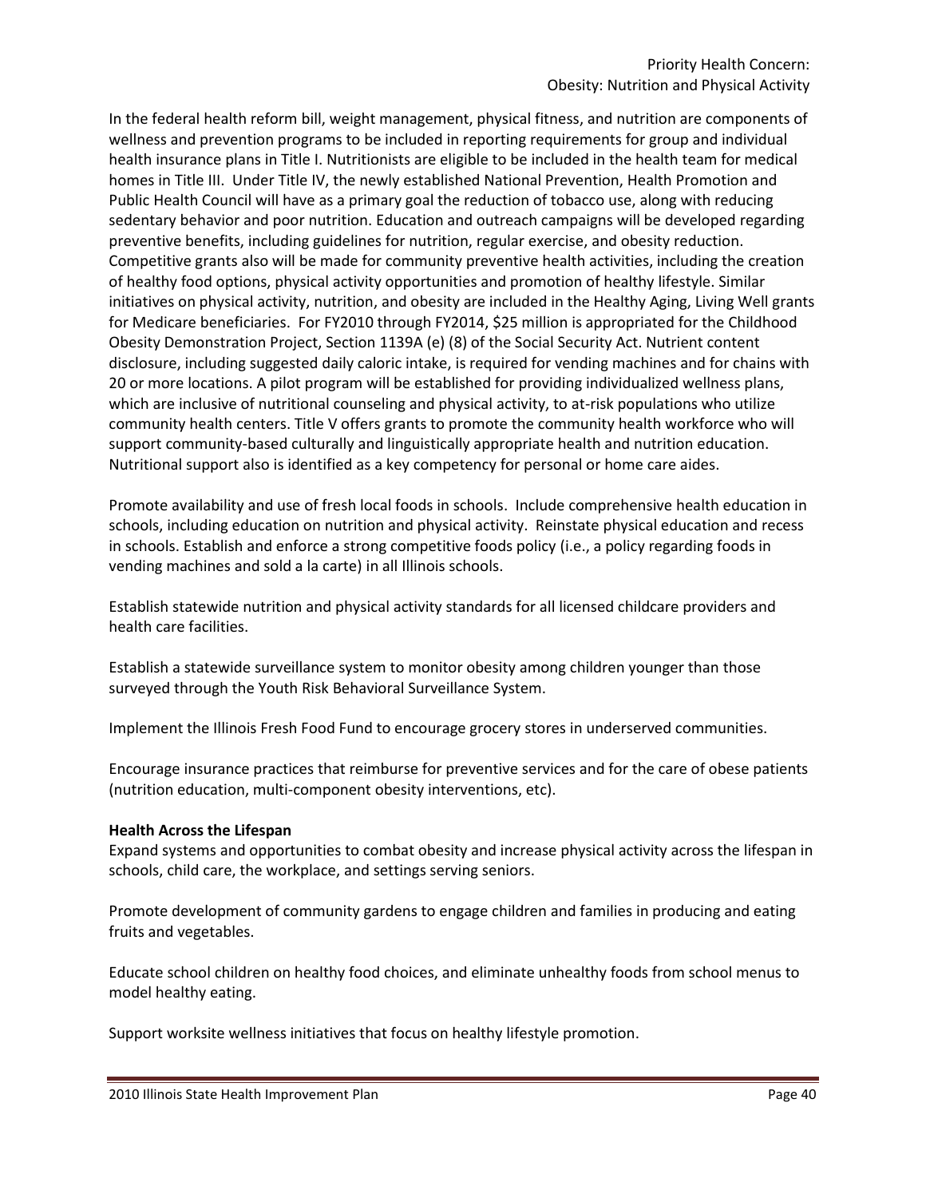In the federal health reform bill, weight management, physical fitness, and nutrition are components of wellness and prevention programs to be included in reporting requirements for group and individual health insurance plans in Title I. Nutritionists are eligible to be included in the health team for medical homes in Title III. Under Title IV, the newly established National Prevention, Health Promotion and Public Health Council will have as a primary goal the reduction of tobacco use, along with reducing sedentary behavior and poor nutrition. Education and outreach campaigns will be developed regarding preventive benefits, including guidelines for nutrition, regular exercise, and obesity reduction. Competitive grants also will be made for community preventive health activities, including the creation of healthy food options, physical activity opportunities and promotion of healthy lifestyle. Similar initiatives on physical activity, nutrition, and obesity are included in the Healthy Aging, Living Well grants for Medicare beneficiaries. For FY2010 through FY2014, $25 million is appropriated for the Childhood Obesity Demonstration Project, Section 1139A (e) (8) of the Social Security Act. Nutrient content disclosure, including suggested daily caloric intake, is required for vending machines and for chains with 20 or more locations. A pilot program will be established for providing individualized wellness plans, which are inclusive of nutritional counseling and physical activity, to at-risk populations who utilize community health centers. Title V offers grants to promote the community health workforce who will support community-based culturally and linguistically appropriate health and nutrition education. Nutritional support also is identified as a key competency for personal or home care aides.

Promote availability and use of fresh local foods in schools. Include comprehensive health education in schools, including education on nutrition and physical activity. Reinstate physical education and recess in schools. Establish and enforce a strong competitive foods policy (i.e., a policy regarding foods in vending machines and sold a la carte) in all Illinois schools.

Establish statewide nutrition and physical activity standards for all licensed childcare providers and health care facilities.

Establish a statewide surveillance system to monitor obesity among children younger than those surveyed through the Youth Risk Behavioral Surveillance System.

Implement the Illinois Fresh Food Fund to encourage grocery stores in underserved communities.

Encourage insurance practices that reimburse for preventive services and for the care of obese patients (nutrition education, multi-component obesity interventions, etc).

**Health Across the Lifespan**

Expand systems and opportunities to combat obesity and increase physical activity across the lifespan in schools, child care, the workplace, and settings serving seniors.

Promote development of community gardens to engage children and families in producing and eating fruits and vegetables.

Educate school children on healthy food choices, and eliminate unhealthy foods from school menus to model healthy eating.

Support worksite wellness initiatives that focus on healthy lifestyle promotion.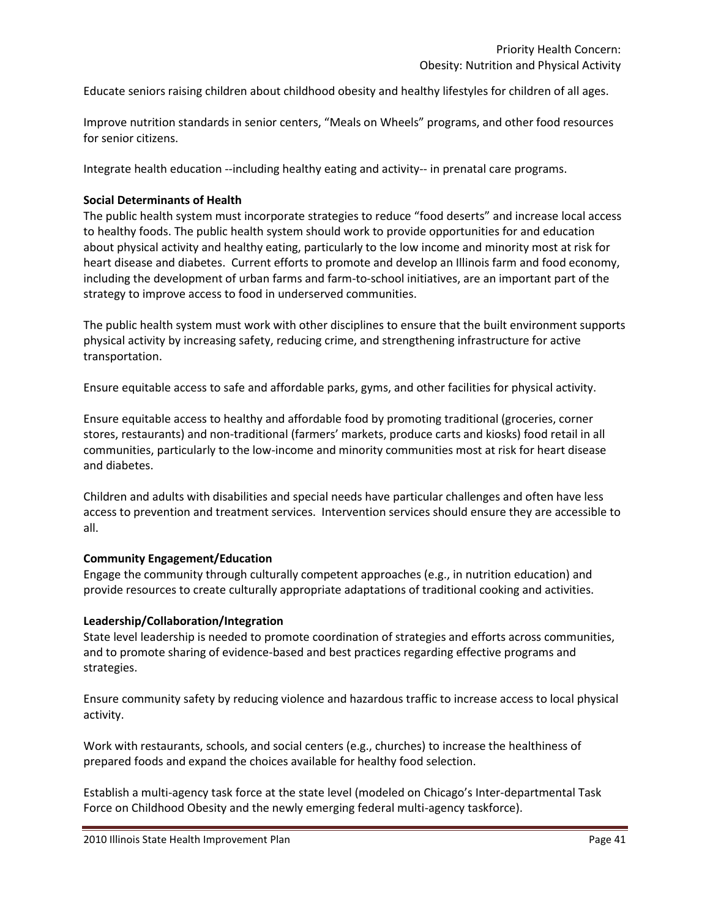Educate seniors raising children about childhood obesity and healthy lifestyles for children of all ages.

Improve nutrition standards in senior centers, "Meals on Wheels" programs, and other food resources for senior citizens.

Integrate health education --including healthy eating and activity-- in prenatal care programs.

**Social Determinants of Health**

The public health system must incorporate strategies to reduce "food deserts" and increase local access to healthy foods. The public health system should work to provide opportunities for and education about physical activity and healthy eating, particularly to the low income and minority most at risk for heart disease and diabetes. Current efforts to promote and develop an Illinois farm and food economy, including the development of urban farms and farm-to-school initiatives, are an important part of the strategy to improve access to food in underserved communities.

The public health system must work with other disciplines to ensure that the built environment supports physical activity by increasing safety, reducing crime, and strengthening infrastructure for active transportation.

Ensure equitable access to safe and affordable parks, gyms, and other facilities for physical activity.

Ensure equitable access to healthy and affordable food by promoting traditional (groceries, corner stores, restaurants) and non-traditional (farmers' markets, produce carts and kiosks) food retail in all communities, particularly to the low-income and minority communities most at risk for heart disease and diabetes.

Children and adults with disabilities and special needs have particular challenges and often have less access to prevention and treatment services. Intervention services should ensure they are accessible to all.

**Community Engagement/Education**

Engage the community through culturally competent approaches (e.g., in nutrition education) and provide resources to create culturally appropriate adaptations of traditional cooking and activities.

**Leadership/Collaboration/Integration**

State level leadership is needed to promote coordination of strategies and efforts across communities, and to promote sharing of evidence-based and best practices regarding effective programs and strategies.

Ensure community safety by reducing violence and hazardous traffic to increase access to local physical activity.

Work with restaurants, schools, and social centers (e.g., churches) to increase the healthiness of prepared foods and expand the choices available for healthy food selection.

Establish a multi-agency task force at the state level (modeled on Chicago's Inter-departmental Task Force on Childhood Obesity and the newly emerging federal multi-agency taskforce).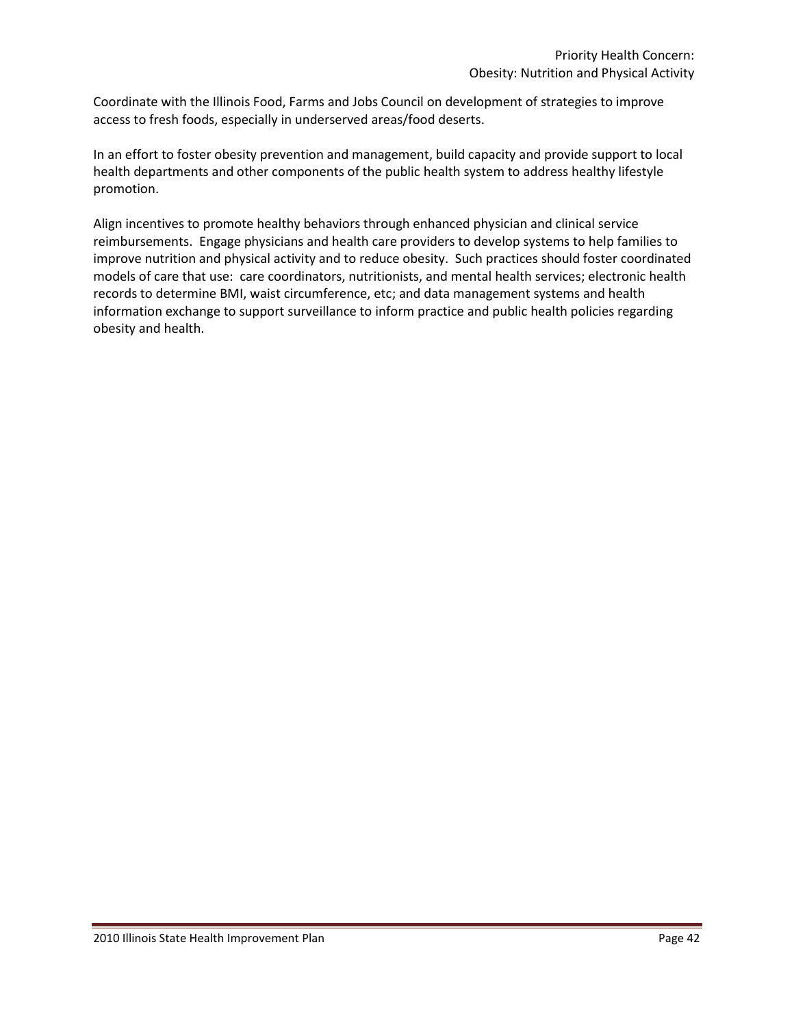Coordinate with the Illinois Food, Farms and Jobs Council on development of strategies to improve access to fresh foods, especially in underserved areas/food deserts.

In an effort to foster obesity prevention and management, build capacity and provide support to local health departments and other components of the public health system to address healthy lifestyle promotion.

Align incentives to promote healthy behaviors through enhanced physician and clinical service reimbursements. Engage physicians and health care providers to develop systems to help families to improve nutrition and physical activity and to reduce obesity. Such practices should foster coordinated models of care that use: care coordinators, nutritionists, and mental health services; electronic health records to determine BMI, waist circumference, etc; and data management systems and health information exchange to support surveillance to inform practice and public health policies regarding obesity and health.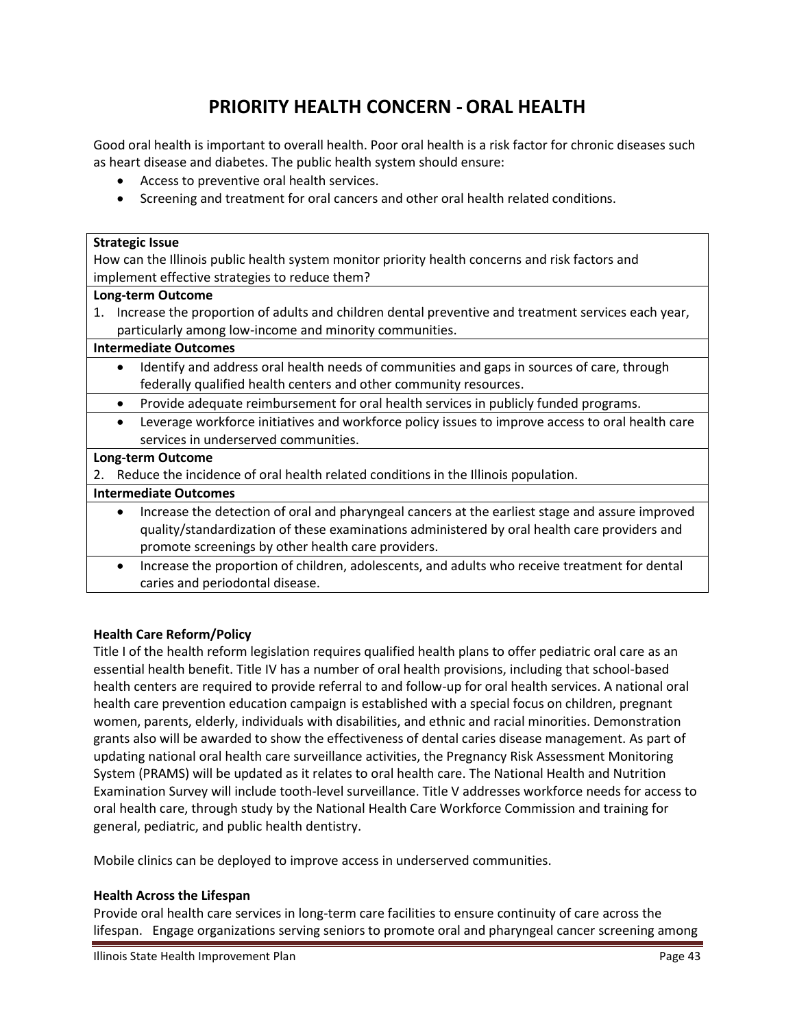# PRIORITY HEALTH CONCERN - ORAL HEALTH

Good oral health is important to overall health. Poor oral health is a risk factor for chronic diseases such as heart disease and diabetes. The public health system should ensure:

- Access to preventive oral health services.
- Screening and treatment for oral cancers and other oral health related conditions.

| **Strategic Issue** |
|---|
| How can the Illinois public health system monitor priority health concerns and risk factors and implement effective strategies to reduce them? |
| **Long-term Outcome** |
| 1. Increase the proportion of adults and children dental preventive and treatment services each year, particularly among low-income and minority communities. |
| **Intermediate Outcomes** |
| • Identify and address oral health needs of communities and gaps in sources of care, through federally qualified health centers and other community resources. |
| • Provide adequate reimbursement for oral health services in publicly funded programs. |
| • Leverage workforce initiatives and workforce policy issues to improve access to oral health care services in underserved communities. |
| **Long-term Outcome** |
| 2. Reduce the incidence of oral health related conditions in the Illinois population. |
| **Intermediate Outcomes** |
| • Increase the detection of oral and pharyngeal cancers at the earliest stage and assure improved quality/standardization of these examinations administered by oral health care providers and promote screenings by other health care providers. |
| • Increase the proportion of children, adolescents, and adults who receive treatment for dental caries and periodontal disease. |

**Health Care Reform/Policy**

Title I of the health reform legislation requires qualified health plans to offer pediatric oral care as an essential health benefit. Title IV has a number of oral health provisions, including that school-based health centers are required to provide referral to and follow-up for oral health services. A national oral health care prevention education campaign is established with a special focus on children, pregnant women, parents, elderly, individuals with disabilities, and ethnic and racial minorities. Demonstration grants also will be awarded to show the effectiveness of dental caries disease management. As part of updating national oral health care surveillance activities, the Pregnancy Risk Assessment Monitoring System (PRAMS) will be updated as it relates to oral health care. The National Health and Nutrition Examination Survey will include tooth-level surveillance. Title V addresses workforce needs for access to oral health care, through study by the National Health Care Workforce Commission and training for general, pediatric, and public health dentistry.

Mobile clinics can be deployed to improve access in underserved communities.

**Health Across the Lifespan**

Provide oral health care services in long-term care facilities to ensure continuity of care across the lifespan. Engage organizations serving seniors to promote oral and pharyngeal cancer screening among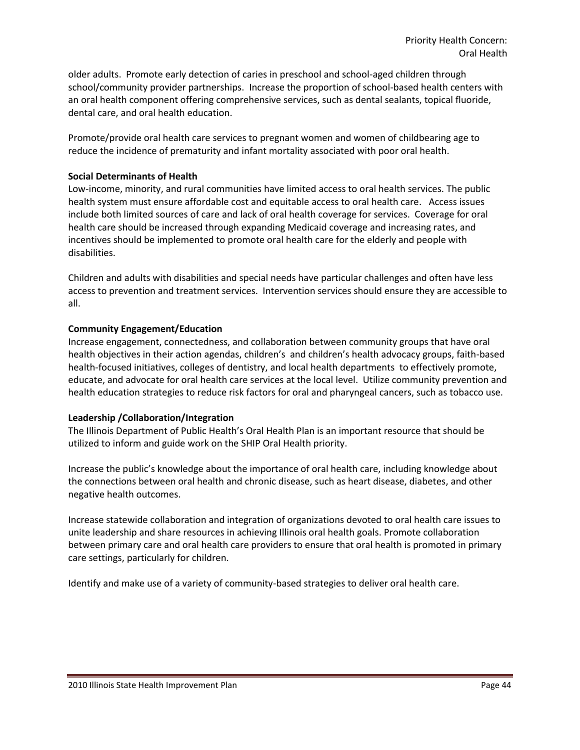older adults. Promote early detection of caries in preschool and school-aged children through school/community provider partnerships. Increase the proportion of school-based health centers with an oral health component offering comprehensive services, such as dental sealants, topical fluoride, dental care, and oral health education.

Promote/provide oral health care services to pregnant women and women of childbearing age to reduce the incidence of prematurity and infant mortality associated with poor oral health.

**Social Determinants of Health**

Low-income, minority, and rural communities have limited access to oral health services. The public health system must ensure affordable cost and equitable access to oral health care. Access issues include both limited sources of care and lack of oral health coverage for services. Coverage for oral health care should be increased through expanding Medicaid coverage and increasing rates, and incentives should be implemented to promote oral health care for the elderly and people with disabilities.

Children and adults with disabilities and special needs have particular challenges and often have less access to prevention and treatment services. Intervention services should ensure they are accessible to all.

**Community Engagement/Education**

Increase engagement, connectedness, and collaboration between community groups that have oral health objectives in their action agendas, children's and children's health advocacy groups, faith-based health-focused initiatives, colleges of dentistry, and local health departments to effectively promote, educate, and advocate for oral health care services at the local level. Utilize community prevention and health education strategies to reduce risk factors for oral and pharyngeal cancers, such as tobacco use.

**Leadership /Collaboration/Integration**

The Illinois Department of Public Health's Oral Health Plan is an important resource that should be utilized to inform and guide work on the SHIP Oral Health priority.

Increase the public's knowledge about the importance of oral health care, including knowledge about the connections between oral health and chronic disease, such as heart disease, diabetes, and other negative health outcomes.

Increase statewide collaboration and integration of organizations devoted to oral health care issues to unite leadership and share resources in achieving Illinois oral health goals. Promote collaboration between primary care and oral health care providers to ensure that oral health is promoted in primary care settings, particularly for children.

Identify and make use of a variety of community-based strategies to deliver oral health care.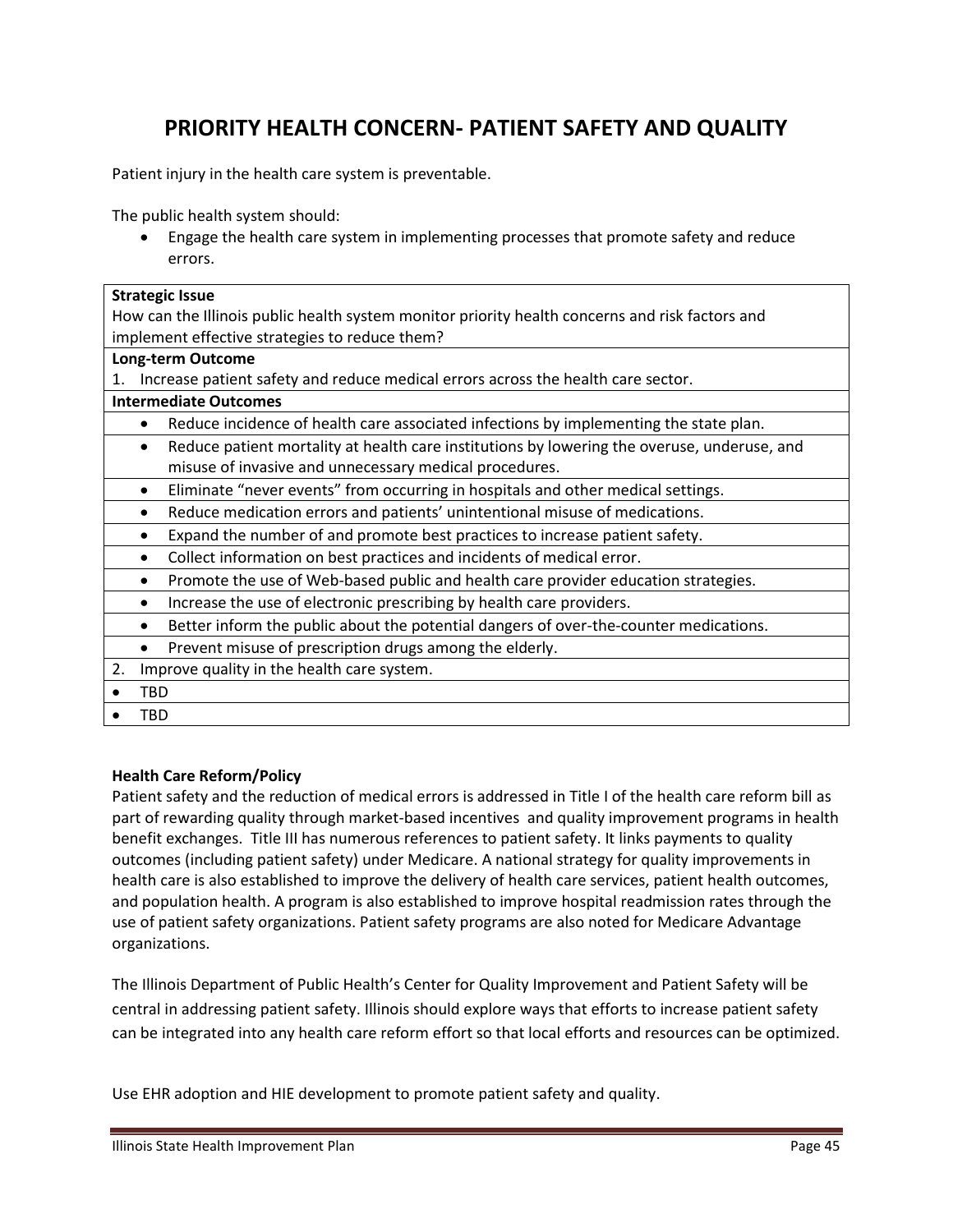# PRIORITY HEALTH CONCERN- PATIENT SAFETY AND QUALITY

Patient injury in the health care system is preventable.

The public health system should:

- Engage the health care system in implementing processes that promote safety and reduce errors.

| **Strategic Issue** |
|---|
| How can the Illinois public health system monitor priority health concerns and risk factors and implement effective strategies to reduce them? |
| **Long-term Outcome** |
| 1. Increase patient safety and reduce medical errors across the health care sector. |
| **Intermediate Outcomes** |
| • Reduce incidence of health care associated infections by implementing the state plan. |
| • Reduce patient mortality at health care institutions by lowering the overuse, underuse, and misuse of invasive and unnecessary medical procedures. |
| • Eliminate "never events" from occurring in hospitals and other medical settings. |
| • Reduce medication errors and patients' unintentional misuse of medications. |
| • Expand the number of and promote best practices to increase patient safety. |
| • Collect information on best practices and incidents of medical error. |
| • Promote the use of Web-based public and health care provider education strategies. |
| • Increase the use of electronic prescribing by health care providers. |
| • Better inform the public about the potential dangers of over-the-counter medications. |
| • Prevent misuse of prescription drugs among the elderly. |
| 2. Improve quality in the health care system. |
| • TBD |
| • TBD |

**Health Care Reform/Policy**

Patient safety and the reduction of medical errors is addressed in Title I of the health care reform bill as part of rewarding quality through market-based incentives and quality improvement programs in health benefit exchanges. Title III has numerous references to patient safety. It links payments to quality outcomes (including patient safety) under Medicare. A national strategy for quality improvements in health care is also established to improve the delivery of health care services, patient health outcomes, and population health. A program is also established to improve hospital readmission rates through the use of patient safety organizations. Patient safety programs are also noted for Medicare Advantage organizations.

The Illinois Department of Public Health's Center for Quality Improvement and Patient Safety will be central in addressing patient safety. Illinois should explore ways that efforts to increase patient safety can be integrated into any health care reform effort so that local efforts and resources can be optimized.

Use EHR adoption and HIE development to promote patient safety and quality.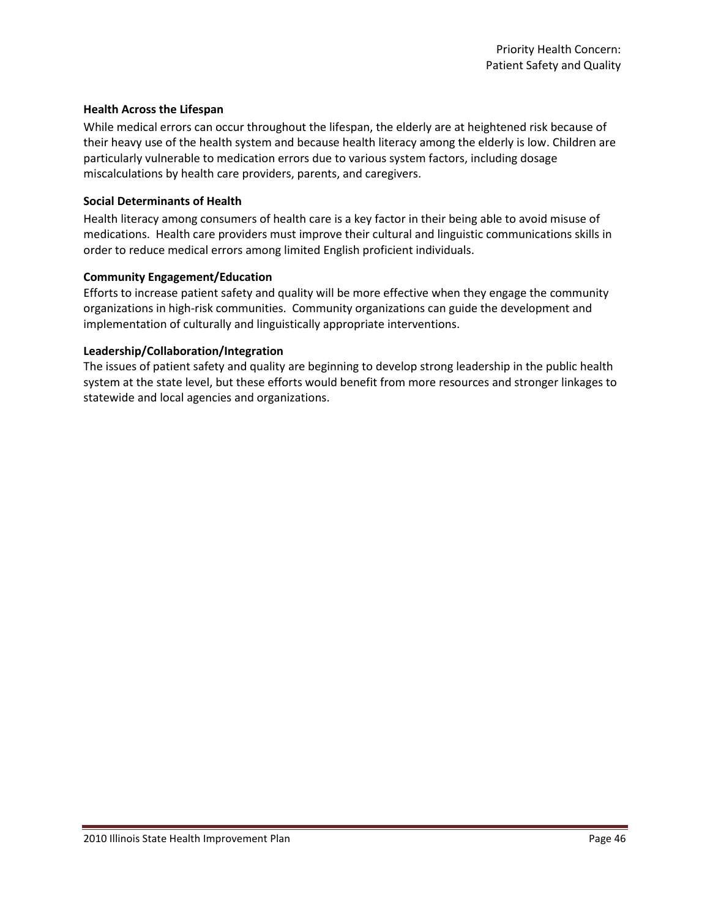#### Health Across the Lifespan

While medical errors can occur throughout the lifespan, the elderly are at heightened risk because of their heavy use of the health system and because health literacy among the elderly is low. Children are particularly vulnerable to medication errors due to various system factors, including dosage miscalculations by health care providers, parents, and caregivers.

#### Social Determinants of Health

Health literacy among consumers of health care is a key factor in their being able to avoid misuse of medications. Health care providers must improve their cultural and linguistic communications skills in order to reduce medical errors among limited English proficient individuals.

#### Community Engagement/Education

Efforts to increase patient safety and quality will be more effective when they engage the community organizations in high-risk communities. Community organizations can guide the development and implementation of culturally and linguistically appropriate interventions.

#### Leadership/Collaboration/Integration

The issues of patient safety and quality are beginning to develop strong leadership in the public health system at the state level, but these efforts would benefit from more resources and stronger linkages to statewide and local agencies and organizations.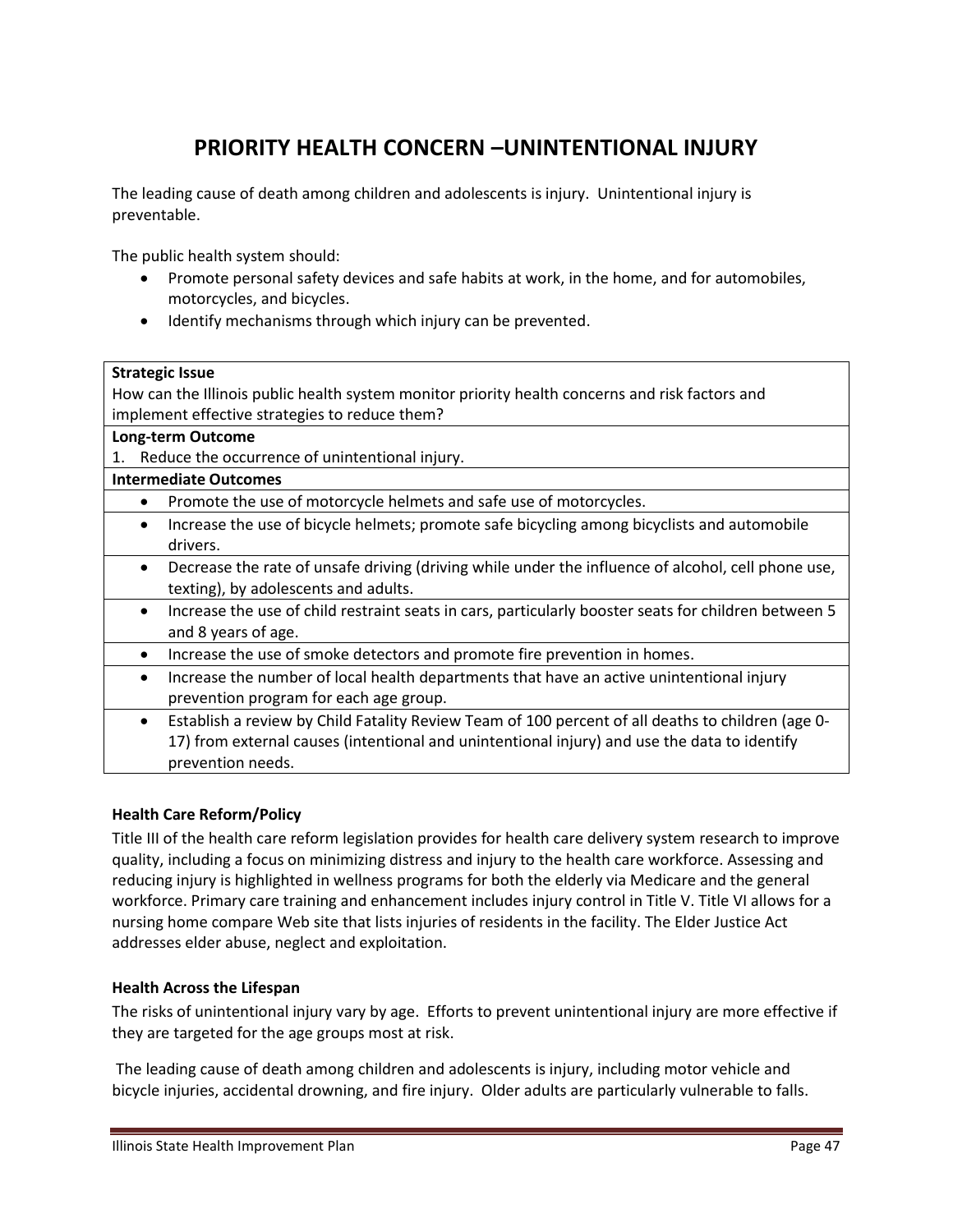# PRIORITY HEALTH CONCERN –UNINTENTIONAL INJURY

The leading cause of death among children and adolescents is injury. Unintentional injury is preventable.

The public health system should:

- Promote personal safety devices and safe habits at work, in the home, and for automobiles, motorcycles, and bicycles.
- Identify mechanisms through which injury can be prevented.

| **Strategic Issue**<br>How can the Illinois public health system monitor priority health concerns and risk factors and implement effective strategies to reduce them? |
|---|
| **Long-term Outcome**<br>1. Reduce the occurrence of unintentional injury. |
| **Intermediate Outcomes** |
| • Promote the use of motorcycle helmets and safe use of motorcycles. |
| • Increase the use of bicycle helmets; promote safe bicycling among bicyclists and automobile drivers. |
| • Decrease the rate of unsafe driving (driving while under the influence of alcohol, cell phone use, texting), by adolescents and adults. |
| • Increase the use of child restraint seats in cars, particularly booster seats for children between 5 and 8 years of age. |
| • Increase the use of smoke detectors and promote fire prevention in homes. |
| • Increase the number of local health departments that have an active unintentional injury prevention program for each age group. |
| • Establish a review by Child Fatality Review Team of 100 percent of all deaths to children (age 0-17) from external causes (intentional and unintentional injury) and use the data to identify prevention needs. |

**Health Care Reform/Policy**

Title III of the health care reform legislation provides for health care delivery system research to improve quality, including a focus on minimizing distress and injury to the health care workforce. Assessing and reducing injury is highlighted in wellness programs for both the elderly via Medicare and the general workforce. Primary care training and enhancement includes injury control in Title V. Title VI allows for a nursing home compare Web site that lists injuries of residents in the facility. The Elder Justice Act addresses elder abuse, neglect and exploitation.

**Health Across the Lifespan**

The risks of unintentional injury vary by age. Efforts to prevent unintentional injury are more effective if they are targeted for the age groups most at risk.

The leading cause of death among children and adolescents is injury, including motor vehicle and bicycle injuries, accidental drowning, and fire injury. Older adults are particularly vulnerable to falls.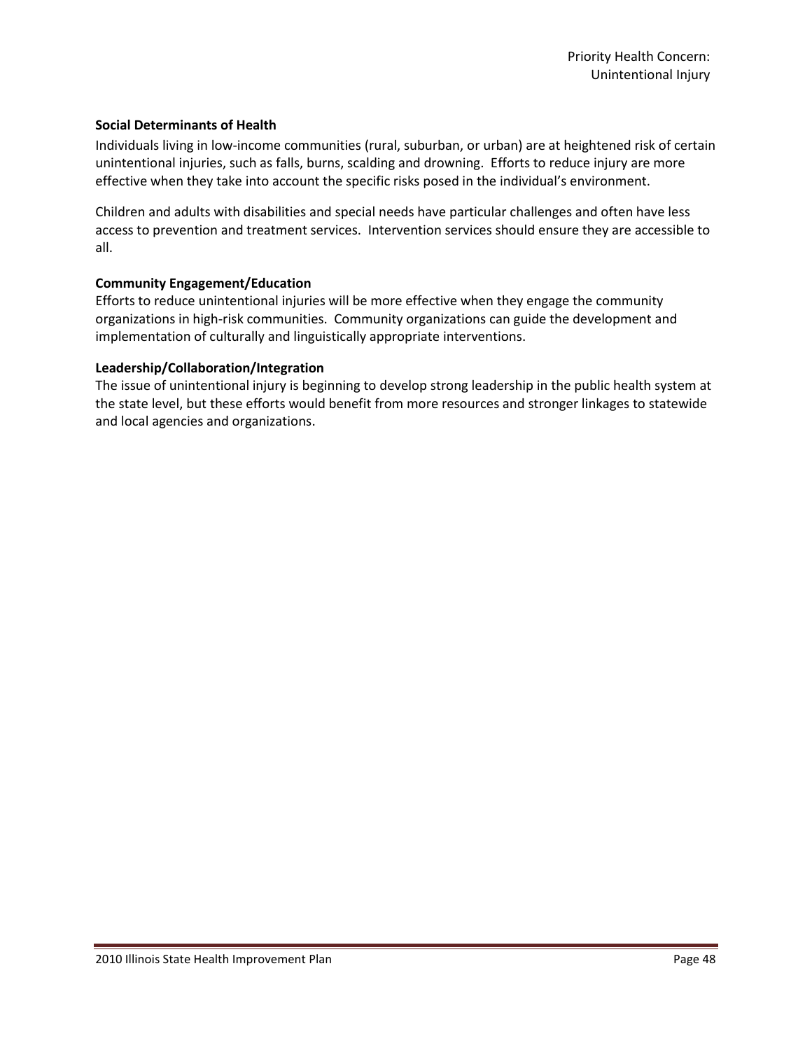**Social Determinants of Health**

Individuals living in low-income communities (rural, suburban, or urban) are at heightened risk of certain unintentional injuries, such as falls, burns, scalding and drowning. Efforts to reduce injury are more effective when they take into account the specific risks posed in the individual's environment.

Children and adults with disabilities and special needs have particular challenges and often have less access to prevention and treatment services. Intervention services should ensure they are accessible to all.

**Community Engagement/Education**

Efforts to reduce unintentional injuries will be more effective when they engage the community organizations in high-risk communities. Community organizations can guide the development and implementation of culturally and linguistically appropriate interventions.

**Leadership/Collaboration/Integration**

The issue of unintentional injury is beginning to develop strong leadership in the public health system at the state level, but these efforts would benefit from more resources and stronger linkages to statewide and local agencies and organizations.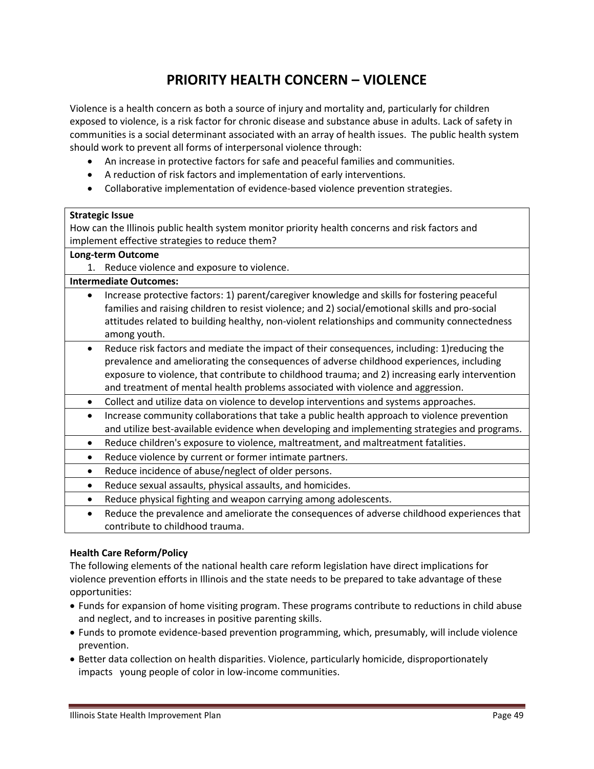# PRIORITY HEALTH CONCERN – VIOLENCE

Violence is a health concern as both a source of injury and mortality and, particularly for children exposed to violence, is a risk factor for chronic disease and substance abuse in adults. Lack of safety in communities is a social determinant associated with an array of health issues. The public health system should work to prevent all forms of interpersonal violence through:

- An increase in protective factors for safe and peaceful families and communities.
- A reduction of risk factors and implementation of early interventions.
- Collaborative implementation of evidence-based violence prevention strategies.

| **Strategic Issue**<br>How can the Illinois public health system monitor priority health concerns and risk factors and implement effective strategies to reduce them? |
|---|
| **Long-term Outcome**<br>1. Reduce violence and exposure to violence. |
| **Intermediate Outcomes:** |
| • Increase protective factors: 1) parent/caregiver knowledge and skills for fostering peaceful families and raising children to resist violence; and 2) social/emotional skills and pro-social attitudes related to building healthy, non-violent relationships and community connectedness among youth. |
| • Reduce risk factors and mediate the impact of their consequences, including: 1)reducing the prevalence and ameliorating the consequences of adverse childhood experiences, including exposure to violence, that contribute to childhood trauma; and 2) increasing early intervention and treatment of mental health problems associated with violence and aggression. |
| • Collect and utilize data on violence to develop interventions and systems approaches. |
| • Increase community collaborations that take a public health approach to violence prevention and utilize best-available evidence when developing and implementing strategies and programs. |
| • Reduce children's exposure to violence, maltreatment, and maltreatment fatalities. |
| • Reduce violence by current or former intimate partners. |
| • Reduce incidence of abuse/neglect of older persons. |
| • Reduce sexual assaults, physical assaults, and homicides. |
| • Reduce physical fighting and weapon carrying among adolescents. |
| • Reduce the prevalence and ameliorate the consequences of adverse childhood experiences that contribute to childhood trauma. |

**Health Care Reform/Policy**

The following elements of the national health care reform legislation have direct implications for violence prevention efforts in Illinois and the state needs to be prepared to take advantage of these opportunities:

- Funds for expansion of home visiting program. These programs contribute to reductions in child abuse and neglect, and to increases in positive parenting skills.
- Funds to promote evidence-based prevention programming, which, presumably, will include violence prevention.
- Better data collection on health disparities. Violence, particularly homicide, disproportionately impacts young people of color in low-income communities.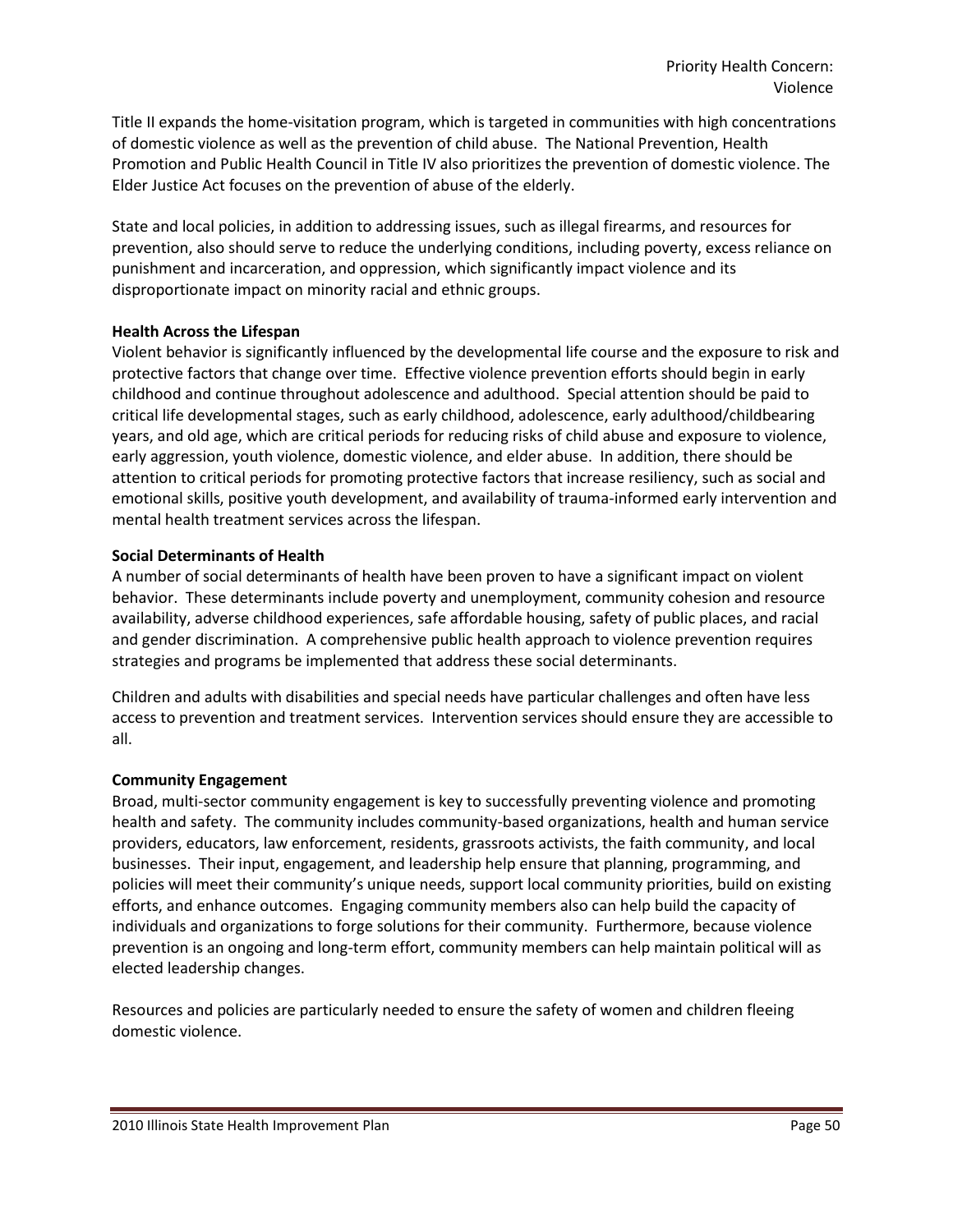Title II expands the home-visitation program, which is targeted in communities with high concentrations of domestic violence as well as the prevention of child abuse. The National Prevention, Health Promotion and Public Health Council in Title IV also prioritizes the prevention of domestic violence. The Elder Justice Act focuses on the prevention of abuse of the elderly.

State and local policies, in addition to addressing issues, such as illegal firearms, and resources for prevention, also should serve to reduce the underlying conditions, including poverty, excess reliance on punishment and incarceration, and oppression, which significantly impact violence and its disproportionate impact on minority racial and ethnic groups.

**Health Across the Lifespan**

Violent behavior is significantly influenced by the developmental life course and the exposure to risk and protective factors that change over time. Effective violence prevention efforts should begin in early childhood and continue throughout adolescence and adulthood. Special attention should be paid to critical life developmental stages, such as early childhood, adolescence, early adulthood/childbearing years, and old age, which are critical periods for reducing risks of child abuse and exposure to violence, early aggression, youth violence, domestic violence, and elder abuse. In addition, there should be attention to critical periods for promoting protective factors that increase resiliency, such as social and emotional skills, positive youth development, and availability of trauma-informed early intervention and mental health treatment services across the lifespan.

**Social Determinants of Health**

A number of social determinants of health have been proven to have a significant impact on violent behavior. These determinants include poverty and unemployment, community cohesion and resource availability, adverse childhood experiences, safe affordable housing, safety of public places, and racial and gender discrimination. A comprehensive public health approach to violence prevention requires strategies and programs be implemented that address these social determinants.

Children and adults with disabilities and special needs have particular challenges and often have less access to prevention and treatment services. Intervention services should ensure they are accessible to all.

**Community Engagement**

Broad, multi-sector community engagement is key to successfully preventing violence and promoting health and safety. The community includes community-based organizations, health and human service providers, educators, law enforcement, residents, grassroots activists, the faith community, and local businesses. Their input, engagement, and leadership help ensure that planning, programming, and policies will meet their community's unique needs, support local community priorities, build on existing efforts, and enhance outcomes. Engaging community members also can help build the capacity of individuals and organizations to forge solutions for their community. Furthermore, because violence prevention is an ongoing and long-term effort, community members can help maintain political will as elected leadership changes.

Resources and policies are particularly needed to ensure the safety of women and children fleeing domestic violence.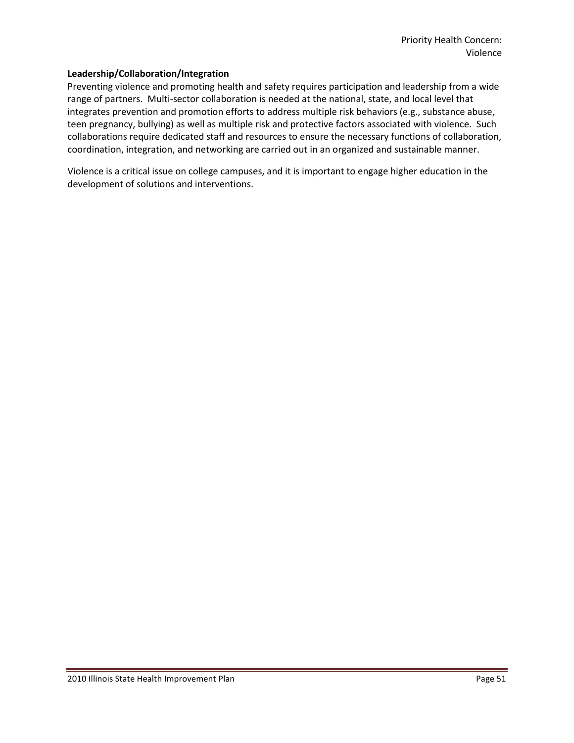**Leadership/Collaboration/Integration**

Preventing violence and promoting health and safety requires participation and leadership from a wide range of partners. Multi-sector collaboration is needed at the national, state, and local level that integrates prevention and promotion efforts to address multiple risk behaviors (e.g., substance abuse, teen pregnancy, bullying) as well as multiple risk and protective factors associated with violence. Such collaborations require dedicated staff and resources to ensure the necessary functions of collaboration, coordination, integration, and networking are carried out in an organized and sustainable manner.

Violence is a critical issue on college campuses, and it is important to engage higher education in the development of solutions and interventions.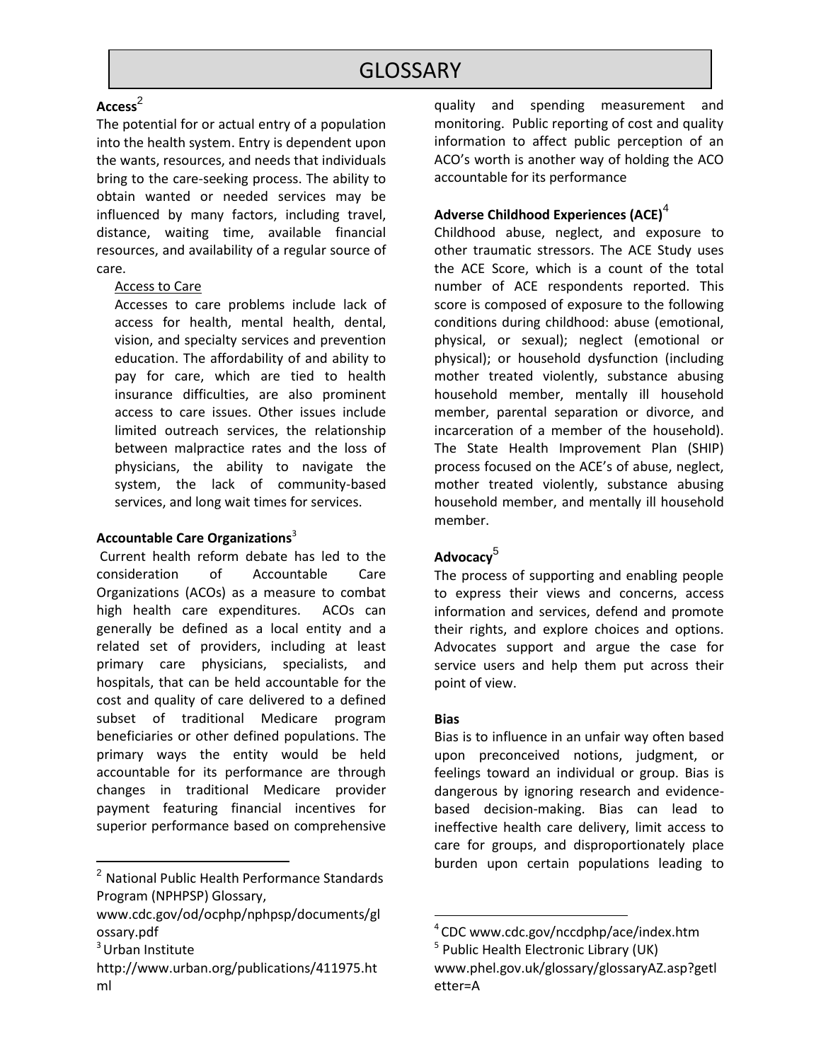# GLOSSARY

**Access**[2]

The potential for or actual entry of a population into the health system. Entry is dependent upon the wants, resources, and needs that individuals bring to the care-seeking process. The ability to obtain wanted or needed services may be influenced by many factors, including travel, distance, waiting time, available financial resources, and availability of a regular source of care.

Access to Care

Accesses to care problems include lack of access for health, mental health, dental, vision, and specialty services and prevention education. The affordability of and ability to pay for care, which are tied to health insurance difficulties, are also prominent access to care issues. Other issues include limited outreach services, the relationship between malpractice rates and the loss of physicians, the ability to navigate the system, the lack of community-based services, and long wait times for services.

**Accountable Care Organizations**[3]

Current health reform debate has led to the consideration of Accountable Care Organizations (ACOs) as a measure to combat high health care expenditures. ACOs can generally be defined as a local entity and a related set of providers, including at least primary care physicians, specialists, and hospitals, that can be held accountable for the cost and quality of care delivered to a defined subset of traditional Medicare program beneficiaries or other defined populations. The primary ways the entity would be held accountable for its performance are through changes in traditional Medicare provider payment featuring financial incentives for superior performance based on comprehensive quality and spending measurement and monitoring. Public reporting of cost and quality information to affect public perception of an ACO's worth is another way of holding the ACO accountable for its performance

**Adverse Childhood Experiences (ACE)**[4]

Childhood abuse, neglect, and exposure to other traumatic stressors. The ACE Study uses the ACE Score, which is a count of the total number of ACE respondents reported. This score is composed of exposure to the following conditions during childhood: abuse (emotional, physical, or sexual); neglect (emotional or physical); or household dysfunction (including mother treated violently, substance abusing household member, mentally ill household member, parental separation or divorce, and incarceration of a member of the household). The State Health Improvement Plan (SHIP) process focused on the ACE's of abuse, neglect, mother treated violently, substance abusing household member, and mentally ill household member.

**Advocacy**[5]

The process of supporting and enabling people to express their views and concerns, access information and services, defend and promote their rights, and explore choices and options. Advocates support and argue the case for service users and help them put across their point of view.

**Bias**

Bias is to influence in an unfair way often based upon preconceived notions, judgment, or feelings toward an individual or group. Bias is dangerous by ignoring research and evidence-based decision-making. Bias can lead to ineffective health care delivery, limit access to care for groups, and disproportionately place burden upon certain populations leading to

---

[2] National Public Health Performance Standards Program (NPHPSP) Glossary, www.cdc.gov/od/ocphp/nphpsp/documents/glossary.pdf

[3] Urban Institute http://www.urban.org/publications/411975.html

[4] CDC www.cdc.gov/nccdphp/ace/index.htm

[5] Public Health Electronic Library (UK) www.phel.gov.uk/glossary/glossaryAZ.asp?getletter=A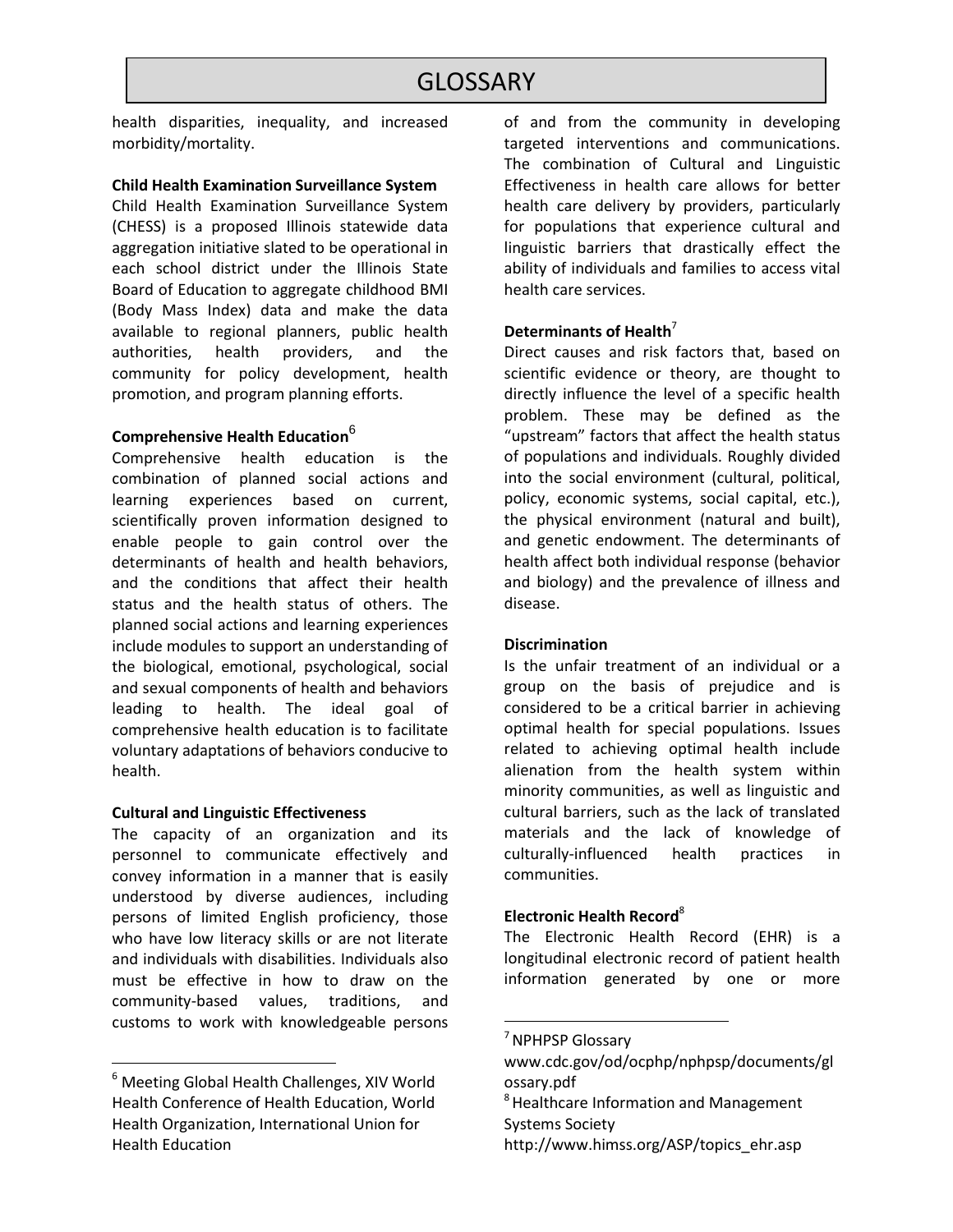# GLOSSARY

health disparities, inequality, and increased morbidity/mortality.

**Child Health Examination Surveillance System**

Child Health Examination Surveillance System (CHESS) is a proposed Illinois statewide data aggregation initiative slated to be operational in each school district under the Illinois State Board of Education to aggregate childhood BMI (Body Mass Index) data and make the data available to regional planners, public health authorities, health providers, and the community for policy development, health promotion, and program planning efforts.

**Comprehensive Health Education**[6]

Comprehensive health education is the combination of planned social actions and learning experiences based on current, scientifically proven information designed to enable people to gain control over the determinants of health and health behaviors, and the conditions that affect their health status and the health status of others. The planned social actions and learning experiences include modules to support an understanding of the biological, emotional, psychological, social and sexual components of health and behaviors leading to health. The ideal goal of comprehensive health education is to facilitate voluntary adaptations of behaviors conducive to health.

**Cultural and Linguistic Effectiveness**

The capacity of an organization and its personnel to communicate effectively and convey information in a manner that is easily understood by diverse audiences, including persons of limited English proficiency, those who have low literacy skills or are not literate and individuals with disabilities. Individuals also must be effective in how to draw on the community-based values, traditions, and customs to work with knowledgeable persons of and from the community in developing targeted interventions and communications. The combination of Cultural and Linguistic Effectiveness in health care allows for better health care delivery by providers, particularly for populations that experience cultural and linguistic barriers that drastically effect the ability of individuals and families to access vital health care services.

**Determinants of Health**[7]

Direct causes and risk factors that, based on scientific evidence or theory, are thought to directly influence the level of a specific health problem. These may be defined as the "upstream" factors that affect the health status of populations and individuals. Roughly divided into the social environment (cultural, political, policy, economic systems, social capital, etc.), the physical environment (natural and built), and genetic endowment. The determinants of health affect both individual response (behavior and biology) and the prevalence of illness and disease.

**Discrimination**

Is the unfair treatment of an individual or a group on the basis of prejudice and is considered to be a critical barrier in achieving optimal health for special populations. Issues related to achieving optimal health include alienation from the health system within minority communities, as well as linguistic and cultural barriers, such as the lack of translated materials and the lack of knowledge of culturally-influenced health practices in communities.

**Electronic Health Record**[8]

The Electronic Health Record (EHR) is a longitudinal electronic record of patient health information generated by one or more

---

[6] Meeting Global Health Challenges, XIV World Health Conference of Health Education, World Health Organization, International Union for Health Education

[7] NPHPSP Glossary www.cdc.gov/od/ocphp/nphpsp/documents/glossary.pdf

[8] Healthcare Information and Management Systems Society http://www.himss.org/ASP/topics_ehr.asp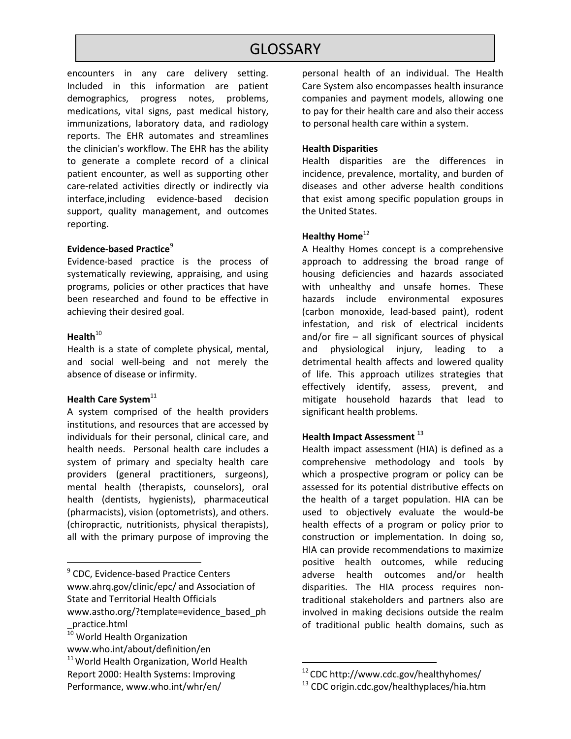# GLOSSARY

encounters in any care delivery setting. Included in this information are patient demographics, progress notes, problems, medications, vital signs, past medical history, immunizations, laboratory data, and radiology reports. The EHR automates and streamlines the clinician's workflow. The EHR has the ability to generate a complete record of a clinical patient encounter, as well as supporting other care-related activities directly or indirectly via interface,including evidence-based decision support, quality management, and outcomes reporting.

**Evidence-based Practice**[9]

Evidence-based practice is the process of systematically reviewing, appraising, and using programs, policies or other practices that have been researched and found to be effective in achieving their desired goal.

**Health**[10]

Health is a state of complete physical, mental, and social well-being and not merely the absence of disease or infirmity.

**Health Care System**[11]

A system comprised of the health providers institutions, and resources that are accessed by individuals for their personal, clinical care, and health needs. Personal health care includes a system of primary and specialty health care providers (general practitioners, surgeons), mental health (therapists, counselors), oral health (dentists, hygienists), pharmaceutical (pharmacists), vision (optometrists), and others. (chiropractic, nutritionists, physical therapists), all with the primary purpose of improving the personal health of an individual. The Health Care System also encompasses health insurance companies and payment models, allowing one to pay for their health care and also their access to personal health care within a system.

**Health Disparities**

Health disparities are the differences in incidence, prevalence, mortality, and burden of diseases and other adverse health conditions that exist among specific population groups in the United States.

**Healthy Home**[12]

A Healthy Homes concept is a comprehensive approach to addressing the broad range of housing deficiencies and hazards associated with unhealthy and unsafe homes. These hazards include environmental exposures (carbon monoxide, lead-based paint), rodent infestation, and risk of electrical incidents and/or fire – all significant sources of physical and physiological injury, leading to a detrimental health affects and lowered quality of life. This approach utilizes strategies that effectively identify, assess, prevent, and mitigate household hazards that lead to significant health problems.

**Health Impact Assessment** [13]

Health impact assessment (HIA) is defined as a comprehensive methodology and tools by which a prospective program or policy can be assessed for its potential distributive effects on the health of a target population. HIA can be used to objectively evaluate the would-be health effects of a program or policy prior to construction or implementation. In doing so, HIA can provide recommendations to maximize positive health outcomes, while reducing adverse health outcomes and/or health disparities. The HIA process requires non-traditional stakeholders and partners also are involved in making decisions outside the realm of traditional public health domains, such as

---

[9] CDC, Evidence-based Practice Centers www.ahrq.gov/clinic/epc/ and Association of State and Territorial Health Officials www.astho.org/?template=evidence_based_ph_practice.html

[10] World Health Organization www.who.int/about/definition/en

[11] World Health Organization, World Health Report 2000: Health Systems: Improving Performance, www.who.int/whr/en/

[12] CDC http://www.cdc.gov/healthyhomes/

[13] CDC origin.cdc.gov/healthyplaces/hia.htm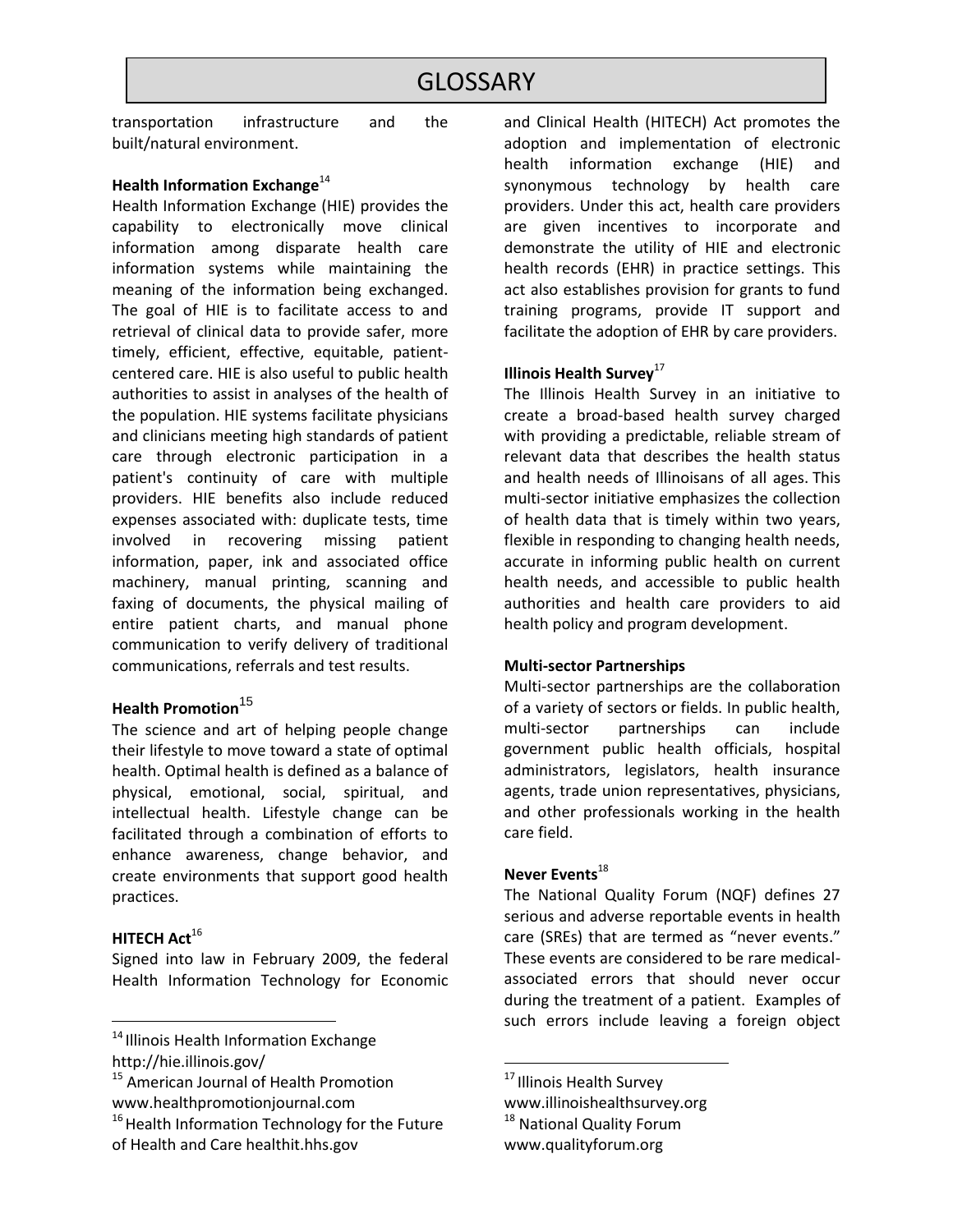# GLOSSARY

transportation infrastructure and the built/natural environment.

**Health Information Exchange**[14]

Health Information Exchange (HIE) provides the capability to electronically move clinical information among disparate health care information systems while maintaining the meaning of the information being exchanged. The goal of HIE is to facilitate access to and retrieval of clinical data to provide safer, more timely, efficient, effective, equitable, patient-centered care. HIE is also useful to public health authorities to assist in analyses of the health of the population. HIE systems facilitate physicians and clinicians meeting high standards of patient care through electronic participation in a patient's continuity of care with multiple providers. HIE benefits also include reduced expenses associated with: duplicate tests, time involved in recovering missing patient information, paper, ink and associated office machinery, manual printing, scanning and faxing of documents, the physical mailing of entire patient charts, and manual phone communication to verify delivery of traditional communications, referrals and test results.

**Health Promotion**[15]

The science and art of helping people change their lifestyle to move toward a state of optimal health. Optimal health is defined as a balance of physical, emotional, social, spiritual, and intellectual health. Lifestyle change can be facilitated through a combination of efforts to enhance awareness, change behavior, and create environments that support good health practices.

**HITECH Act**[16]

Signed into law in February 2009, the federal Health Information Technology for Economic and Clinical Health (HITECH) Act promotes the adoption and implementation of electronic health information exchange (HIE) and synonymous technology by health care providers. Under this act, health care providers are given incentives to incorporate and demonstrate the utility of HIE and electronic health records (EHR) in practice settings. This act also establishes provision for grants to fund training programs, provide IT support and facilitate the adoption of EHR by care providers.

**Illinois Health Survey**[17]

The Illinois Health Survey in an initiative to create a broad-based health survey charged with providing a predictable, reliable stream of relevant data that describes the health status and health needs of Illinoisans of all ages. This multi-sector initiative emphasizes the collection of health data that is timely within two years, flexible in responding to changing health needs, accurate in informing public health on current health needs, and accessible to public health authorities and health care providers to aid health policy and program development.

**Multi-sector Partnerships**

Multi-sector partnerships are the collaboration of a variety of sectors or fields. In public health, multi-sector partnerships can include government public health officials, hospital administrators, legislators, health insurance agents, trade union representatives, physicians, and other professionals working in the health care field.

**Never Events**[18]

The National Quality Forum (NQF) defines 27 serious and adverse reportable events in health care (SREs) that are termed as "never events." These events are considered to be rare medical-associated errors that should never occur during the treatment of a patient. Examples of such errors include leaving a foreign object

---

[14] Illinois Health Information Exchange http://hie.illinois.gov/

[15] American Journal of Health Promotion www.healthpromotionjournal.com

[16] Health Information Technology for the Future of Health and Care healthit.hhs.gov

[17] Illinois Health Survey www.illinoishealthsurvey.org

[18] National Quality Forum www.qualityforum.org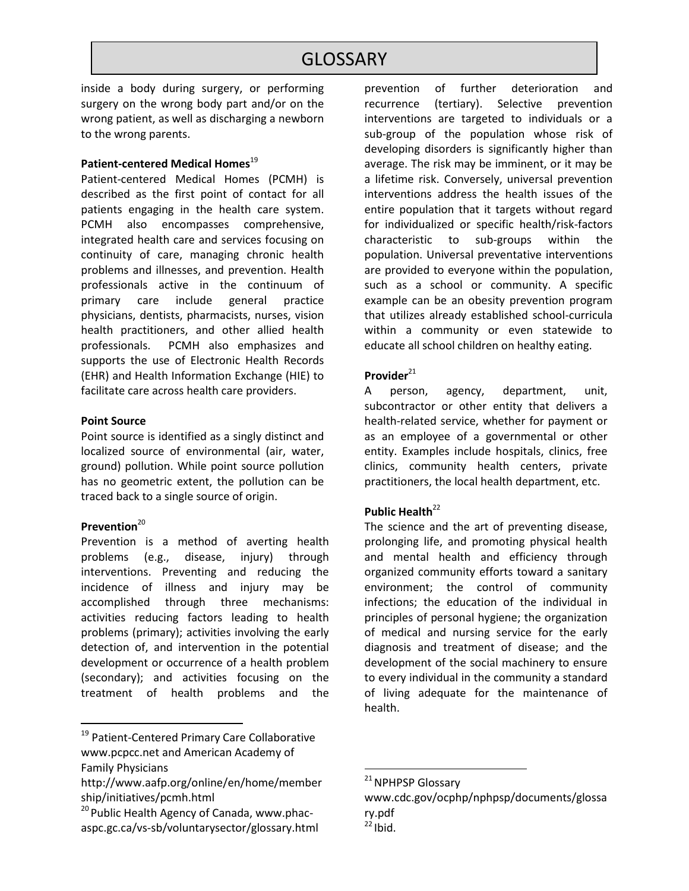# GLOSSARY

inside a body during surgery, or performing surgery on the wrong body part and/or on the wrong patient, as well as discharging a newborn to the wrong parents.

**Patient-centered Medical Homes**[19]

Patient-centered Medical Homes (PCMH) is described as the first point of contact for all patients engaging in the health care system. PCMH also encompasses comprehensive, integrated health care and services focusing on continuity of care, managing chronic health problems and illnesses, and prevention. Health professionals active in the continuum of primary care include general practice physicians, dentists, pharmacists, nurses, vision health practitioners, and other allied health professionals. PCMH also emphasizes and supports the use of Electronic Health Records (EHR) and Health Information Exchange (HIE) to facilitate care across health care providers.

**Point Source**

Point source is identified as a singly distinct and localized source of environmental (air, water, ground) pollution. While point source pollution has no geometric extent, the pollution can be traced back to a single source of origin.

**Prevention**[20]

Prevention is a method of averting health problems (e.g., disease, injury) through interventions. Preventing and reducing the incidence of illness and injury may be accomplished through three mechanisms: activities reducing factors leading to health problems (primary); activities involving the early detection of, and intervention in the potential development or occurrence of a health problem (secondary); and activities focusing on the treatment of health problems and the prevention of further deterioration and recurrence (tertiary). Selective prevention interventions are targeted to individuals or a sub-group of the population whose risk of developing disorders is significantly higher than average. The risk may be imminent, or it may be a lifetime risk. Conversely, universal prevention interventions address the health issues of the entire population that it targets without regard for individualized or specific health/risk-factors characteristic to sub-groups within the population. Universal preventative interventions are provided to everyone within the population, such as a school or community. A specific example can be an obesity prevention program that utilizes already established school-curricula within a community or even statewide to educate all school children on healthy eating.

**Provider**[21]

A person, agency, department, unit, subcontractor or other entity that delivers a health-related service, whether for payment or as an employee of a governmental or other entity. Examples include hospitals, clinics, free clinics, community health centers, private practitioners, the local health department, etc.

**Public Health**[22]

The science and the art of preventing disease, prolonging life, and promoting physical health and mental health and efficiency through organized community efforts toward a sanitary environment; the control of community infections; the education of the individual in principles of personal hygiene; the organization of medical and nursing service for the early diagnosis and treatment of disease; and the development of the social machinery to ensure to every individual in the community a standard of living adequate for the maintenance of health.

---

[19] Patient-Centered Primary Care Collaborative www.pcpcc.net and American Academy of Family Physicians http://www.aafp.org/online/en/home/membership/initiatives/pcmh.html

[20] Public Health Agency of Canada, www.phac-aspc.gc.ca/vs-sb/voluntarysector/glossary.html

[21] NPHPSP Glossary www.cdc.gov/ocphp/nphpsp/documents/glossary.pdf

[22] Ibid.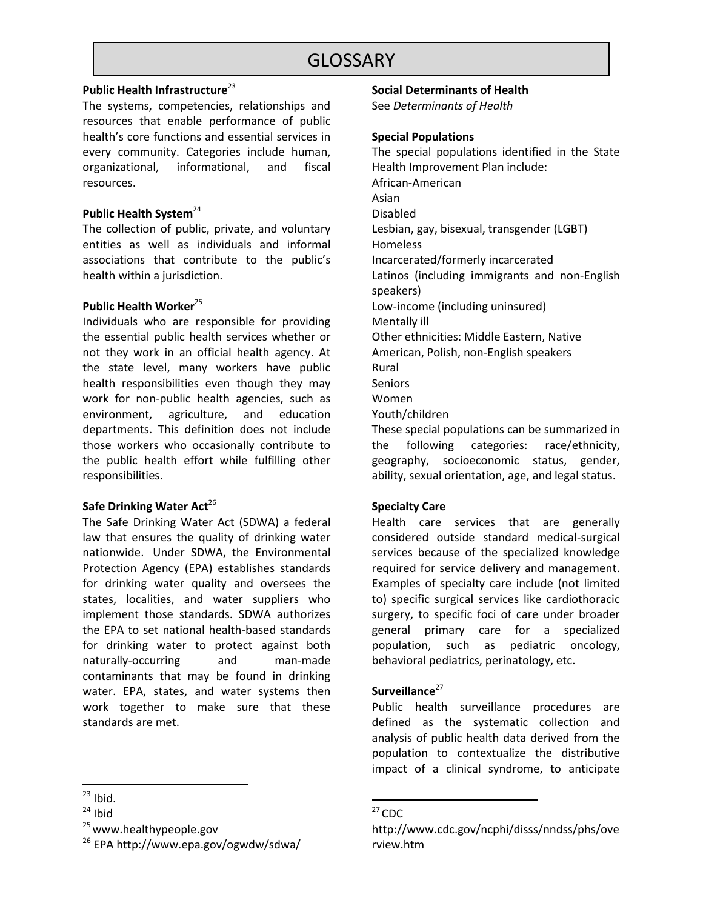# GLOSSARY

**Public Health Infrastructure**[23]

The systems, competencies, relationships and resources that enable performance of public health's core functions and essential services in every community. Categories include human, organizational, informational, and fiscal resources.

**Public Health System**[24]

The collection of public, private, and voluntary entities as well as individuals and informal associations that contribute to the public's health within a jurisdiction.

**Public Health Worker**[25]

Individuals who are responsible for providing the essential public health services whether or not they work in an official health agency. At the state level, many workers have public health responsibilities even though they may work for non-public health agencies, such as environment, agriculture, and education departments. This definition does not include those workers who occasionally contribute to the public health effort while fulfilling other responsibilities.

**Safe Drinking Water Act**[26]

The Safe Drinking Water Act (SDWA) a federal law that ensures the quality of drinking water nationwide. Under SDWA, the Environmental Protection Agency (EPA) establishes standards for drinking water quality and oversees the states, localities, and water suppliers who implement those standards. SDWA authorizes the EPA to set national health-based standards for drinking water to protect against both naturally-occurring and man-made contaminants that may be found in drinking water. EPA, states, and water systems then work together to make sure that these standards are met.

**Social Determinants of Health**

See *Determinants of Health*

**Special Populations**

The special populations identified in the State Health Improvement Plan include:

African-American
Asian
Disabled
Lesbian, gay, bisexual, transgender (LGBT)
Homeless
Incarcerated/formerly incarcerated
Latinos (including immigrants and non-English speakers)
Low-income (including uninsured)
Mentally ill
Other ethnicities: Middle Eastern, Native American, Polish, non-English speakers
Rural
Seniors
Women
Youth/children

These special populations can be summarized in the following categories: race/ethnicity, geography, socioeconomic status, gender, ability, sexual orientation, age, and legal status.

**Specialty Care**

Health care services that are generally considered outside standard medical-surgical services because of the specialized knowledge required for service delivery and management. Examples of specialty care include (not limited to) specific surgical services like cardiothoracic surgery, to specific foci of care under broader general primary care for a specialized population, such as pediatric oncology, behavioral pediatrics, perinatology, etc.

**Surveillance**[27]

Public health surveillance procedures are defined as the systematic collection and analysis of public health data derived from the population to contextualize the distributive impact of a clinical syndrome, to anticipate

---

[23] Ibid.

[24] Ibid

[25] www.healthypeople.gov

[26] EPA http://www.epa.gov/ogwdw/sdwa/

[27] CDC http://www.cdc.gov/ncphi/disss/nndss/phs/overview.htm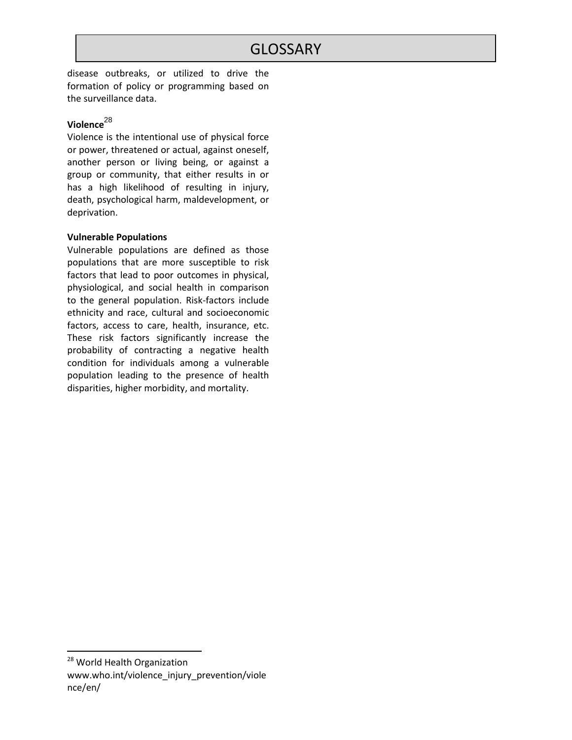# GLOSSARY

disease outbreaks, or utilized to drive the formation of policy or programming based on the surveillance data.

**Violence**[28]

Violence is the intentional use of physical force or power, threatened or actual, against oneself, another person or living being, or against a group or community, that either results in or has a high likelihood of resulting in injury, death, psychological harm, maldevelopment, or deprivation.

**Vulnerable Populations**

Vulnerable populations are defined as those populations that are more susceptible to risk factors that lead to poor outcomes in physical, physiological, and social health in comparison to the general population. Risk-factors include ethnicity and race, cultural and socioeconomic factors, access to care, health, insurance, etc. These risk factors significantly increase the probability of contracting a negative health condition for individuals among a vulnerable population leading to the presence of health disparities, higher morbidity, and mortality.

---

[28] World Health Organization www.who.int/violence_injury_prevention/violence/en/